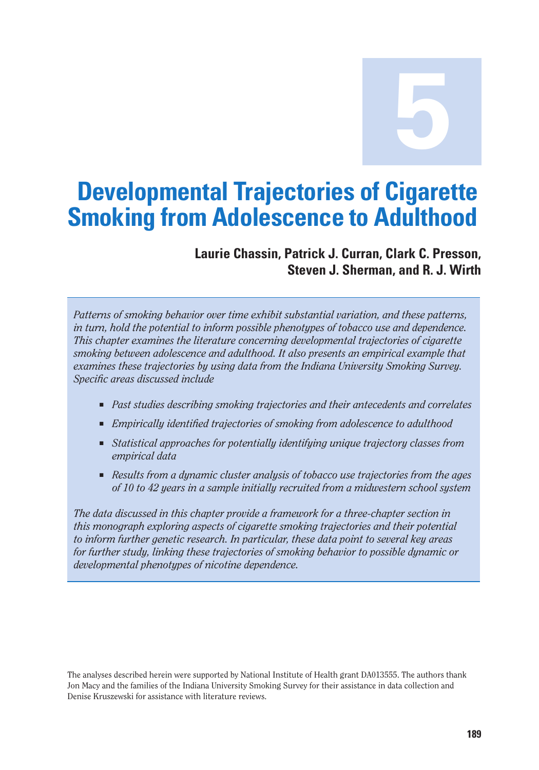# 5

# Developmental Trajectories of Cigarette Smoking from Adolescence to Adulthood

**Laurie Chassin, Patrick J. Curran, Clark C. Presson, Steven J. Sherman, and R. J. Wirth**

*Patterns of smoking behavior over time exhibit substantial variation, and these patterns, in turn, hold the potential to inform possible phenotypes of tobacco use and dependence. This chapter examines the literature concerning developmental trajectories of cigarette smoking between adolescence and adulthood. It also presents an empirical example that examines these trajectories by using data from the Indiana University Smoking Survey. Specific areas discussed include*

- *Past studies describing smoking trajectories and their antecedents and correlates*
- *Empirically identified trajectories of smoking from adolescence to adulthood*
- *Statistical approaches for potentially identifying unique trajectory classes from empirical data*
- *Results from a dynamic cluster analysis of tobacco use trajectories from the ages of 10 to 42 years in a sample initially recruited from a midwestern school system*

*The data discussed in this chapter provide a framework for a three-chapter section in this monograph exploring aspects of cigarette smoking trajectories and their potential to inform further genetic research. In particular, these data point to several key areas for further study, linking these trajectories of smoking behavior to possible dynamic or developmental phenotypes of nicotine dependence.*

The analyses described herein were supported by National Institute of Health grant DA013555. The authors thank Jon Macy and the families of the Indiana University Smoking Survey for their assistance in data collection and Denise Kruszewski for assistance with literature reviews.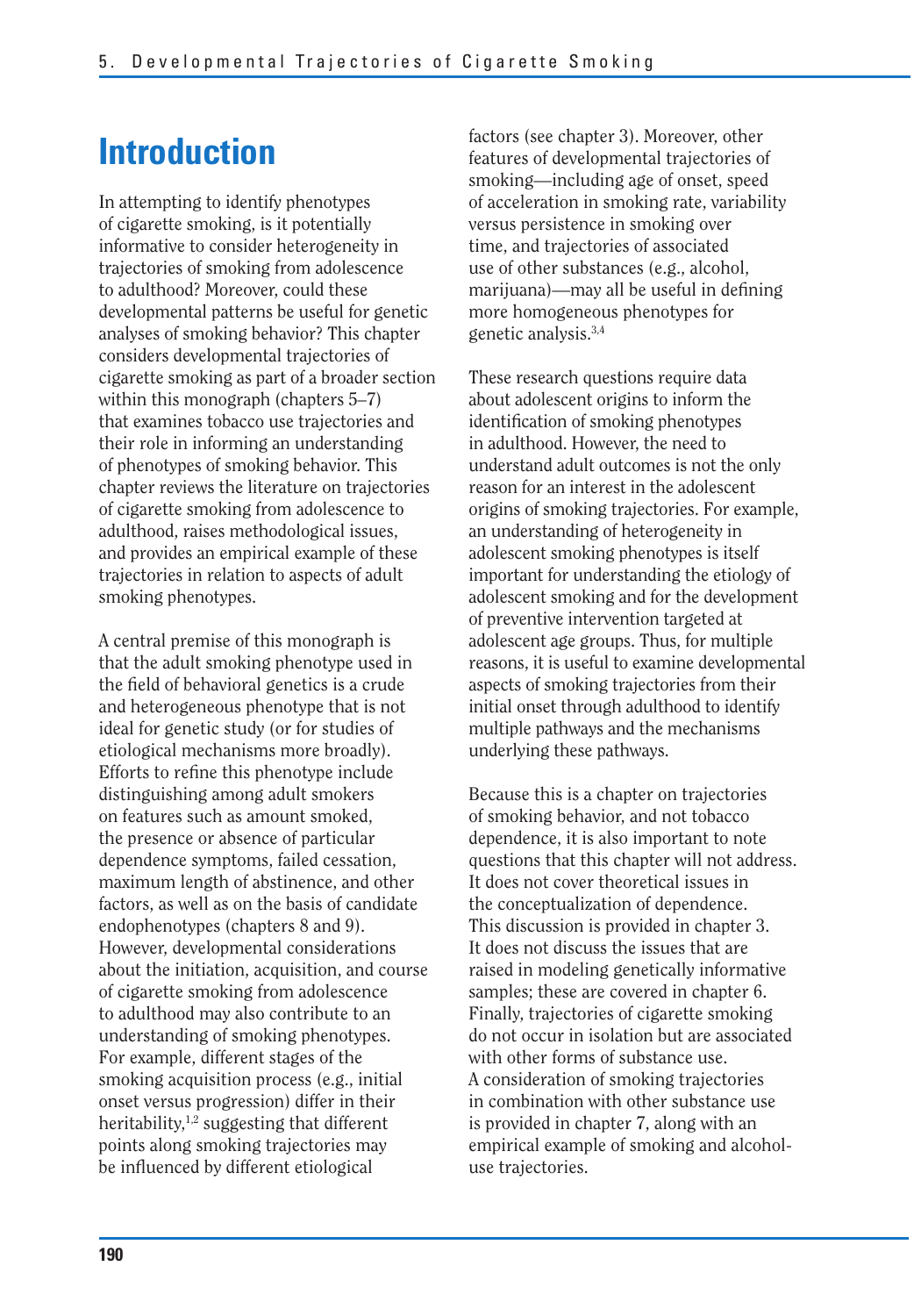# Introduction

In attempting to identify phenotypes of cigarette smoking, is it potentially informative to consider heterogeneity in trajectories of smoking from adolescence to adulthood? Moreover, could these developmental patterns be useful for genetic analyses of smoking behavior? This chapter considers developmental trajectories of cigarette smoking as part of a broader section within this monograph (chapters 5–7) that examines tobacco use trajectories and their role in informing an understanding of phenotypes of smoking behavior. This chapter reviews the literature on trajectories of cigarette smoking from adolescence to adulthood, raises methodological issues, and provides an empirical example of these trajectories in relation to aspects of adult smoking phenotypes.

A central premise of this monograph is that the adult smoking phenotype used in the field of behavioral genetics is a crude and heterogeneous phenotype that is not ideal for genetic study (or for studies of etiological mechanisms more broadly). Efforts to refine this phenotype include distinguishing among adult smokers on features such as amount smoked, the presence or absence of particular dependence symptoms, failed cessation, maximum length of abstinence, and other factors, as well as on the basis of candidate endophenotypes (chapters 8 and 9). However, developmental considerations about the initiation, acquisition, and course of cigarette smoking from adolescence to adulthood may also contribute to an understanding of smoking phenotypes. For example, different stages of the smoking acquisition process (e.g., initial onset versus progression) differ in their heritability,[1,2] suggesting that different points along smoking trajectories may be influenced by different etiological factors (see chapter 3). Moreover, other features of developmental trajectories of smoking—including age of onset, speed of acceleration in smoking rate, variability versus persistence in smoking over time, and trajectories of associated use of other substances (e.g., alcohol, marijuana)—may all be useful in defining more homogeneous phenotypes for genetic analysis.[3,4]

These research questions require data about adolescent origins to inform the identification of smoking phenotypes in adulthood. However, the need to understand adult outcomes is not the only reason for an interest in the adolescent origins of smoking trajectories. For example, an understanding of heterogeneity in adolescent smoking phenotypes is itself important for understanding the etiology of adolescent smoking and for the development of preventive intervention targeted at adolescent age groups. Thus, for multiple reasons, it is useful to examine developmental aspects of smoking trajectories from their initial onset through adulthood to identify multiple pathways and the mechanisms underlying these pathways.

Because this is a chapter on trajectories of smoking behavior, and not tobacco dependence, it is also important to note questions that this chapter will not address. It does not cover theoretical issues in the conceptualization of dependence. This discussion is provided in chapter 3. It does not discuss the issues that are raised in modeling genetically informative samples; these are covered in chapter 6. Finally, trajectories of cigarette smoking do not occur in isolation but are associated with other forms of substance use. A consideration of smoking trajectories in combination with other substance use is provided in chapter 7, along with an empirical example of smoking and alcohol-use trajectories.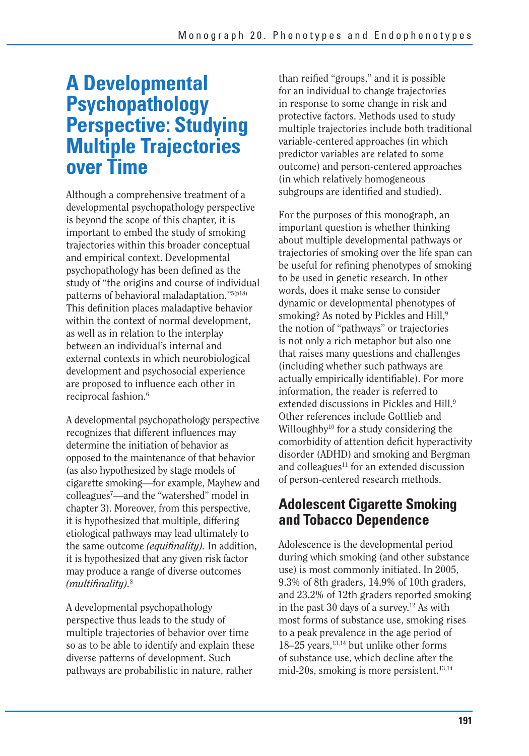## A Developmental Psychopathology Perspective: Studying Multiple Trajectories over Time

Although a comprehensive treatment of a developmental psychopathology perspective is beyond the scope of this chapter, it is important to embed the study of smoking trajectories within this broader conceptual and empirical context. Developmental psychopathology has been defined as the study of "the origins and course of individual patterns of behavioral maladaptation."[5(p18)] This definition places maladaptive behavior within the context of normal development, as well as in relation to the interplay between an individual's internal and external contexts in which neurobiological development and psychosocial experience are proposed to influence each other in reciprocal fashion.[6]

A developmental psychopathology perspective recognizes that different influences may determine the initiation of behavior as opposed to the maintenance of that behavior (as also hypothesized by stage models of cigarette smoking—for example, Mayhew and colleagues[7]—and the "watershed" model in chapter 3). Moreover, from this perspective, it is hypothesized that multiple, differing etiological pathways may lead ultimately to the same outcome *(equifinality)*. In addition, it is hypothesized that any given risk factor may produce a range of diverse outcomes *(multifinality)*.[8]

A developmental psychopathology perspective thus leads to the study of multiple trajectories of behavior over time so as to be able to identify and explain these diverse patterns of development. Such pathways are probabilistic in nature, rather than reified "groups," and it is possible for an individual to change trajectories in response to some change in risk and protective factors. Methods used to study multiple trajectories include both traditional variable-centered approaches (in which predictor variables are related to some outcome) and person-centered approaches (in which relatively homogeneous subgroups are identified and studied).

For the purposes of this monograph, an important question is whether thinking about multiple developmental pathways or trajectories of smoking over the life span can be useful for refining phenotypes of smoking to be used in genetic research. In other words, does it make sense to consider dynamic or developmental phenotypes of smoking? As noted by Pickles and Hill,[9] the notion of "pathways" or trajectories is not only a rich metaphor but also one that raises many questions and challenges (including whether such pathways are actually empirically identifiable). For more information, the reader is referred to extended discussions in Pickles and Hill.[9] Other references include Gottlieb and Willoughby[10] for a study considering the comorbidity of attention deficit hyperactivity disorder (ADHD) and smoking and Bergman and colleagues[11] for an extended discussion of person-centered research methods.

## Adolescent Cigarette Smoking and Tobacco Dependence

Adolescence is the developmental period during which smoking (and other substance use) is most commonly initiated. In 2005, 9.3% of 8th graders, 14.9% of 10th graders, and 23.2% of 12th graders reported smoking in the past 30 days of a survey.[12] As with most forms of substance use, smoking rises to a peak prevalence in the age period of 18–25 years,[13,14] but unlike other forms of substance use, which decline after the mid-20s, smoking is more persistent.[13,14]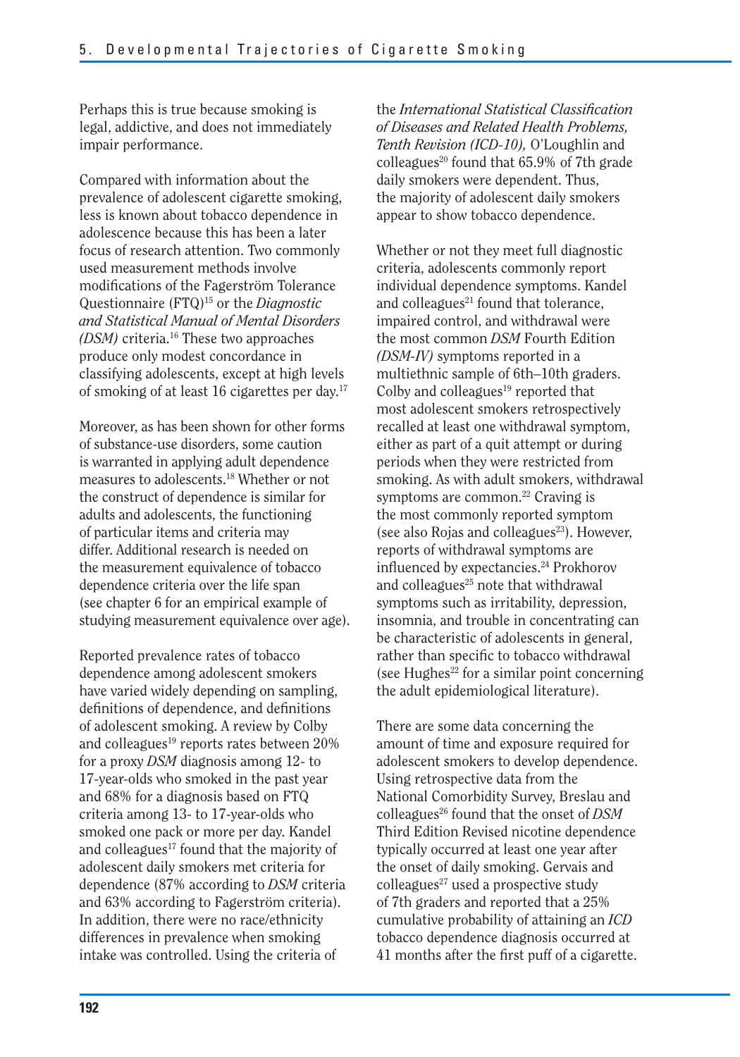Perhaps this is true because smoking is legal, addictive, and does not immediately impair performance.

Compared with information about the prevalence of adolescent cigarette smoking, less is known about tobacco dependence in adolescence because this has been a later focus of research attention. Two commonly used measurement methods involve modifications of the Fagerström Tolerance Questionnaire (FTQ)[15] or the *Diagnostic and Statistical Manual of Mental Disorders (DSM)* criteria.[16] These two approaches produce only modest concordance in classifying adolescents, except at high levels of smoking of at least 16 cigarettes per day.[17]

Moreover, as has been shown for other forms of substance-use disorders, some caution is warranted in applying adult dependence measures to adolescents.[18] Whether or not the construct of dependence is similar for adults and adolescents, the functioning of particular items and criteria may differ. Additional research is needed on the measurement equivalence of tobacco dependence criteria over the life span (see chapter 6 for an empirical example of studying measurement equivalence over age).

Reported prevalence rates of tobacco dependence among adolescent smokers have varied widely depending on sampling, definitions of dependence, and definitions of adolescent smoking. A review by Colby and colleagues[19] reports rates between 20% for a proxy *DSM* diagnosis among 12- to 17-year-olds who smoked in the past year and 68% for a diagnosis based on FTQ criteria among 13- to 17-year-olds who smoked one pack or more per day. Kandel and colleagues[17] found that the majority of adolescent daily smokers met criteria for dependence (87% according to *DSM* criteria and 63% according to Fagerström criteria). In addition, there were no race/ethnicity differences in prevalence when smoking intake was controlled. Using the criteria of the *International Statistical Classification of Diseases and Related Health Problems, Tenth Revision (ICD-10),* O'Loughlin and colleagues[20] found that 65.9% of 7th grade daily smokers were dependent. Thus, the majority of adolescent daily smokers appear to show tobacco dependence.

Whether or not they meet full diagnostic criteria, adolescents commonly report individual dependence symptoms. Kandel and colleagues[21] found that tolerance, impaired control, and withdrawal were the most common *DSM* Fourth Edition *(DSM-IV)* symptoms reported in a multiethnic sample of 6th–10th graders. Colby and colleagues[19] reported that most adolescent smokers retrospectively recalled at least one withdrawal symptom, either as part of a quit attempt or during periods when they were restricted from smoking. As with adult smokers, withdrawal symptoms are common.[22] Craving is the most commonly reported symptom (see also Rojas and colleagues[23]). However, reports of withdrawal symptoms are influenced by expectancies.[24] Prokhorov and colleagues[25] note that withdrawal symptoms such as irritability, depression, insomnia, and trouble in concentrating can be characteristic of adolescents in general, rather than specific to tobacco withdrawal (see Hughes[22] for a similar point concerning the adult epidemiological literature).

There are some data concerning the amount of time and exposure required for adolescent smokers to develop dependence. Using retrospective data from the National Comorbidity Survey, Breslau and colleagues[26] found that the onset of *DSM* Third Edition Revised nicotine dependence typically occurred at least one year after the onset of daily smoking. Gervais and colleagues[27] used a prospective study of 7th graders and reported that a 25% cumulative probability of attaining an *ICD* tobacco dependence diagnosis occurred at 41 months after the first puff of a cigarette.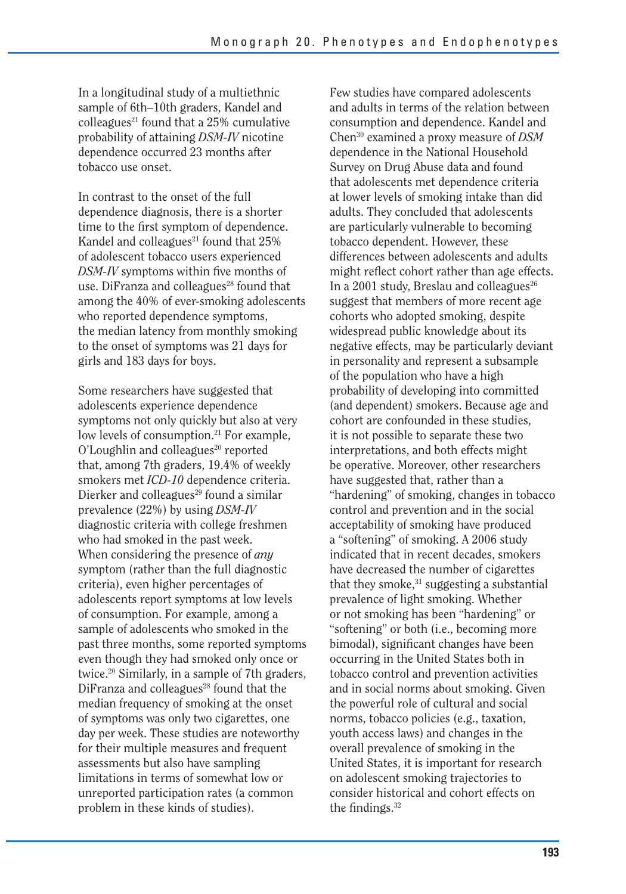In a longitudinal study of a multiethnic sample of 6th–10th graders, Kandel and colleagues[21] found that a 25% cumulative probability of attaining *DSM-IV* nicotine dependence occurred 23 months after tobacco use onset.

In contrast to the onset of the full dependence diagnosis, there is a shorter time to the first symptom of dependence. Kandel and colleagues[21] found that 25% of adolescent tobacco users experienced *DSM-IV* symptoms within five months of use. DiFranza and colleagues[28] found that among the 40% of ever-smoking adolescents who reported dependence symptoms, the median latency from monthly smoking to the onset of symptoms was 21 days for girls and 183 days for boys.

Some researchers have suggested that adolescents experience dependence symptoms not only quickly but also at very low levels of consumption.[21] For example, O'Loughlin and colleagues[20] reported that, among 7th graders, 19.4% of weekly smokers met *ICD-10* dependence criteria. Dierker and colleagues[29] found a similar prevalence (22%) by using *DSM-IV* diagnostic criteria with college freshmen who had smoked in the past week. When considering the presence of *any* symptom (rather than the full diagnostic criteria), even higher percentages of adolescents report symptoms at low levels of consumption. For example, among a sample of adolescents who smoked in the past three months, some reported symptoms even though they had smoked only once or twice.[20] Similarly, in a sample of 7th graders, DiFranza and colleagues[28] found that the median frequency of smoking at the onset of symptoms was only two cigarettes, one day per week. These studies are noteworthy for their multiple measures and frequent assessments but also have sampling limitations in terms of somewhat low or unreported participation rates (a common problem in these kinds of studies).

Few studies have compared adolescents and adults in terms of the relation between consumption and dependence. Kandel and Chen[30] examined a proxy measure of *DSM* dependence in the National Household Survey on Drug Abuse data and found that adolescents met dependence criteria at lower levels of smoking intake than did adults. They concluded that adolescents are particularly vulnerable to becoming tobacco dependent. However, these differences between adolescents and adults might reflect cohort rather than age effects. In a 2001 study, Breslau and colleagues[26] suggest that members of more recent age cohorts who adopted smoking, despite widespread public knowledge about its negative effects, may be particularly deviant in personality and represent a subsample of the population who have a high probability of developing into committed (and dependent) smokers. Because age and cohort are confounded in these studies, it is not possible to separate these two interpretations, and both effects might be operative. Moreover, other researchers have suggested that, rather than a "hardening" of smoking, changes in tobacco control and prevention and in the social acceptability of smoking have produced a "softening" of smoking. A 2006 study indicated that in recent decades, smokers have decreased the number of cigarettes that they smoke,[31] suggesting a substantial prevalence of light smoking. Whether or not smoking has been "hardening" or "softening" or both (i.e., becoming more bimodal), significant changes have been occurring in the United States both in tobacco control and prevention activities and in social norms about smoking. Given the powerful role of cultural and social norms, tobacco policies (e.g., taxation, youth access laws) and changes in the overall prevalence of smoking in the United States, it is important for research on adolescent smoking trajectories to consider historical and cohort effects on the findings.[32]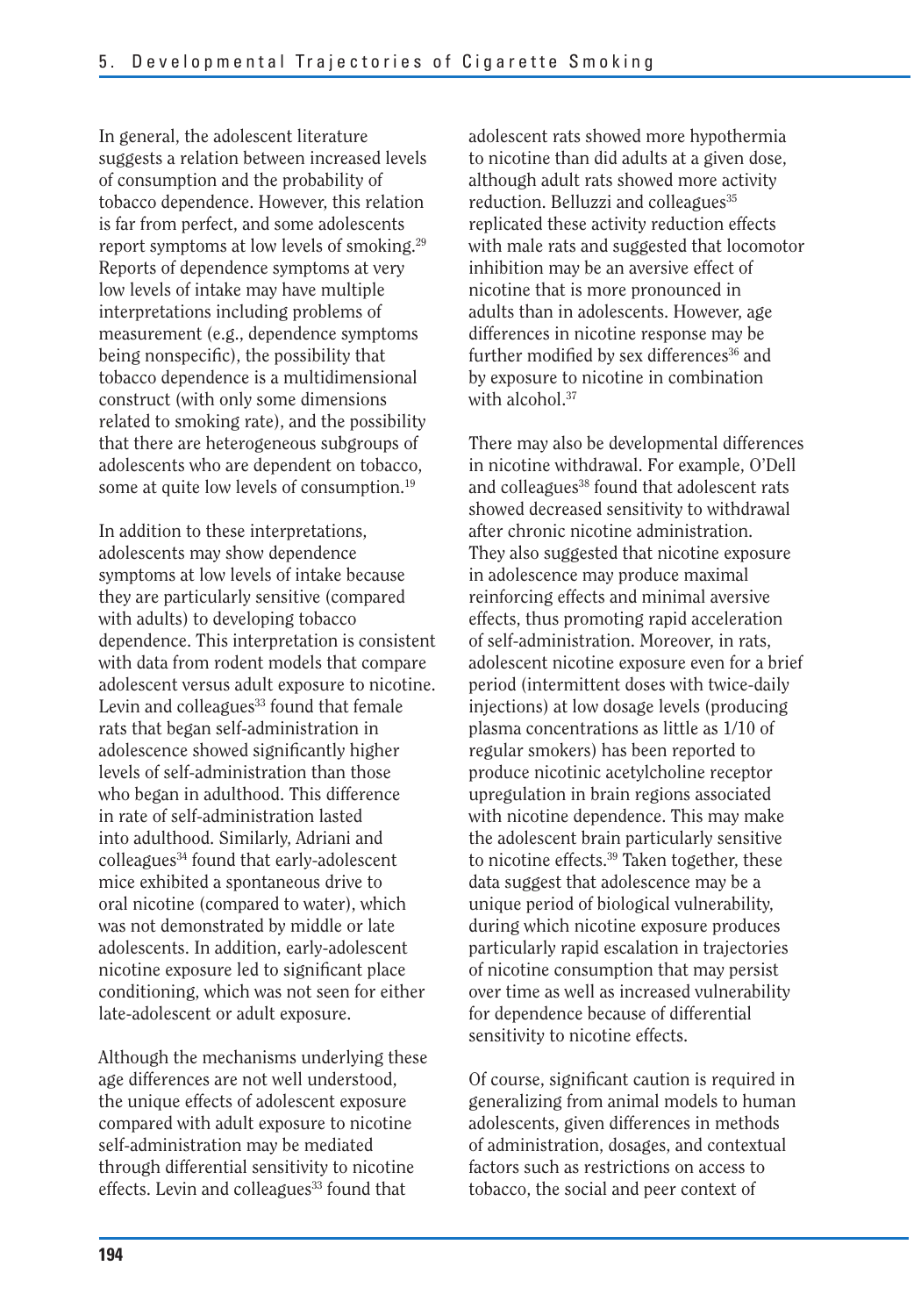In general, the adolescent literature suggests a relation between increased levels of consumption and the probability of tobacco dependence. However, this relation is far from perfect, and some adolescents report symptoms at low levels of smoking.[29] Reports of dependence symptoms at very low levels of intake may have multiple interpretations including problems of measurement (e.g., dependence symptoms being nonspecific), the possibility that tobacco dependence is a multidimensional construct (with only some dimensions related to smoking rate), and the possibility that there are heterogeneous subgroups of adolescents who are dependent on tobacco, some at quite low levels of consumption.[19]

In addition to these interpretations, adolescents may show dependence symptoms at low levels of intake because they are particularly sensitive (compared with adults) to developing tobacco dependence. This interpretation is consistent with data from rodent models that compare adolescent versus adult exposure to nicotine. Levin and colleagues[33] found that female rats that began self-administration in adolescence showed significantly higher levels of self-administration than those who began in adulthood. This difference in rate of self-administration lasted into adulthood. Similarly, Adriani and colleagues[34] found that early-adolescent mice exhibited a spontaneous drive to oral nicotine (compared to water), which was not demonstrated by middle or late adolescents. In addition, early-adolescent nicotine exposure led to significant place conditioning, which was not seen for either late-adolescent or adult exposure.

Although the mechanisms underlying these age differences are not well understood, the unique effects of adolescent exposure compared with adult exposure to nicotine self-administration may be mediated through differential sensitivity to nicotine effects. Levin and colleagues[33] found that adolescent rats showed more hypothermia to nicotine than did adults at a given dose, although adult rats showed more activity reduction. Belluzzi and colleagues[35] replicated these activity reduction effects with male rats and suggested that locomotor inhibition may be an aversive effect of nicotine that is more pronounced in adults than in adolescents. However, age differences in nicotine response may be further modified by sex differences[36] and by exposure to nicotine in combination with alcohol.[37]

There may also be developmental differences in nicotine withdrawal. For example, O'Dell and colleagues[38] found that adolescent rats showed decreased sensitivity to withdrawal after chronic nicotine administration. They also suggested that nicotine exposure in adolescence may produce maximal reinforcing effects and minimal aversive effects, thus promoting rapid acceleration of self-administration. Moreover, in rats, adolescent nicotine exposure even for a brief period (intermittent doses with twice-daily injections) at low dosage levels (producing plasma concentrations as little as 1/10 of regular smokers) has been reported to produce nicotinic acetylcholine receptor upregulation in brain regions associated with nicotine dependence. This may make the adolescent brain particularly sensitive to nicotine effects.[39] Taken together, these data suggest that adolescence may be a unique period of biological vulnerability, during which nicotine exposure produces particularly rapid escalation in trajectories of nicotine consumption that may persist over time as well as increased vulnerability for dependence because of differential sensitivity to nicotine effects.

Of course, significant caution is required in generalizing from animal models to human adolescents, given differences in methods of administration, dosages, and contextual factors such as restrictions on access to tobacco, the social and peer context of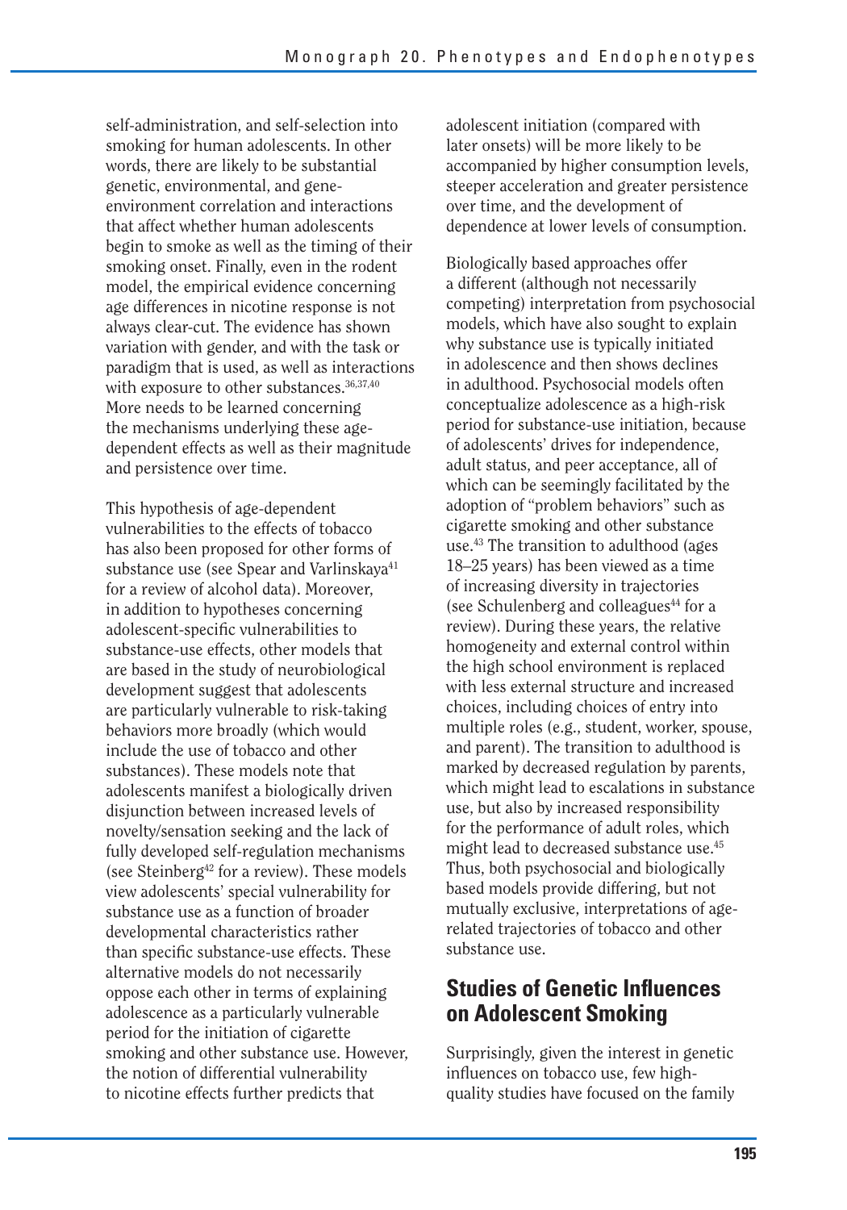self-administration, and self-selection into smoking for human adolescents. In other words, there are likely to be substantial genetic, environmental, and gene-environment correlation and interactions that affect whether human adolescents begin to smoke as well as the timing of their smoking onset. Finally, even in the rodent model, the empirical evidence concerning age differences in nicotine response is not always clear-cut. The evidence has shown variation with gender, and with the task or paradigm that is used, as well as interactions with exposure to other substances.[36,37,40] More needs to be learned concerning the mechanisms underlying these age-dependent effects as well as their magnitude and persistence over time.

This hypothesis of age-dependent vulnerabilities to the effects of tobacco has also been proposed for other forms of substance use (see Spear and Varlinskaya[41] for a review of alcohol data). Moreover, in addition to hypotheses concerning adolescent-specific vulnerabilities to substance-use effects, other models that are based in the study of neurobiological development suggest that adolescents are particularly vulnerable to risk-taking behaviors more broadly (which would include the use of tobacco and other substances). These models note that adolescents manifest a biologically driven disjunction between increased levels of novelty/sensation seeking and the lack of fully developed self-regulation mechanisms (see Steinberg[42] for a review). These models view adolescents' special vulnerability for substance use as a function of broader developmental characteristics rather than specific substance-use effects. These alternative models do not necessarily oppose each other in terms of explaining adolescence as a particularly vulnerable period for the initiation of cigarette smoking and other substance use. However, the notion of differential vulnerability to nicotine effects further predicts that adolescent initiation (compared with later onsets) will be more likely to be accompanied by higher consumption levels, steeper acceleration and greater persistence over time, and the development of dependence at lower levels of consumption.

Biologically based approaches offer a different (although not necessarily competing) interpretation from psychosocial models, which have also sought to explain why substance use is typically initiated in adolescence and then shows declines in adulthood. Psychosocial models often conceptualize adolescence as a high-risk period for substance-use initiation, because of adolescents' drives for independence, adult status, and peer acceptance, all of which can be seemingly facilitated by the adoption of "problem behaviors" such as cigarette smoking and other substance use.[43] The transition to adulthood (ages 18–25 years) has been viewed as a time of increasing diversity in trajectories (see Schulenberg and colleagues[44] for a review). During these years, the relative homogeneity and external control within the high school environment is replaced with less external structure and increased choices, including choices of entry into multiple roles (e.g., student, worker, spouse, and parent). The transition to adulthood is marked by decreased regulation by parents, which might lead to escalations in substance use, but also by increased responsibility for the performance of adult roles, which might lead to decreased substance use.[45] Thus, both psychosocial and biologically based models provide differing, but not mutually exclusive, interpretations of age-related trajectories of tobacco and other substance use.

## Studies of Genetic Influences on Adolescent Smoking

Surprisingly, given the interest in genetic influences on tobacco use, few high-quality studies have focused on the family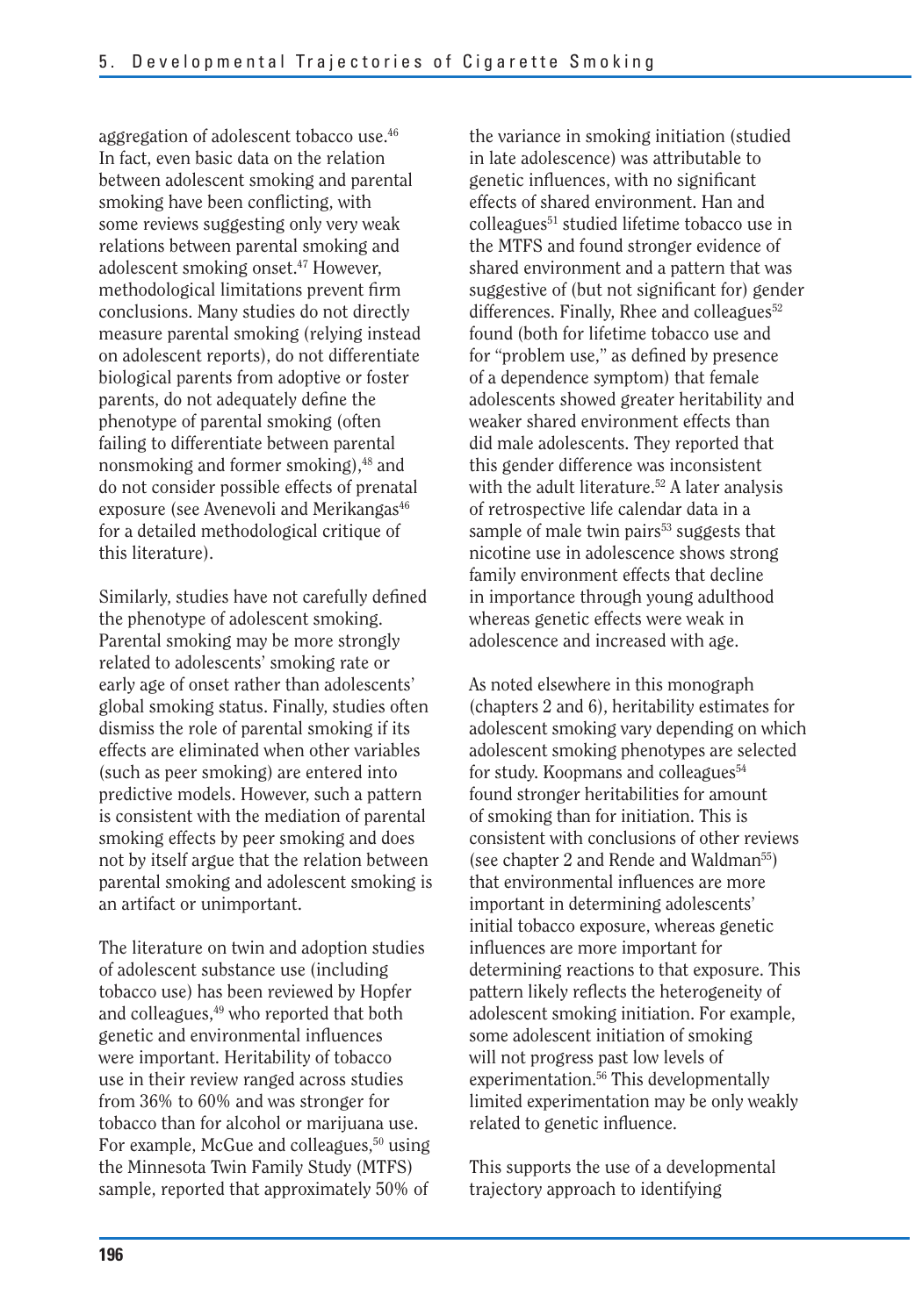aggregation of adolescent tobacco use.[46] In fact, even basic data on the relation between adolescent smoking and parental smoking have been conflicting, with some reviews suggesting only very weak relations between parental smoking and adolescent smoking onset.[47] However, methodological limitations prevent firm conclusions. Many studies do not directly measure parental smoking (relying instead on adolescent reports), do not differentiate biological parents from adoptive or foster parents, do not adequately define the phenotype of parental smoking (often failing to differentiate between parental nonsmoking and former smoking),[48] and do not consider possible effects of prenatal exposure (see Avenevoli and Merikangas[46] for a detailed methodological critique of this literature).

Similarly, studies have not carefully defined the phenotype of adolescent smoking. Parental smoking may be more strongly related to adolescents' smoking rate or early age of onset rather than adolescents' global smoking status. Finally, studies often dismiss the role of parental smoking if its effects are eliminated when other variables (such as peer smoking) are entered into predictive models. However, such a pattern is consistent with the mediation of parental smoking effects by peer smoking and does not by itself argue that the relation between parental smoking and adolescent smoking is an artifact or unimportant.

The literature on twin and adoption studies of adolescent substance use (including tobacco use) has been reviewed by Hopfer and colleagues,[49] who reported that both genetic and environmental influences were important. Heritability of tobacco use in their review ranged across studies from 36% to 60% and was stronger for tobacco than for alcohol or marijuana use. For example, McGue and colleagues,[50] using the Minnesota Twin Family Study (MTFS) sample, reported that approximately 50% of the variance in smoking initiation (studied in late adolescence) was attributable to genetic influences, with no significant effects of shared environment. Han and colleagues[51] studied lifetime tobacco use in the MTFS and found stronger evidence of shared environment and a pattern that was suggestive of (but not significant for) gender differences. Finally, Rhee and colleagues[52] found (both for lifetime tobacco use and for "problem use," as defined by presence of a dependence symptom) that female adolescents showed greater heritability and weaker shared environment effects than did male adolescents. They reported that this gender difference was inconsistent with the adult literature.[52] A later analysis of retrospective life calendar data in a sample of male twin pairs[53] suggests that nicotine use in adolescence shows strong family environment effects that decline in importance through young adulthood whereas genetic effects were weak in adolescence and increased with age.

As noted elsewhere in this monograph (chapters 2 and 6), heritability estimates for adolescent smoking vary depending on which adolescent smoking phenotypes are selected for study. Koopmans and colleagues[54] found stronger heritabilities for amount of smoking than for initiation. This is consistent with conclusions of other reviews (see chapter 2 and Rende and Waldman[55]) that environmental influences are more important in determining adolescents' initial tobacco exposure, whereas genetic influences are more important for determining reactions to that exposure. This pattern likely reflects the heterogeneity of adolescent smoking initiation. For example, some adolescent initiation of smoking will not progress past low levels of experimentation.[56] This developmentally limited experimentation may be only weakly related to genetic influence.

This supports the use of a developmental trajectory approach to identifying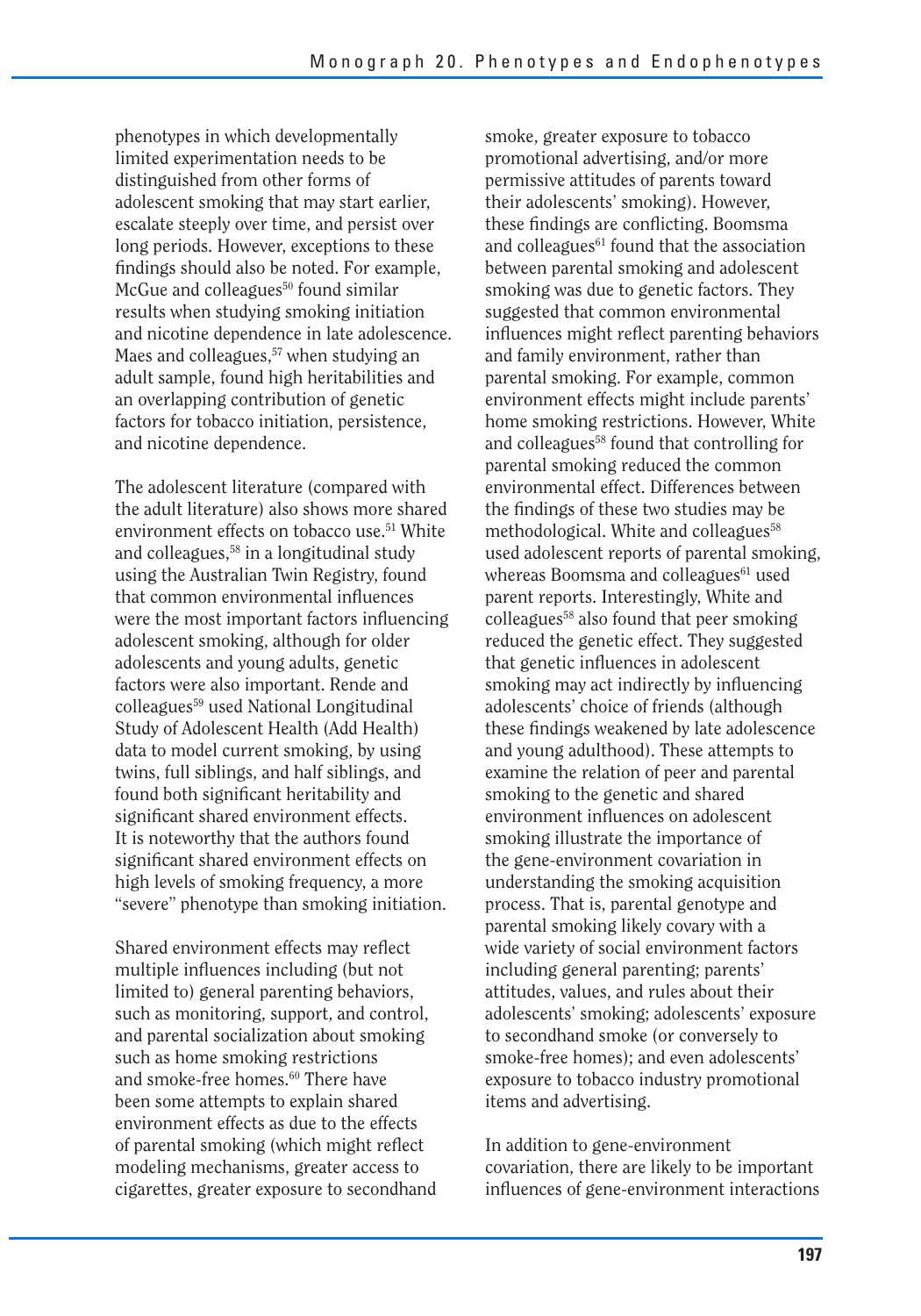phenotypes in which developmentally limited experimentation needs to be distinguished from other forms of adolescent smoking that may start earlier, escalate steeply over time, and persist over long periods. However, exceptions to these findings should also be noted. For example, McGue and colleagues[50] found similar results when studying smoking initiation and nicotine dependence in late adolescence. Maes and colleagues,[57] when studying an adult sample, found high heritabilities and an overlapping contribution of genetic factors for tobacco initiation, persistence, and nicotine dependence.

The adolescent literature (compared with the adult literature) also shows more shared environment effects on tobacco use.[51] White and colleagues,[58] in a longitudinal study using the Australian Twin Registry, found that common environmental influences were the most important factors influencing adolescent smoking, although for older adolescents and young adults, genetic factors were also important. Rende and colleagues[59] used National Longitudinal Study of Adolescent Health (Add Health) data to model current smoking, by using twins, full siblings, and half siblings, and found both significant heritability and significant shared environment effects. It is noteworthy that the authors found significant shared environment effects on high levels of smoking frequency, a more "severe" phenotype than smoking initiation.

Shared environment effects may reflect multiple influences including (but not limited to) general parenting behaviors, such as monitoring, support, and control, and parental socialization about smoking such as home smoking restrictions and smoke-free homes.[60] There have been some attempts to explain shared environment effects as due to the effects of parental smoking (which might reflect modeling mechanisms, greater access to cigarettes, greater exposure to secondhand smoke, greater exposure to tobacco promotional advertising, and/or more permissive attitudes of parents toward their adolescents' smoking). However, these findings are conflicting. Boomsma and colleagues[61] found that the association between parental smoking and adolescent smoking was due to genetic factors. They suggested that common environmental influences might reflect parenting behaviors and family environment, rather than parental smoking. For example, common environment effects might include parents' home smoking restrictions. However, White and colleagues[58] found that controlling for parental smoking reduced the common environmental effect. Differences between the findings of these two studies may be methodological. White and colleagues[58] used adolescent reports of parental smoking, whereas Boomsma and colleagues[61] used parent reports. Interestingly, White and colleagues[58] also found that peer smoking reduced the genetic effect. They suggested that genetic influences in adolescent smoking may act indirectly by influencing adolescents' choice of friends (although these findings weakened by late adolescence and young adulthood). These attempts to examine the relation of peer and parental smoking to the genetic and shared environment influences on adolescent smoking illustrate the importance of the gene-environment covariation in understanding the smoking acquisition process. That is, parental genotype and parental smoking likely covary with a wide variety of social environment factors including general parenting; parents' attitudes, values, and rules about their adolescents' smoking; adolescents' exposure to secondhand smoke (or conversely to smoke-free homes); and even adolescents' exposure to tobacco industry promotional items and advertising.

In addition to gene-environment covariation, there are likely to be important influences of gene-environment interactions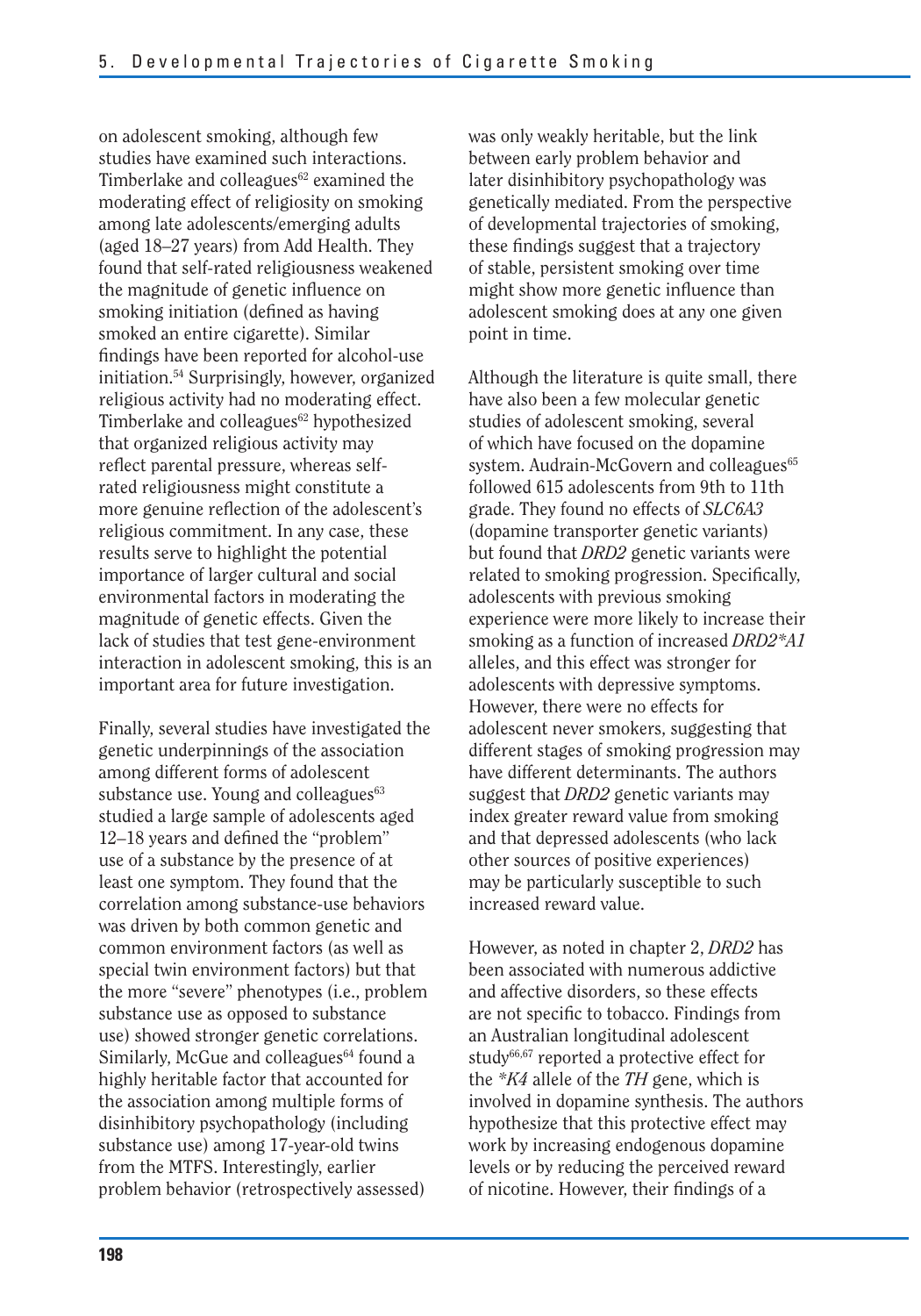on adolescent smoking, although few studies have examined such interactions. Timberlake and colleagues[62] examined the moderating effect of religiosity on smoking among late adolescents/emerging adults (aged 18–27 years) from Add Health. They found that self-rated religiousness weakened the magnitude of genetic influence on smoking initiation (defined as having smoked an entire cigarette). Similar findings have been reported for alcohol-use initiation.[54] Surprisingly, however, organized religious activity had no moderating effect. Timberlake and colleagues[62] hypothesized that organized religious activity may reflect parental pressure, whereas self-rated religiousness might constitute a more genuine reflection of the adolescent's religious commitment. In any case, these results serve to highlight the potential importance of larger cultural and social environmental factors in moderating the magnitude of genetic effects. Given the lack of studies that test gene-environment interaction in adolescent smoking, this is an important area for future investigation.

Finally, several studies have investigated the genetic underpinnings of the association among different forms of adolescent substance use. Young and colleagues[63] studied a large sample of adolescents aged 12–18 years and defined the "problem" use of a substance by the presence of at least one symptom. They found that the correlation among substance-use behaviors was driven by both common genetic and common environment factors (as well as special twin environment factors) but that the more "severe" phenotypes (i.e., problem substance use as opposed to substance use) showed stronger genetic correlations. Similarly, McGue and colleagues[64] found a highly heritable factor that accounted for the association among multiple forms of disinhibitory psychopathology (including substance use) among 17-year-old twins from the MTFS. Interestingly, earlier problem behavior (retrospectively assessed) was only weakly heritable, but the link between early problem behavior and later disinhibitory psychopathology was genetically mediated. From the perspective of developmental trajectories of smoking, these findings suggest that a trajectory of stable, persistent smoking over time might show more genetic influence than adolescent smoking does at any one given point in time.

Although the literature is quite small, there have also been a few molecular genetic studies of adolescent smoking, several of which have focused on the dopamine system. Audrain-McGovern and colleagues[65] followed 615 adolescents from 9th to 11th grade. They found no effects of *SLC6A3* (dopamine transporter genetic variants) but found that *DRD2* genetic variants were related to smoking progression. Specifically, adolescents with previous smoking experience were more likely to increase their smoking as a function of increased *DRD2*A1* alleles, and this effect was stronger for adolescents with depressive symptoms. However, there were no effects for adolescent never smokers, suggesting that different stages of smoking progression may have different determinants. The authors suggest that *DRD2* genetic variants may index greater reward value from smoking and that depressed adolescents (who lack other sources of positive experiences) may be particularly susceptible to such increased reward value.

However, as noted in chapter 2, *DRD2* has been associated with numerous addictive and affective disorders, so these effects are not specific to tobacco. Findings from an Australian longitudinal adolescent study[66,67] reported a protective effect for the **K4* allele of the *TH* gene, which is involved in dopamine synthesis. The authors hypothesize that this protective effect may work by increasing endogenous dopamine levels or by reducing the perceived reward of nicotine. However, their findings of a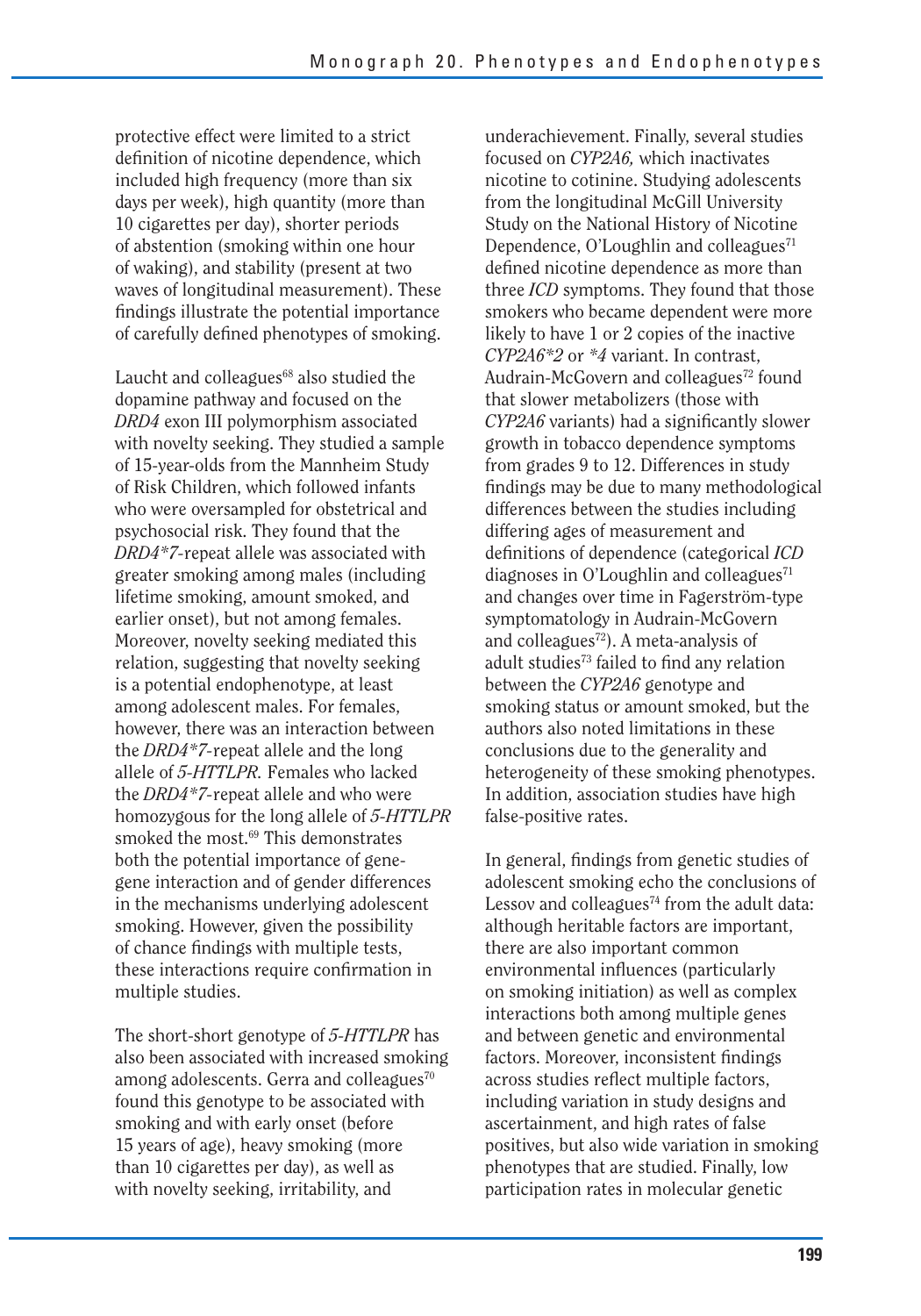protective effect were limited to a strict definition of nicotine dependence, which included high frequency (more than six days per week), high quantity (more than 10 cigarettes per day), shorter periods of abstention (smoking within one hour of waking), and stability (present at two waves of longitudinal measurement). These findings illustrate the potential importance of carefully defined phenotypes of smoking.

Laucht and colleagues[68] also studied the dopamine pathway and focused on the *DRD4* exon III polymorphism associated with novelty seeking. They studied a sample of 15-year-olds from the Mannheim Study of Risk Children, which followed infants who were oversampled for obstetrical and psychosocial risk. They found that the *DRD4*7*-repeat allele was associated with greater smoking among males (including lifetime smoking, amount smoked, and earlier onset), but not among females. Moreover, novelty seeking mediated this relation, suggesting that novelty seeking is a potential endophenotype, at least among adolescent males. For females, however, there was an interaction between the *DRD4*7*-repeat allele and the long allele of *5-HTTLPR*. Females who lacked the *DRD4*7*-repeat allele and who were homozygous for the long allele of *5-HTTLPR* smoked the most.[69] This demonstrates both the potential importance of gene-gene interaction and of gender differences in the mechanisms underlying adolescent smoking. However, given the possibility of chance findings with multiple tests, these interactions require confirmation in multiple studies.

The short-short genotype of *5-HTTLPR* has also been associated with increased smoking among adolescents. Gerra and colleagues[70] found this genotype to be associated with smoking and with early onset (before 15 years of age), heavy smoking (more than 10 cigarettes per day), as well as with novelty seeking, irritability, and underachievement. Finally, several studies focused on *CYP2A6,* which inactivates nicotine to cotinine. Studying adolescents from the longitudinal McGill University Study on the National History of Nicotine Dependence, O'Loughlin and colleagues[71] defined nicotine dependence as more than three *ICD* symptoms. They found that those smokers who became dependent were more likely to have 1 or 2 copies of the inactive *CYP2A6*2* or **4* variant. In contrast, Audrain-McGovern and colleagues[72] found that slower metabolizers (those with *CYP2A6* variants) had a significantly slower growth in tobacco dependence symptoms from grades 9 to 12. Differences in study findings may be due to many methodological differences between the studies including differing ages of measurement and definitions of dependence (categorical *ICD* diagnoses in O'Loughlin and colleagues[71] and changes over time in Fagerström-type symptomatology in Audrain-McGovern and colleagues[72]). A meta-analysis of adult studies[73] failed to find any relation between the *CYP2A6* genotype and smoking status or amount smoked, but the authors also noted limitations in these conclusions due to the generality and heterogeneity of these smoking phenotypes. In addition, association studies have high false-positive rates.

In general, findings from genetic studies of adolescent smoking echo the conclusions of Lessov and colleagues[74] from the adult data: although heritable factors are important, there are also important common environmental influences (particularly on smoking initiation) as well as complex interactions both among multiple genes and between genetic and environmental factors. Moreover, inconsistent findings across studies reflect multiple factors, including variation in study designs and ascertainment, and high rates of false positives, but also wide variation in smoking phenotypes that are studied. Finally, low participation rates in molecular genetic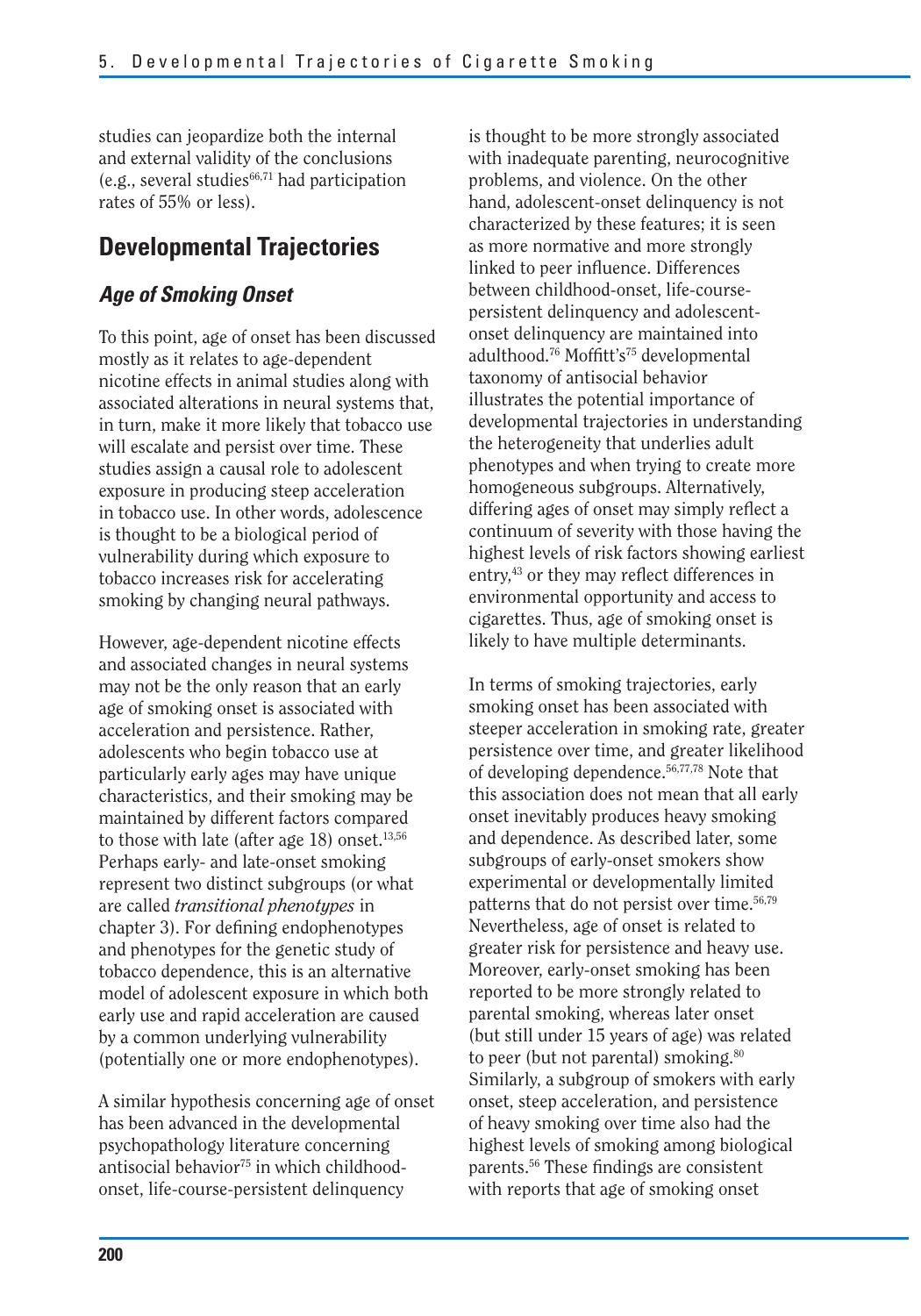studies can jeopardize both the internal and external validity of the conclusions (e.g., several studies[66,71] had participation rates of 55% or less).

## Developmental Trajectories

### *Age of Smoking Onset*

To this point, age of onset has been discussed mostly as it relates to age-dependent nicotine effects in animal studies along with associated alterations in neural systems that, in turn, make it more likely that tobacco use will escalate and persist over time. These studies assign a causal role to adolescent exposure in producing steep acceleration in tobacco use. In other words, adolescence is thought to be a biological period of vulnerability during which exposure to tobacco increases risk for accelerating smoking by changing neural pathways.

However, age-dependent nicotine effects and associated changes in neural systems may not be the only reason that an early age of smoking onset is associated with acceleration and persistence. Rather, adolescents who begin tobacco use at particularly early ages may have unique characteristics, and their smoking may be maintained by different factors compared to those with late (after age 18) onset.[13,56] Perhaps early- and late-onset smoking represent two distinct subgroups (or what are called *transitional phenotypes* in chapter 3). For defining endophenotypes and phenotypes for the genetic study of tobacco dependence, this is an alternative model of adolescent exposure in which both early use and rapid acceleration are caused by a common underlying vulnerability (potentially one or more endophenotypes).

A similar hypothesis concerning age of onset has been advanced in the developmental psychopathology literature concerning antisocial behavior[75] in which childhood-onset, life-course-persistent delinquency is thought to be more strongly associated with inadequate parenting, neurocognitive problems, and violence. On the other hand, adolescent-onset delinquency is not characterized by these features; it is seen as more normative and more strongly linked to peer influence. Differences between childhood-onset, life-course-persistent delinquency and adolescent-onset delinquency are maintained into adulthood.[76] Moffitt's[75] developmental taxonomy of antisocial behavior illustrates the potential importance of developmental trajectories in understanding the heterogeneity that underlies adult phenotypes and when trying to create more homogeneous subgroups. Alternatively, differing ages of onset may simply reflect a continuum of severity with those having the highest levels of risk factors showing earliest entry,[43] or they may reflect differences in environmental opportunity and access to cigarettes. Thus, age of smoking onset is likely to have multiple determinants.

In terms of smoking trajectories, early smoking onset has been associated with steeper acceleration in smoking rate, greater persistence over time, and greater likelihood of developing dependence.[56,77,78] Note that this association does not mean that all early onset inevitably produces heavy smoking and dependence. As described later, some subgroups of early-onset smokers show experimental or developmentally limited patterns that do not persist over time.[56,79] Nevertheless, age of onset is related to greater risk for persistence and heavy use. Moreover, early-onset smoking has been reported to be more strongly related to parental smoking, whereas later onset (but still under 15 years of age) was related to peer (but not parental) smoking.[80] Similarly, a subgroup of smokers with early onset, steep acceleration, and persistence of heavy smoking over time also had the highest levels of smoking among biological parents.[56] These findings are consistent with reports that age of smoking onset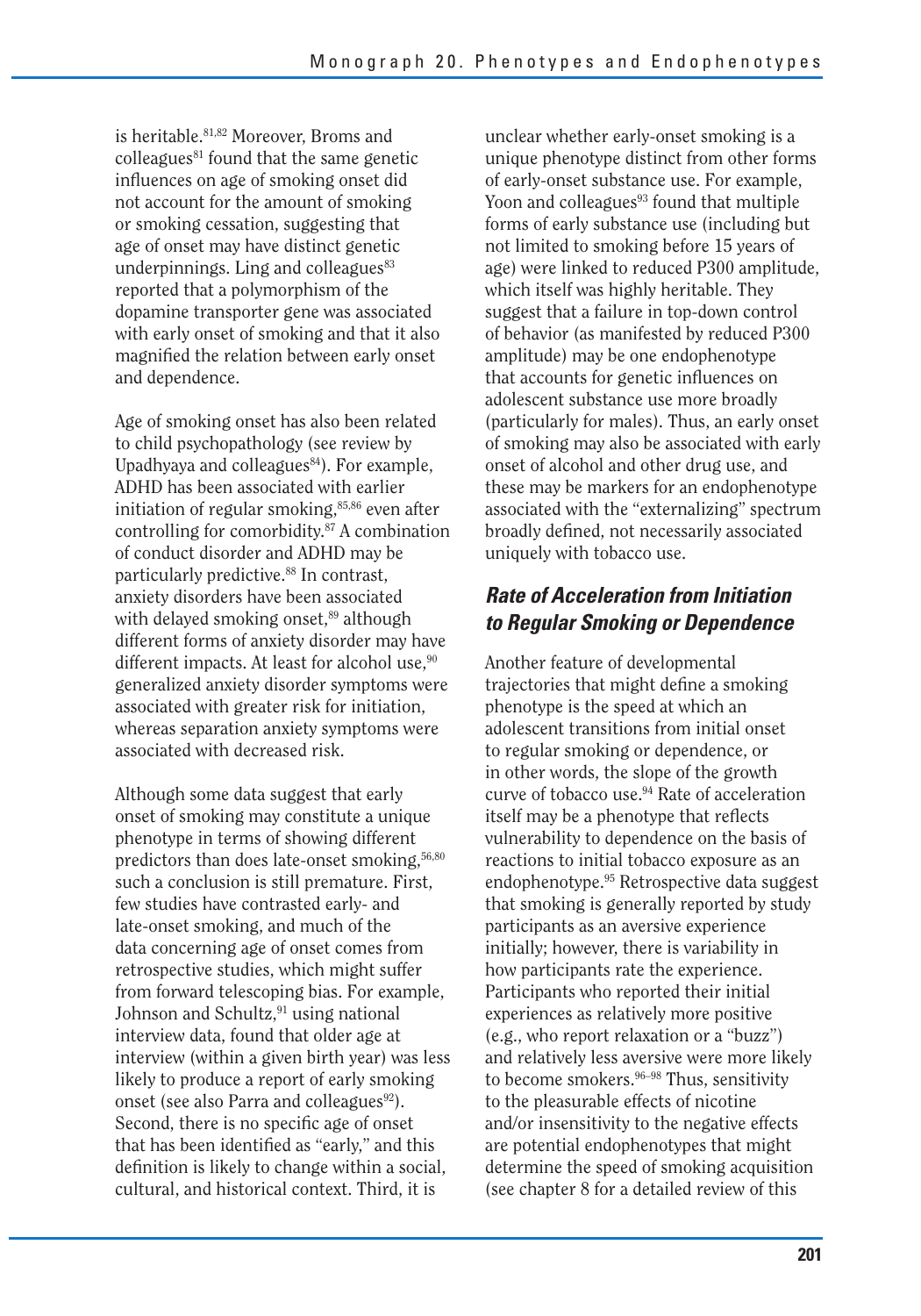is heritable.[81,82] Moreover, Broms and colleagues[81] found that the same genetic influences on age of smoking onset did not account for the amount of smoking or smoking cessation, suggesting that age of onset may have distinct genetic underpinnings. Ling and colleagues[83] reported that a polymorphism of the dopamine transporter gene was associated with early onset of smoking and that it also magnified the relation between early onset and dependence.

Age of smoking onset has also been related to child psychopathology (see review by Upadhyaya and colleagues[84]). For example, ADHD has been associated with earlier initiation of regular smoking,[85,86] even after controlling for comorbidity.[87] A combination of conduct disorder and ADHD may be particularly predictive.[88] In contrast, anxiety disorders have been associated with delayed smoking onset,[89] although different forms of anxiety disorder may have different impacts. At least for alcohol use,[90] generalized anxiety disorder symptoms were associated with greater risk for initiation, whereas separation anxiety symptoms were associated with decreased risk.

Although some data suggest that early onset of smoking may constitute a unique phenotype in terms of showing different predictors than does late-onset smoking,[56,80] such a conclusion is still premature. First, few studies have contrasted early- and late-onset smoking, and much of the data concerning age of onset comes from retrospective studies, which might suffer from forward telescoping bias. For example, Johnson and Schultz,[91] using national interview data, found that older age at interview (within a given birth year) was less likely to produce a report of early smoking onset (see also Parra and colleagues[92]). Second, there is no specific age of onset that has been identified as "early," and this definition is likely to change within a social, cultural, and historical context. Third, it is unclear whether early-onset smoking is a unique phenotype distinct from other forms of early-onset substance use. For example, Yoon and colleagues[93] found that multiple forms of early substance use (including but not limited to smoking before 15 years of age) were linked to reduced P300 amplitude, which itself was highly heritable. They suggest that a failure in top-down control of behavior (as manifested by reduced P300 amplitude) may be one endophenotype that accounts for genetic influences on adolescent substance use more broadly (particularly for males). Thus, an early onset of smoking may also be associated with early onset of alcohol and other drug use, and these may be markers for an endophenotype associated with the "externalizing" spectrum broadly defined, not necessarily associated uniquely with tobacco use.

### *Rate of Acceleration from Initiation to Regular Smoking or Dependence*

Another feature of developmental trajectories that might define a smoking phenotype is the speed at which an adolescent transitions from initial onset to regular smoking or dependence, or in other words, the slope of the growth curve of tobacco use.[94] Rate of acceleration itself may be a phenotype that reflects vulnerability to dependence on the basis of reactions to initial tobacco exposure as an endophenotype.[95] Retrospective data suggest that smoking is generally reported by study participants as an aversive experience initially; however, there is variability in how participants rate the experience. Participants who reported their initial experiences as relatively more positive (e.g., who report relaxation or a "buzz") and relatively less aversive were more likely to become smokers.[96–98] Thus, sensitivity to the pleasurable effects of nicotine and/or insensitivity to the negative effects are potential endophenotypes that might determine the speed of smoking acquisition (see chapter 8 for a detailed review of this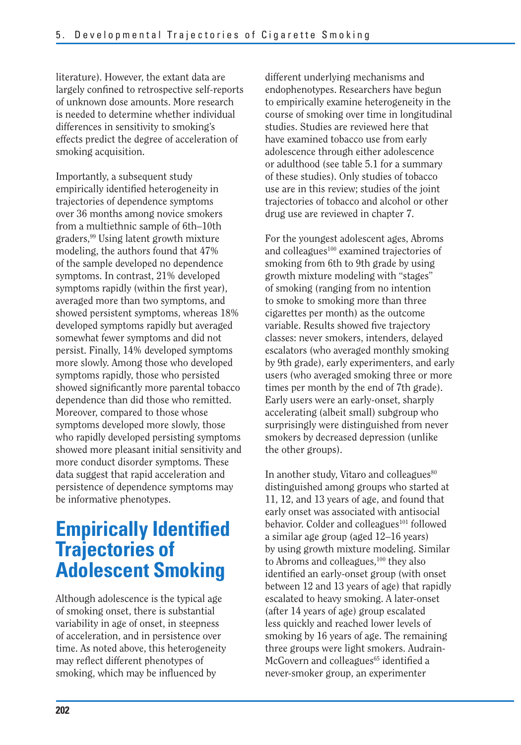literature). However, the extant data are largely confined to retrospective self-reports of unknown dose amounts. More research is needed to determine whether individual differences in sensitivity to smoking's effects predict the degree of acceleration of smoking acquisition.

Importantly, a subsequent study empirically identified heterogeneity in trajectories of dependence symptoms over 36 months among novice smokers from a multiethnic sample of 6th–10th graders.[99] Using latent growth mixture modeling, the authors found that 47% of the sample developed no dependence symptoms. In contrast, 21% developed symptoms rapidly (within the first year), averaged more than two symptoms, and showed persistent symptoms, whereas 18% developed symptoms rapidly but averaged somewhat fewer symptoms and did not persist. Finally, 14% developed symptoms more slowly. Among those who developed symptoms rapidly, those who persisted showed significantly more parental tobacco dependence than did those who remitted. Moreover, compared to those whose symptoms developed more slowly, those who rapidly developed persisting symptoms showed more pleasant initial sensitivity and more conduct disorder symptoms. These data suggest that rapid acceleration and persistence of dependence symptoms may be informative phenotypes.

## Empirically Identified Trajectories of Adolescent Smoking

Although adolescence is the typical age of smoking onset, there is substantial variability in age of onset, in steepness of acceleration, and in persistence over time. As noted above, this heterogeneity may reflect different phenotypes of smoking, which may be influenced by different underlying mechanisms and endophenotypes. Researchers have begun to empirically examine heterogeneity in the course of smoking over time in longitudinal studies. Studies are reviewed here that have examined tobacco use from early adolescence through either adolescence or adulthood (see table 5.1 for a summary of these studies). Only studies of tobacco use are in this review; studies of the joint trajectories of tobacco and alcohol or other drug use are reviewed in chapter 7.

For the youngest adolescent ages, Abroms and colleagues[100] examined trajectories of smoking from 6th to 9th grade by using growth mixture modeling with "stages" of smoking (ranging from no intention to smoke to smoking more than three cigarettes per month) as the outcome variable. Results showed five trajectory classes: never smokers, intenders, delayed escalators (who averaged monthly smoking by 9th grade), early experimenters, and early users (who averaged smoking three or more times per month by the end of 7th grade). Early users were an early-onset, sharply accelerating (albeit small) subgroup who surprisingly were distinguished from never smokers by decreased depression (unlike the other groups).

In another study, Vitaro and colleagues[80] distinguished among groups who started at 11, 12, and 13 years of age, and found that early onset was associated with antisocial behavior. Colder and colleagues[101] followed a similar age group (aged 12–16 years) by using growth mixture modeling. Similar to Abroms and colleagues,[100] they also identified an early-onset group (with onset between 12 and 13 years of age) that rapidly escalated to heavy smoking. A later-onset (after 14 years of age) group escalated less quickly and reached lower levels of smoking by 16 years of age. The remaining three groups were light smokers. Audrain-McGovern and colleagues[65] identified a never-smoker group, an experimenter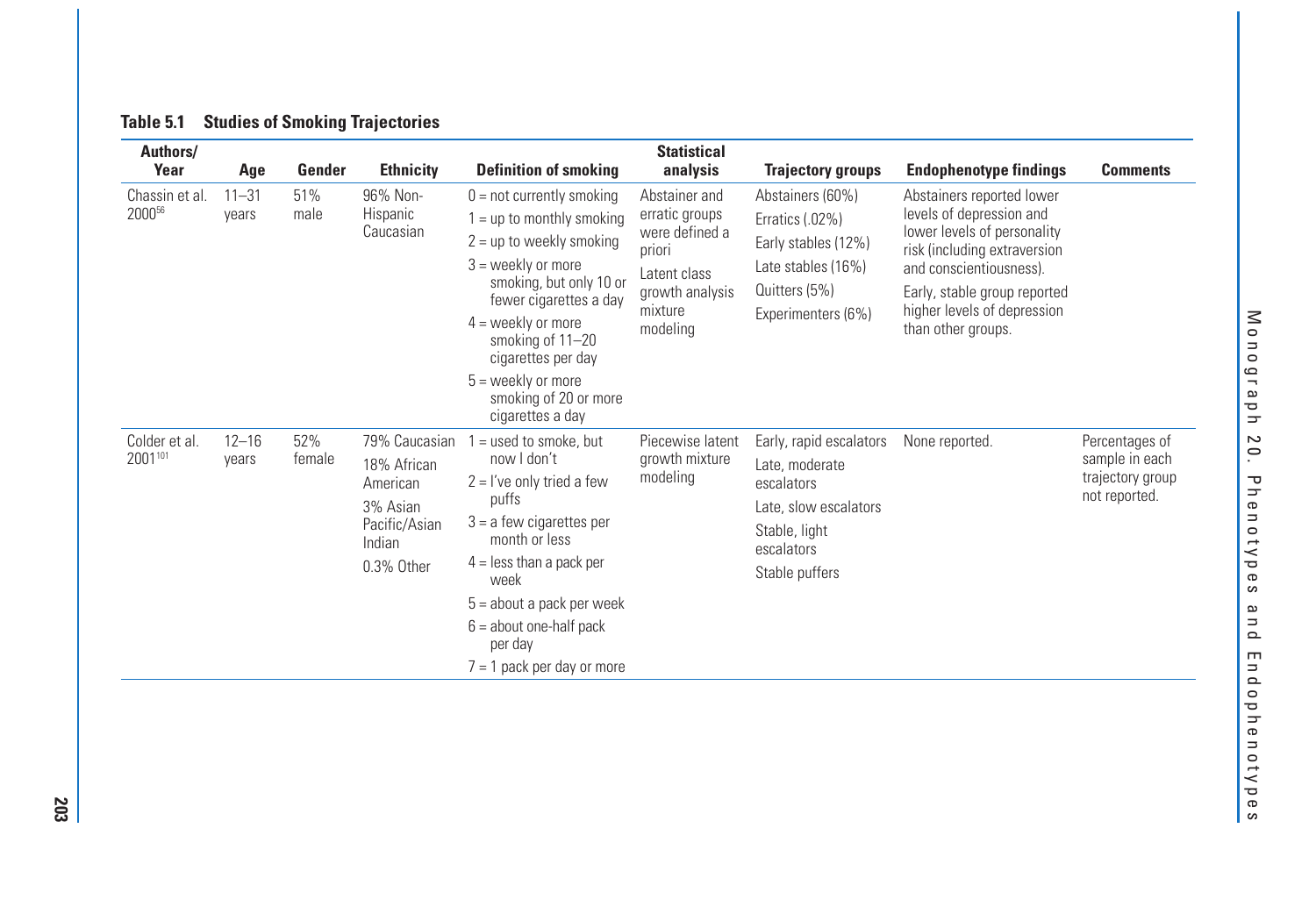**Table 5.1 Studies of Smoking Trajectories**

| Authors/ Year | Age | Gender | Ethnicity | Definition of smoking | Statistical analysis | Trajectory groups | Endophenotype findings | Comments |
|---|---|---|---|---|---|---|---|---|
| Chassin et al. 2000[56] | 11–31 years | 51% male | 96% Non-Hispanic Caucasian | 0 = not currently smoking<br>1 = up to monthly smoking<br>2 = up to weekly smoking<br>3 = weekly or more smoking, but only 10 or fewer cigarettes a day<br>4 = weekly or more smoking of 11–20 cigarettes per day<br>5 = weekly or more smoking of 20 or more cigarettes a day | Abstainer and erratic groups were defined a priori<br>Latent class growth analysis mixture modeling | Abstainers (60%)<br>Erratics (.02%)<br>Early stables (12%)<br>Late stables (16%)<br>Quitters (5%)<br>Experimenters (6%) | Abstainers reported lower levels of depression and lower levels of personality risk (including extraversion and conscientiousness).<br>Early, stable group reported higher levels of depression than other groups. | |
| Colder et al. 2001[101] | 12–16 years | 52% female | 79% Caucasian<br>18% African American<br>3% Asian Pacific/Asian Indian<br>0.3% Other | 1 = used to smoke, but now I don't<br>2 = I've only tried a few puffs<br>3 = a few cigarettes per month or less<br>4 = less than a pack per week<br>5 = about a pack per week<br>6 = about one-half pack per day<br>7 = 1 pack per day or more | Piecewise latent growth mixture modeling | Early, rapid escalators<br>Late, moderate escalators<br>Late, slow escalators<br>Stable, light escalators<br>Stable puffers | None reported. | Percentages of sample in each trajectory group not reported. |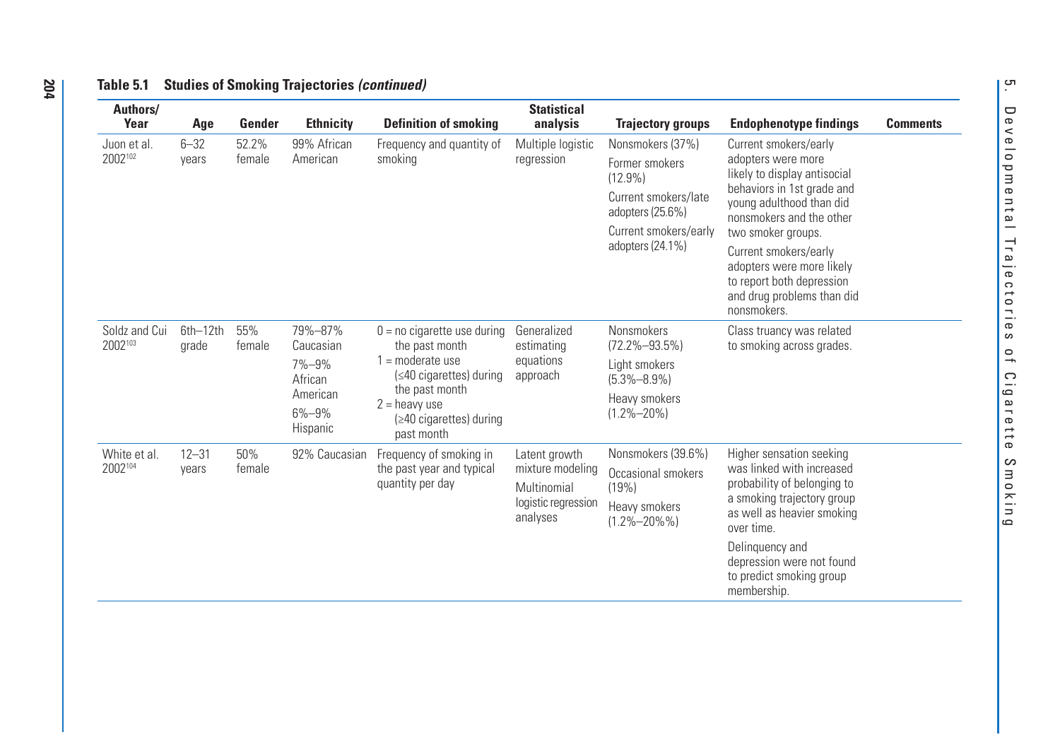**Table 5.1 Studies of Smoking Trajectories *(continued)***

| Authors/ Year | Age | Gender | Ethnicity | Definition of smoking | Statistical analysis | Trajectory groups | Endophenotype findings | Comments |
|---|---|---|---|---|---|---|---|---|
| Juon et al. 2002[102] | 6–32 years | 52.2% female | 99% African American | Frequency and quantity of smoking | Multiple logistic regression | Nonsmokers (37%)<br>Former smokers (12.9%)<br>Current smokers/late adopters (25.6%)<br>Current smokers/early adopters (24.1%) | Current smokers/early adopters were more likely to display antisocial behaviors in 1st grade and young adulthood than did nonsmokers and the other two smoker groups.<br>Current smokers/early adopters were more likely to report both depression and drug problems than did nonsmokers. | |
| Soldz and Cui 2002[103] | 6th–12th grade | 55% female | 79%–87% Caucasian<br>7%–9% African American<br>6%–9% Hispanic | 0 = no cigarette use during the past month<br>1 = moderate use (≤40 cigarettes) during the past month<br>2 = heavy use (≥40 cigarettes) during past month | Generalized estimating equations approach | Nonsmokers (72.2%–93.5%)<br>Light smokers (5.3%–8.9%)<br>Heavy smokers (1.2%–20%) | Class truancy was related to smoking across grades. | |
| White et al. 2002[104] | 12–31 years | 50% female | 92% Caucasian | Frequency of smoking in the past year and typical quantity per day | Latent growth mixture modeling<br>Multinomial logistic regression analyses | Nonsmokers (39.6%)<br>Occasional smokers (19%)<br>Heavy smokers (1.2%–20%%) | Higher sensation seeking was linked with increased probability of belonging to a smoking trajectory group as well as heavier smoking over time.<br>Delinquency and depression were not found to predict smoking group membership. | |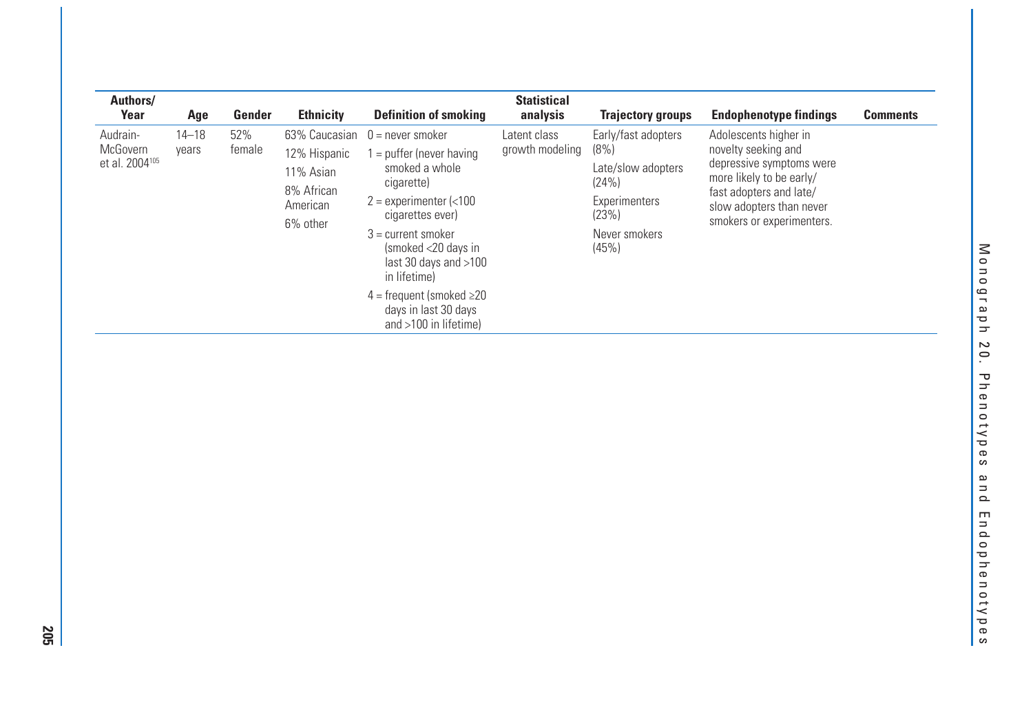| Authors/ Year | Age | Gender | Ethnicity | Definition of smoking | Statistical analysis | Trajectory groups | Endophenotype findings | Comments |
|---|---|---|---|---|---|---|---|---|
| Audrain-McGovern et al. 2004[105] | 14–18 years | 52% female | 63% Caucasian<br>12% Hispanic<br>11% Asian<br>8% African American<br>6% other | 0 = never smoker<br>1 = puffer (never having smoked a whole cigarette)<br>2 = experimenter (<100 cigarettes ever)<br>3 = current smoker (smoked <20 days in last 30 days and >100 in lifetime)<br>4 = frequent (smoked ≥20 days in last 30 days and >100 in lifetime) | Latent class growth modeling | Early/fast adopters (8%)<br>Late/slow adopters (24%)<br>Experimenters (23%)<br>Never smokers (45%) | Adolescents higher in novelty seeking and depressive symptoms were more likely to be early/fast adopters and late/slow adopters than never smokers or experimenters. | |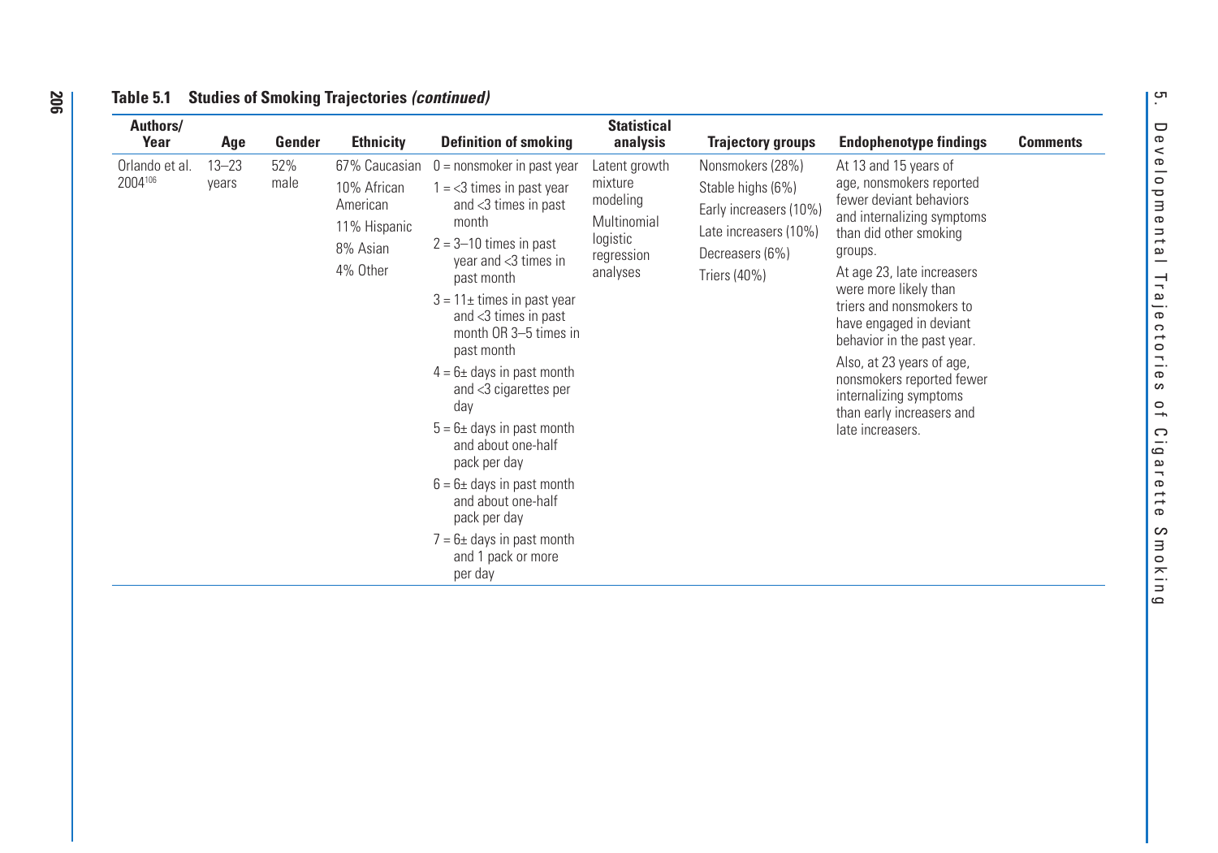**Table 5.1 Studies of Smoking Trajectories *(continued)***

| Authors/ Year | Age | Gender | Ethnicity | Definition of smoking | Statistical analysis | Trajectory groups | Endophenotype findings | Comments |
|---|---|---|---|---|---|---|---|---|
| Orlando et al. 2004[106] | 13–23 years | 52% male | 67% Caucasian<br>10% African American<br>11% Hispanic<br>8% Asian<br>4% Other | 0 = nonsmoker in past year<br>1 = <3 times in past year and <3 times in past month<br>2 = 3–10 times in past year and <3 times in past month<br>3 = 11± times in past year and <3 times in past month OR 3–5 times in past month<br>4 = 6± days in past month and <3 cigarettes per day<br>5 = 6± days in past month and about one-half pack per day<br>6 = 6± days in past month and about one-half pack per day<br>7 = 6± days in past month and 1 pack or more per day | Latent growth mixture modeling<br>Multinomial logistic regression analyses | Nonsmokers (28%)<br>Stable highs (6%)<br>Early increasers (10%)<br>Late increasers (10%)<br>Decreasers (6%)<br>Triers (40%) | At 13 and 15 years of age, nonsmokers reported fewer deviant behaviors and internalizing symptoms than did other smoking groups.<br>At age 23, late increasers were more likely than triers and nonsmokers to have engaged in deviant behavior in the past year.<br>Also, at 23 years of age, nonsmokers reported fewer internalizing symptoms than early increasers and late increasers. | |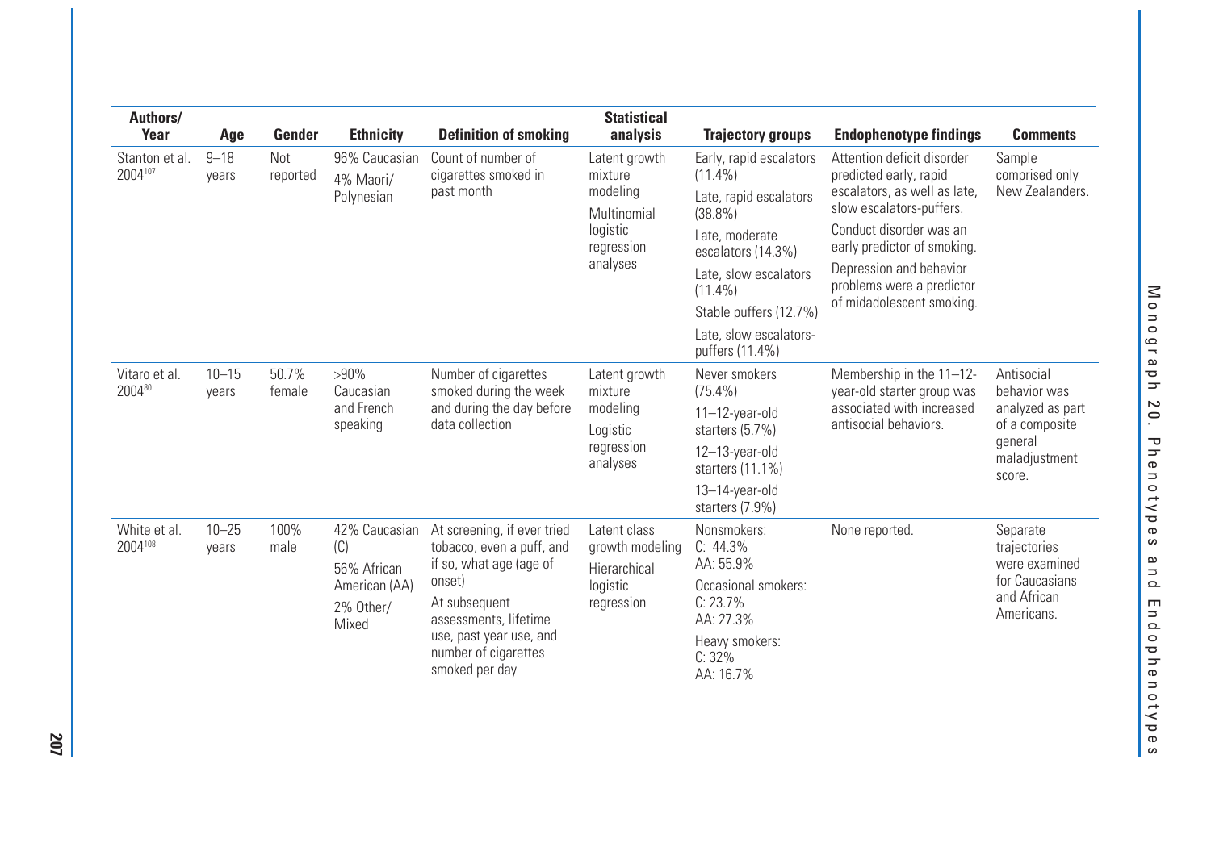| Authors/ Year | Age | Gender | Ethnicity | Definition of smoking | Statistical analysis | Trajectory groups | Endophenotype findings | Comments |
|---|---|---|---|---|---|---|---|---|
| Stanton et al. 2004[107] | 9–18 years | Not reported | 96% Caucasian<br>4% Maori/ Polynesian | Count of number of cigarettes smoked in past month | Latent growth mixture modeling<br>Multinomial logistic regression analyses | Early, rapid escalators (11.4%)<br>Late, rapid escalators (38.8%)<br>Late, moderate escalators (14.3%)<br>Late, slow escalators (11.4%)<br>Stable puffers (12.7%)<br>Late, slow escalators-puffers (11.4%) | Attention deficit disorder predicted early, rapid escalators, as well as late, slow escalators-puffers.<br>Conduct disorder was an early predictor of smoking.<br>Depression and behavior problems were a predictor of midadolescent smoking. | Sample comprised only New Zealanders. |
| Vitaro et al. 2004[80] | 10–15 years | 50.7% female | >90% Caucasian and French speaking | Number of cigarettes smoked during the week and during the day before data collection | Latent growth mixture modeling<br>Logistic regression analyses | Never smokers (75.4%)<br>11–12-year-old starters (5.7%)<br>12–13-year-old starters (11.1%)<br>13–14-year-old starters (7.9%) | Membership in the 11–12-year-old starter group was associated with increased antisocial behaviors. | Antisocial behavior was analyzed as part of a composite general maladjustment score. |
| White et al. 2004[108] | 10–25 years | 100% male | 42% Caucasian (C)<br>56% African American (AA)<br>2% Other/ Mixed | At screening, if ever tried tobacco, even a puff, and if so, what age (age of onset)<br>At subsequent assessments, lifetime use, past year use, and number of cigarettes smoked per day | Latent class growth modeling<br>Hierarchical logistic regression | Nonsmokers:<br>C: 44.3%<br>AA: 55.9%<br>Occasional smokers:<br>C: 23.7%<br>AA: 27.3%<br>Heavy smokers:<br>C: 32%<br>AA: 16.7% | None reported. | Separate trajectories were examined for Caucasians and African Americans. |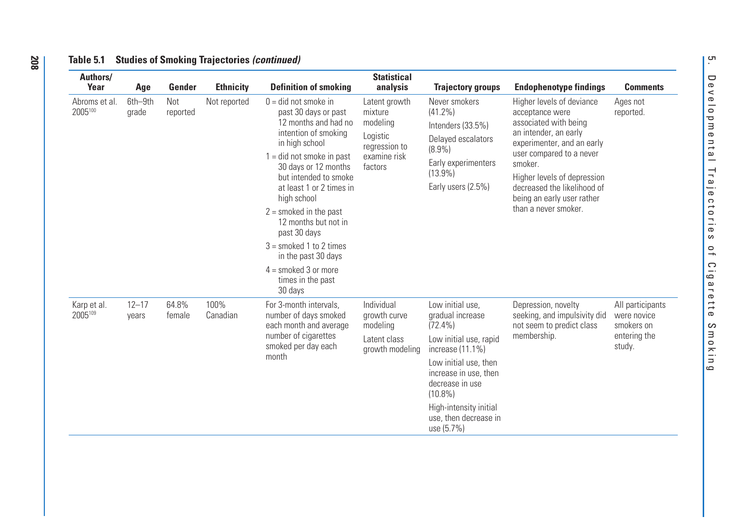**Table 5.1 Studies of Smoking Trajectories *(continued)***

| Authors/ Year | Age | Gender | Ethnicity | Definition of smoking | Statistical analysis | Trajectory groups | Endophenotype findings | Comments |
|---|---|---|---|---|---|---|---|---|
| Abroms et al. 2005[100] | 6th–9th grade | Not reported | Not reported | 0 = did not smoke in past 30 days or past 12 months and had no intention of smoking in high school<br>1 = did not smoke in past 30 days or 12 months but intended to smoke at least 1 or 2 times in high school<br>2 = smoked in the past 12 months but not in past 30 days<br>3 = smoked 1 to 2 times in the past 30 days<br>4 = smoked 3 or more times in the past 30 days | Latent growth mixture modeling<br>Logistic regression to examine risk factors | Never smokers (41.2%)<br>Intenders (33.5%)<br>Delayed escalators (8.9%)<br>Early experimenters (13.9%)<br>Early users (2.5%) | Higher levels of deviance acceptance were associated with being an intender, an early experimenter, and an early user compared to a never smoker.<br>Higher levels of depression decreased the likelihood of being an early user rather than a never smoker. | Ages not reported. |
| Karp et al. 2005[109] | 12–17 years | 64.8% female | 100% Canadian | For 3-month intervals, number of days smoked each month and average number of cigarettes smoked per day each month | Individual growth curve modeling<br>Latent class growth modeling | Low initial use, gradual increase (72.4%)<br>Low initial use, rapid increase (11.1%)<br>Low initial use, then increase in use, then decrease in use (10.8%)<br>High-intensity initial use, then decrease in use (5.7%) | Depression, novelty seeking, and impulsivity did not seem to predict class membership. | All participants were novice smokers on entering the study. |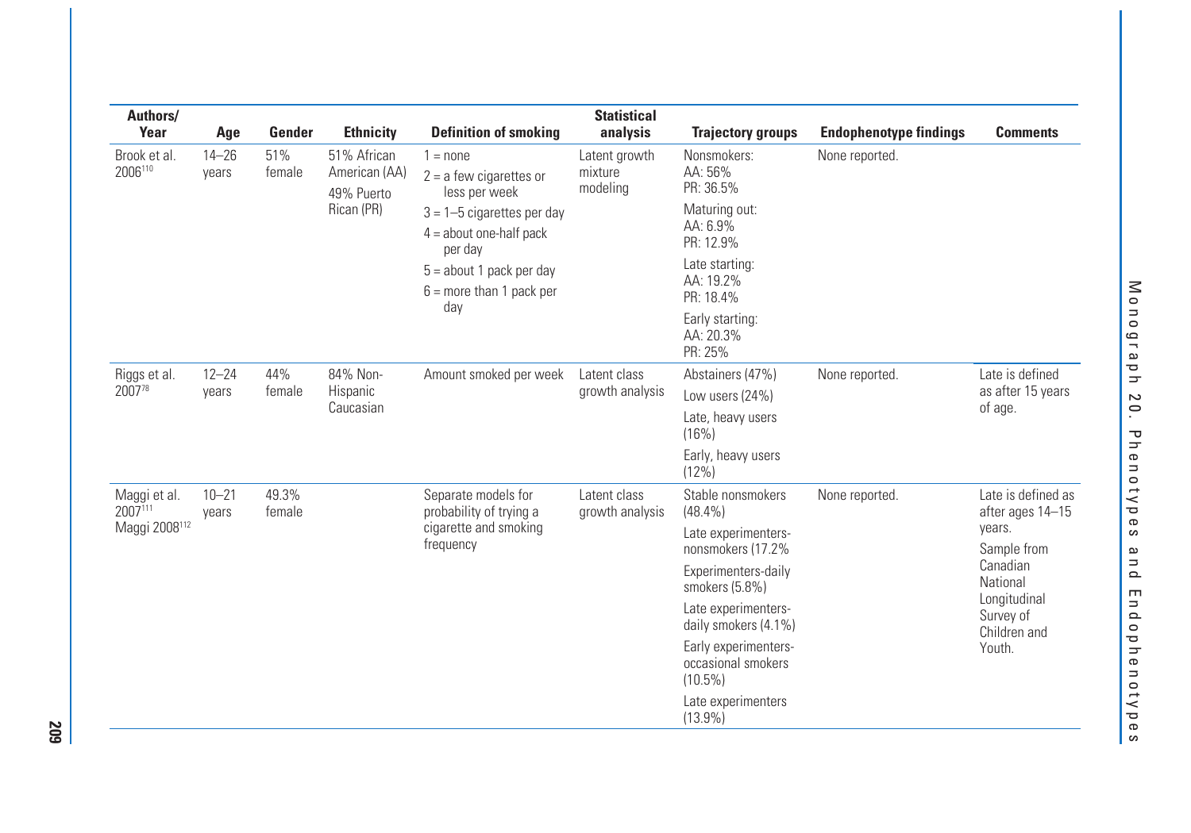| Authors/ Year | Age | Gender | Ethnicity | Definition of smoking | Statistical analysis | Trajectory groups | Endophenotype findings | Comments |
|---|---|---|---|---|---|---|---|---|
| Brook et al. 2006[110] | 14–26 years | 51% female | 51% African American (AA)<br>49% Puerto Rican (PR) | 1 = none<br>2 = a few cigarettes or less per week<br>3 = 1–5 cigarettes per day<br>4 = about one-half pack per day<br>5 = about 1 pack per day<br>6 = more than 1 pack per day | Latent growth mixture modeling | Nonsmokers:<br>AA: 56%<br>PR: 36.5%<br>Maturing out:<br>AA: 6.9%<br>PR: 12.9%<br>Late starting:<br>AA: 19.2%<br>PR: 18.4%<br>Early starting:<br>AA: 20.3%<br>PR: 25% | None reported. | |
| Riggs et al. 2007[78] | 12–24 years | 44% female | 84% Non-Hispanic Caucasian | Amount smoked per week | Latent class growth analysis | Abstainers (47%)<br>Low users (24%)<br>Late, heavy users (16%)<br>Early, heavy users (12%) | None reported. | Late is defined as after 15 years of age. |
| Maggi et al. 2007[111]<br>Maggi 2008[112] | 10–21 years | 49.3% female | | Separate models for probability of trying a cigarette and smoking frequency | Latent class growth analysis | Stable nonsmokers (48.4%)<br>Late experimenters-nonsmokers (17.2%<br>Experimenters-daily smokers (5.8%)<br>Late experimenters-daily smokers (4.1%)<br>Early experimenters-occasional smokers (10.5%)<br>Late experimenters (13.9%) | None reported. | Late is defined as after ages 14–15 years.<br>Sample from Canadian National Longitudinal Survey of Children and Youth. |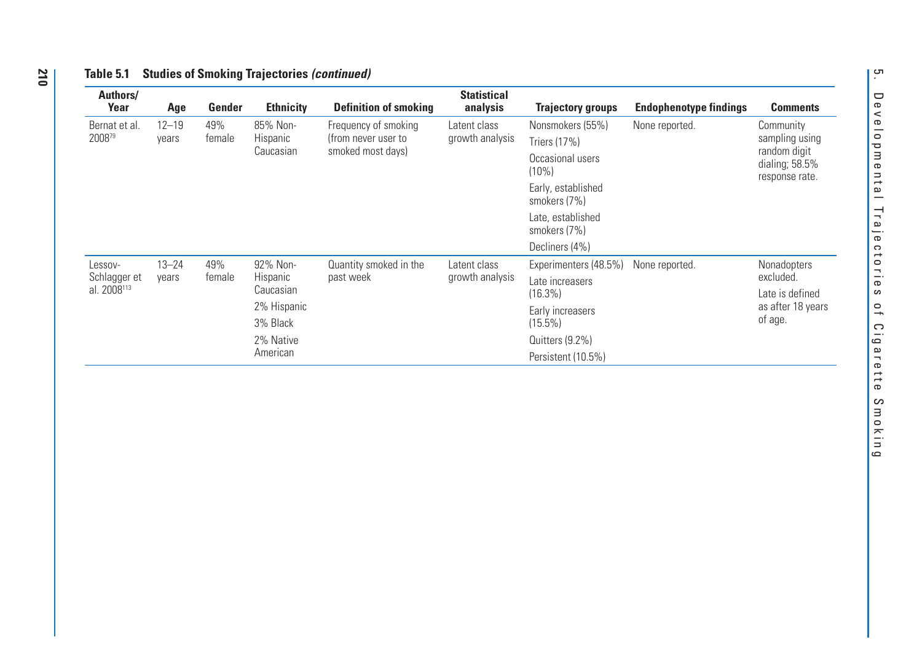**Table 5.1 Studies of Smoking Trajectories *(continued)***

| Authors/ Year | Age | Gender | Ethnicity | Definition of smoking | Statistical analysis | Trajectory groups | Endophenotype findings | Comments |
|---|---|---|---|---|---|---|---|---|
| Bernat et al. 2008[79] | 12–19 years | 49% female | 85% Non-Hispanic Caucasian | Frequency of smoking (from never user to smoked most days) | Latent class growth analysis | Nonsmokers (55%)<br>Triers (17%)<br>Occasional users (10%)<br>Early, established smokers (7%)<br>Late, established smokers (7%)<br>Decliners (4%) | None reported. | Community sampling using random digit dialing; 58.5% response rate. |
| Lessov-Schlagger et al. 2008[113] | 13–24 years | 49% female | 92% Non-Hispanic Caucasian<br>2% Hispanic<br>3% Black<br>2% Native American | Quantity smoked in the past week | Latent class growth analysis | Experimenters (48.5%)<br>Late increasers (16.3%)<br>Early increasers (15.5%)<br>Quitters (9.2%)<br>Persistent (10.5%) | None reported. | Nonadopters excluded.<br>Late is defined as after 18 years of age. |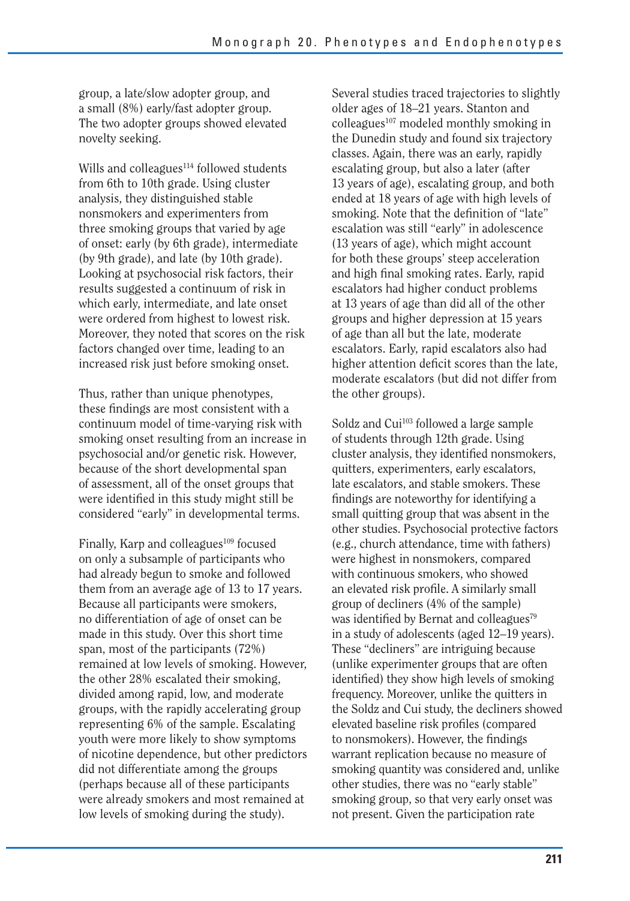group, a late/slow adopter group, and a small (8%) early/fast adopter group. The two adopter groups showed elevated novelty seeking.

Wills and colleagues[114] followed students from 6th to 10th grade. Using cluster analysis, they distinguished stable nonsmokers and experimenters from three smoking groups that varied by age of onset: early (by 6th grade), intermediate (by 9th grade), and late (by 10th grade). Looking at psychosocial risk factors, their results suggested a continuum of risk in which early, intermediate, and late onset were ordered from highest to lowest risk. Moreover, they noted that scores on the risk factors changed over time, leading to an increased risk just before smoking onset.

Thus, rather than unique phenotypes, these findings are most consistent with a continuum model of time-varying risk with smoking onset resulting from an increase in psychosocial and/or genetic risk. However, because of the short developmental span of assessment, all of the onset groups that were identified in this study might still be considered "early" in developmental terms.

Finally, Karp and colleagues[109] focused on only a subsample of participants who had already begun to smoke and followed them from an average age of 13 to 17 years. Because all participants were smokers, no differentiation of age of onset can be made in this study. Over this short time span, most of the participants (72%) remained at low levels of smoking. However, the other 28% escalated their smoking, divided among rapid, low, and moderate groups, with the rapidly accelerating group representing 6% of the sample. Escalating youth were more likely to show symptoms of nicotine dependence, but other predictors did not differentiate among the groups (perhaps because all of these participants were already smokers and most remained at low levels of smoking during the study).

Several studies traced trajectories to slightly older ages of 18–21 years. Stanton and colleagues[107] modeled monthly smoking in the Dunedin study and found six trajectory classes. Again, there was an early, rapidly escalating group, but also a later (after 13 years of age), escalating group, and both ended at 18 years of age with high levels of smoking. Note that the definition of "late" escalation was still "early" in adolescence (13 years of age), which might account for both these groups' steep acceleration and high final smoking rates. Early, rapid escalators had higher conduct problems at 13 years of age than did all of the other groups and higher depression at 15 years of age than all but the late, moderate escalators. Early, rapid escalators also had higher attention deficit scores than the late, moderate escalators (but did not differ from the other groups).

Soldz and Cui[103] followed a large sample of students through 12th grade. Using cluster analysis, they identified nonsmokers, quitters, experimenters, early escalators, late escalators, and stable smokers. These findings are noteworthy for identifying a small quitting group that was absent in the other studies. Psychosocial protective factors (e.g., church attendance, time with fathers) were highest in nonsmokers, compared with continuous smokers, who showed an elevated risk profile. A similarly small group of decliners (4% of the sample) was identified by Bernat and colleagues[79] in a study of adolescents (aged 12–19 years). These "decliners" are intriguing because (unlike experimenter groups that are often identified) they show high levels of smoking frequency. Moreover, unlike the quitters in the Soldz and Cui study, the decliners showed elevated baseline risk profiles (compared to nonsmokers). However, the findings warrant replication because no measure of smoking quantity was considered and, unlike other studies, there was no "early stable" smoking group, so that very early onset was not present. Given the participation rate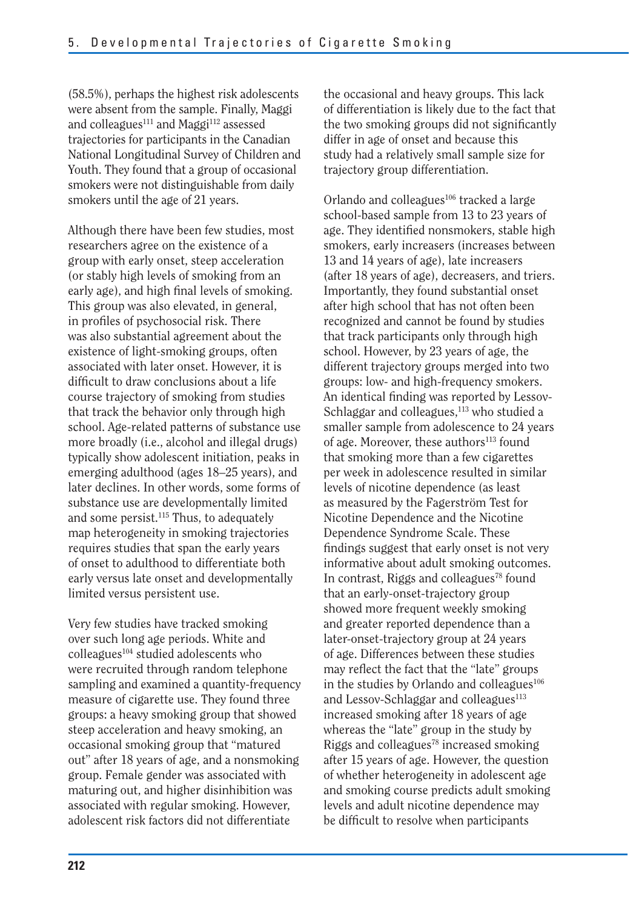(58.5%), perhaps the highest risk adolescents were absent from the sample. Finally, Maggi and colleagues[111] and Maggi[112] assessed trajectories for participants in the Canadian National Longitudinal Survey of Children and Youth. They found that a group of occasional smokers were not distinguishable from daily smokers until the age of 21 years.

Although there have been few studies, most researchers agree on the existence of a group with early onset, steep acceleration (or stably high levels of smoking from an early age), and high final levels of smoking. This group was also elevated, in general, in profiles of psychosocial risk. There was also substantial agreement about the existence of light-smoking groups, often associated with later onset. However, it is difficult to draw conclusions about a life course trajectory of smoking from studies that track the behavior only through high school. Age-related patterns of substance use more broadly (i.e., alcohol and illegal drugs) typically show adolescent initiation, peaks in emerging adulthood (ages 18–25 years), and later declines. In other words, some forms of substance use are developmentally limited and some persist.[115] Thus, to adequately map heterogeneity in smoking trajectories requires studies that span the early years of onset to adulthood to differentiate both early versus late onset and developmentally limited versus persistent use.

Very few studies have tracked smoking over such long age periods. White and colleagues[104] studied adolescents who were recruited through random telephone sampling and examined a quantity-frequency measure of cigarette use. They found three groups: a heavy smoking group that showed steep acceleration and heavy smoking, an occasional smoking group that "matured out" after 18 years of age, and a nonsmoking group. Female gender was associated with maturing out, and higher disinhibition was associated with regular smoking. However, adolescent risk factors did not differentiate the occasional and heavy groups. This lack of differentiation is likely due to the fact that the two smoking groups did not significantly differ in age of onset and because this study had a relatively small sample size for trajectory group differentiation.

Orlando and colleagues[106] tracked a large school-based sample from 13 to 23 years of age. They identified nonsmokers, stable high smokers, early increasers (increases between 13 and 14 years of age), late increasers (after 18 years of age), decreasers, and triers. Importantly, they found substantial onset after high school that has not often been recognized and cannot be found by studies that track participants only through high school. However, by 23 years of age, the different trajectory groups merged into two groups: low- and high-frequency smokers. An identical finding was reported by Lessov-Schlaggar and colleagues,[113] who studied a smaller sample from adolescence to 24 years of age. Moreover, these authors[113] found that smoking more than a few cigarettes per week in adolescence resulted in similar levels of nicotine dependence (as least as measured by the Fagerström Test for Nicotine Dependence and the Nicotine Dependence Syndrome Scale. These findings suggest that early onset is not very informative about adult smoking outcomes. In contrast, Riggs and colleagues[78] found that an early-onset-trajectory group showed more frequent weekly smoking and greater reported dependence than a later-onset-trajectory group at 24 years of age. Differences between these studies may reflect the fact that the "late" groups in the studies by Orlando and colleagues[106] and Lessov-Schlaggar and colleagues[113] increased smoking after 18 years of age whereas the "late" group in the study by Riggs and colleagues[78] increased smoking after 15 years of age. However, the question of whether heterogeneity in adolescent age and smoking course predicts adult smoking levels and adult nicotine dependence may be difficult to resolve when participants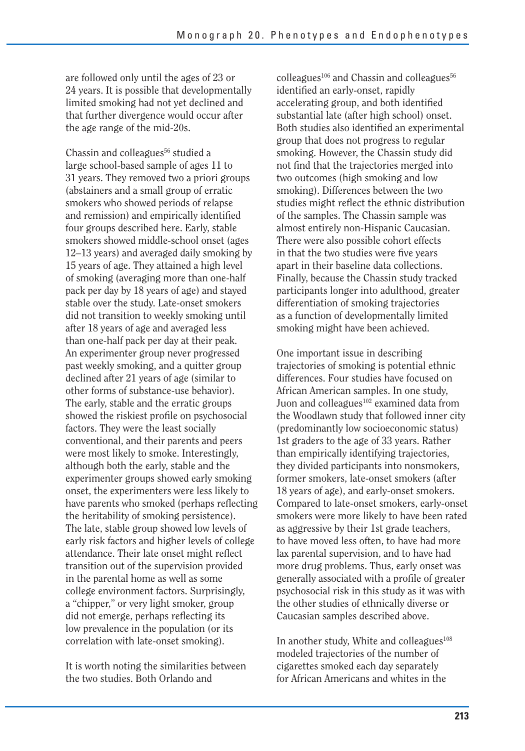are followed only until the ages of 23 or 24 years. It is possible that developmentally limited smoking had not yet declined and that further divergence would occur after the age range of the mid-20s.

Chassin and colleagues[56] studied a large school-based sample of ages 11 to 31 years. They removed two a priori groups (abstainers and a small group of erratic smokers who showed periods of relapse and remission) and empirically identified four groups described here. Early, stable smokers showed middle-school onset (ages 12–13 years) and averaged daily smoking by 15 years of age. They attained a high level of smoking (averaging more than one-half pack per day by 18 years of age) and stayed stable over the study. Late-onset smokers did not transition to weekly smoking until after 18 years of age and averaged less than one-half pack per day at their peak. An experimenter group never progressed past weekly smoking, and a quitter group declined after 21 years of age (similar to other forms of substance-use behavior). The early, stable and the erratic groups showed the riskiest profile on psychosocial factors. They were the least socially conventional, and their parents and peers were most likely to smoke. Interestingly, although both the early, stable and the experimenter groups showed early smoking onset, the experimenters were less likely to have parents who smoked (perhaps reflecting the heritability of smoking persistence). The late, stable group showed low levels of early risk factors and higher levels of college attendance. Their late onset might reflect transition out of the supervision provided in the parental home as well as some college environment factors. Surprisingly, a "chipper," or very light smoker, group did not emerge, perhaps reflecting its low prevalence in the population (or its correlation with late-onset smoking).

It is worth noting the similarities between the two studies. Both Orlando and colleagues[106] and Chassin and colleagues[56] identified an early-onset, rapidly accelerating group, and both identified substantial late (after high school) onset. Both studies also identified an experimental group that does not progress to regular smoking. However, the Chassin study did not find that the trajectories merged into two outcomes (high smoking and low smoking). Differences between the two studies might reflect the ethnic distribution of the samples. The Chassin sample was almost entirely non-Hispanic Caucasian. There were also possible cohort effects in that the two studies were five years apart in their baseline data collections. Finally, because the Chassin study tracked participants longer into adulthood, greater differentiation of smoking trajectories as a function of developmentally limited smoking might have been achieved.

One important issue in describing trajectories of smoking is potential ethnic differences. Four studies have focused on African American samples. In one study, Juon and colleagues[102] examined data from the Woodlawn study that followed inner city (predominantly low socioeconomic status) 1st graders to the age of 33 years. Rather than empirically identifying trajectories, they divided participants into nonsmokers, former smokers, late-onset smokers (after 18 years of age), and early-onset smokers. Compared to late-onset smokers, early-onset smokers were more likely to have been rated as aggressive by their 1st grade teachers, to have moved less often, to have had more lax parental supervision, and to have had more drug problems. Thus, early onset was generally associated with a profile of greater psychosocial risk in this study as it was with the other studies of ethnically diverse or Caucasian samples described above.

In another study, White and colleagues[108] modeled trajectories of the number of cigarettes smoked each day separately for African Americans and whites in the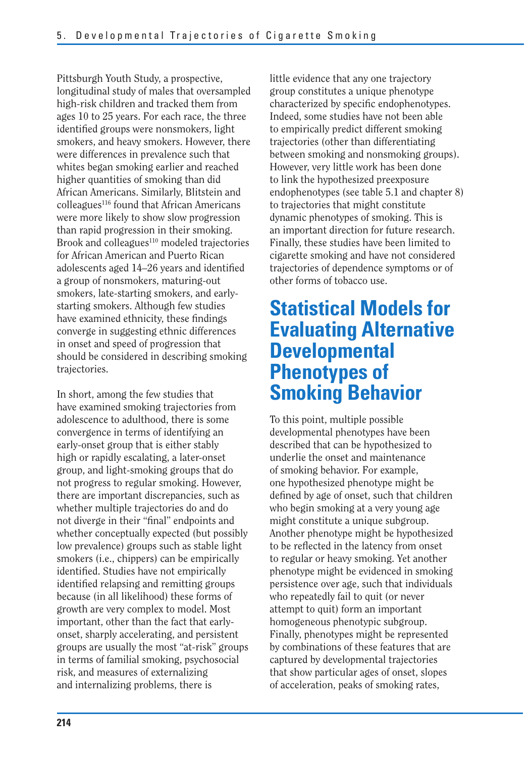Pittsburgh Youth Study, a prospective, longitudinal study of males that oversampled high-risk children and tracked them from ages 10 to 25 years. For each race, the three identified groups were nonsmokers, light smokers, and heavy smokers. However, there were differences in prevalence such that whites began smoking earlier and reached higher quantities of smoking than did African Americans. Similarly, Blitstein and colleagues[116] found that African Americans were more likely to show slow progression than rapid progression in their smoking. Brook and colleagues[110] modeled trajectories for African American and Puerto Rican adolescents aged 14–26 years and identified a group of nonsmokers, maturing-out smokers, late-starting smokers, and early-starting smokers. Although few studies have examined ethnicity, these findings converge in suggesting ethnic differences in onset and speed of progression that should be considered in describing smoking trajectories.

In short, among the few studies that have examined smoking trajectories from adolescence to adulthood, there is some convergence in terms of identifying an early-onset group that is either stably high or rapidly escalating, a later-onset group, and light-smoking groups that do not progress to regular smoking. However, there are important discrepancies, such as whether multiple trajectories do and do not diverge in their "final" endpoints and whether conceptually expected (but possibly low prevalence) groups such as stable light smokers (i.e., chippers) can be empirically identified. Studies have not empirically identified relapsing and remitting groups because (in all likelihood) these forms of growth are very complex to model. Most important, other than the fact that early-onset, sharply accelerating, and persistent groups are usually the most "at-risk" groups in terms of familial smoking, psychosocial risk, and measures of externalizing and internalizing problems, there is little evidence that any one trajectory group constitutes a unique phenotype characterized by specific endophenotypes. Indeed, some studies have not been able to empirically predict different smoking trajectories (other than differentiating between smoking and nonsmoking groups). However, very little work has been done to link the hypothesized preexposure endophenotypes (see table 5.1 and chapter 8) to trajectories that might constitute dynamic phenotypes of smoking. This is an important direction for future research. Finally, these studies have been limited to cigarette smoking and have not considered trajectories of dependence symptoms or of other forms of tobacco use.

## Statistical Models for Evaluating Alternative Developmental Phenotypes of Smoking Behavior

To this point, multiple possible developmental phenotypes have been described that can be hypothesized to underlie the onset and maintenance of smoking behavior. For example, one hypothesized phenotype might be defined by age of onset, such that children who begin smoking at a very young age might constitute a unique subgroup. Another phenotype might be hypothesized to be reflected in the latency from onset to regular or heavy smoking. Yet another phenotype might be evidenced in smoking persistence over age, such that individuals who repeatedly fail to quit (or never attempt to quit) form an important homogeneous phenotypic subgroup. Finally, phenotypes might be represented by combinations of these features that are captured by developmental trajectories that show particular ages of onset, slopes of acceleration, peaks of smoking rates,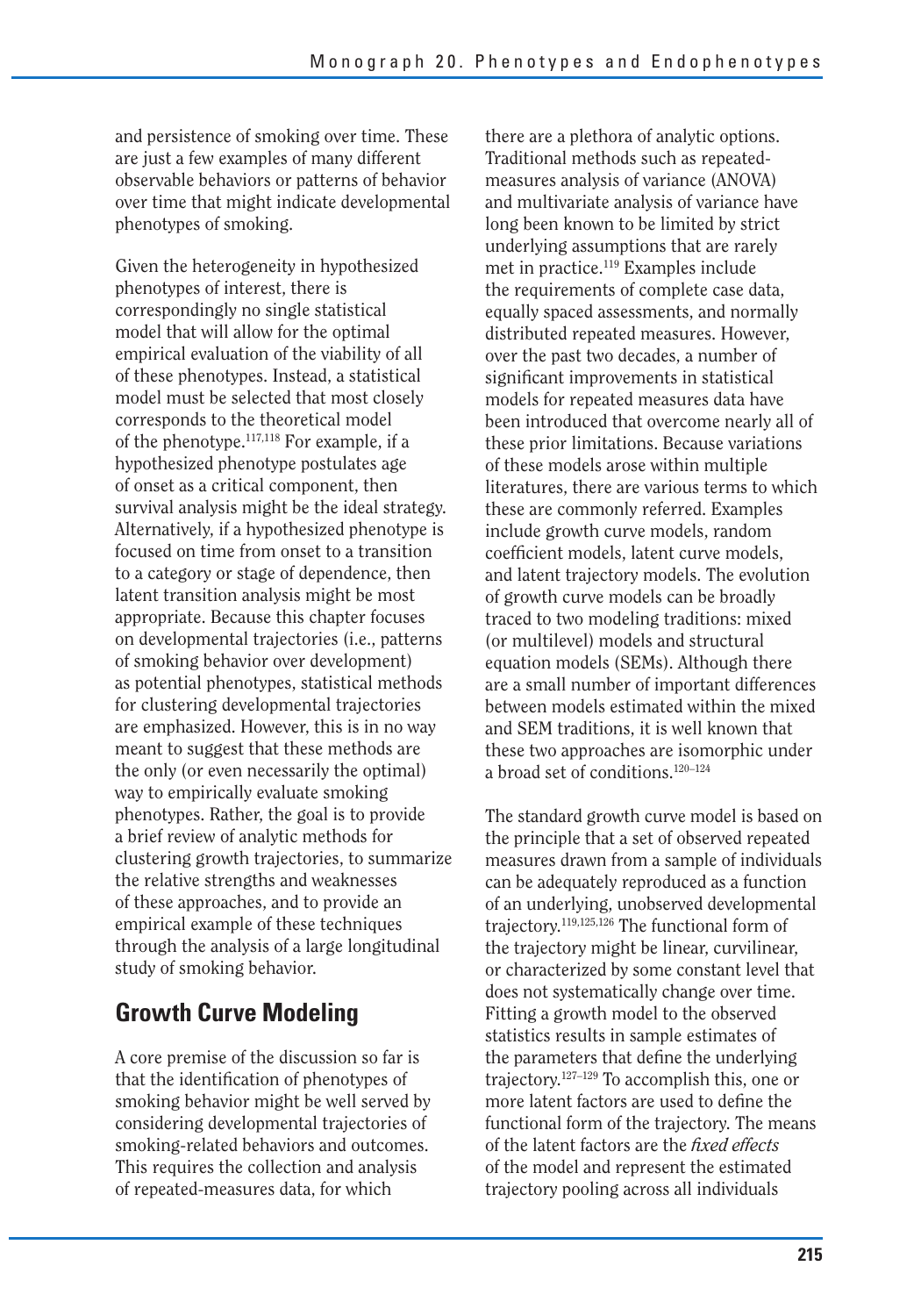and persistence of smoking over time. These are just a few examples of many different observable behaviors or patterns of behavior over time that might indicate developmental phenotypes of smoking.

Given the heterogeneity in hypothesized phenotypes of interest, there is correspondingly no single statistical model that will allow for the optimal empirical evaluation of the viability of all of these phenotypes. Instead, a statistical model must be selected that most closely corresponds to the theoretical model of the phenotype.[117,118] For example, if a hypothesized phenotype postulates age of onset as a critical component, then survival analysis might be the ideal strategy. Alternatively, if a hypothesized phenotype is focused on time from onset to a transition to a category or stage of dependence, then latent transition analysis might be most appropriate. Because this chapter focuses on developmental trajectories (i.e., patterns of smoking behavior over development) as potential phenotypes, statistical methods for clustering developmental trajectories are emphasized. However, this is in no way meant to suggest that these methods are the only (or even necessarily the optimal) way to empirically evaluate smoking phenotypes. Rather, the goal is to provide a brief review of analytic methods for clustering growth trajectories, to summarize the relative strengths and weaknesses of these approaches, and to provide an empirical example of these techniques through the analysis of a large longitudinal study of smoking behavior.

## Growth Curve Modeling

A core premise of the discussion so far is that the identification of phenotypes of smoking behavior might be well served by considering developmental trajectories of smoking-related behaviors and outcomes. This requires the collection and analysis of repeated-measures data, for which there are a plethora of analytic options. Traditional methods such as repeated-measures analysis of variance (ANOVA) and multivariate analysis of variance have long been known to be limited by strict underlying assumptions that are rarely met in practice.[119] Examples include the requirements of complete case data, equally spaced assessments, and normally distributed repeated measures. However, over the past two decades, a number of significant improvements in statistical models for repeated measures data have been introduced that overcome nearly all of these prior limitations. Because variations of these models arose within multiple literatures, there are various terms to which these are commonly referred. Examples include growth curve models, random coefficient models, latent curve models, and latent trajectory models. The evolution of growth curve models can be broadly traced to two modeling traditions: mixed (or multilevel) models and structural equation models (SEMs). Although there are a small number of important differences between models estimated within the mixed and SEM traditions, it is well known that these two approaches are isomorphic under a broad set of conditions.[120–124]

The standard growth curve model is based on the principle that a set of observed repeated measures drawn from a sample of individuals can be adequately reproduced as a function of an underlying, unobserved developmental trajectory.[119,125,126] The functional form of the trajectory might be linear, curvilinear, or characterized by some constant level that does not systematically change over time. Fitting a growth model to the observed statistics results in sample estimates of the parameters that define the underlying trajectory.[127–129] To accomplish this, one or more latent factors are used to define the functional form of the trajectory. The means of the latent factors are the *fixed effects* of the model and represent the estimated trajectory pooling across all individuals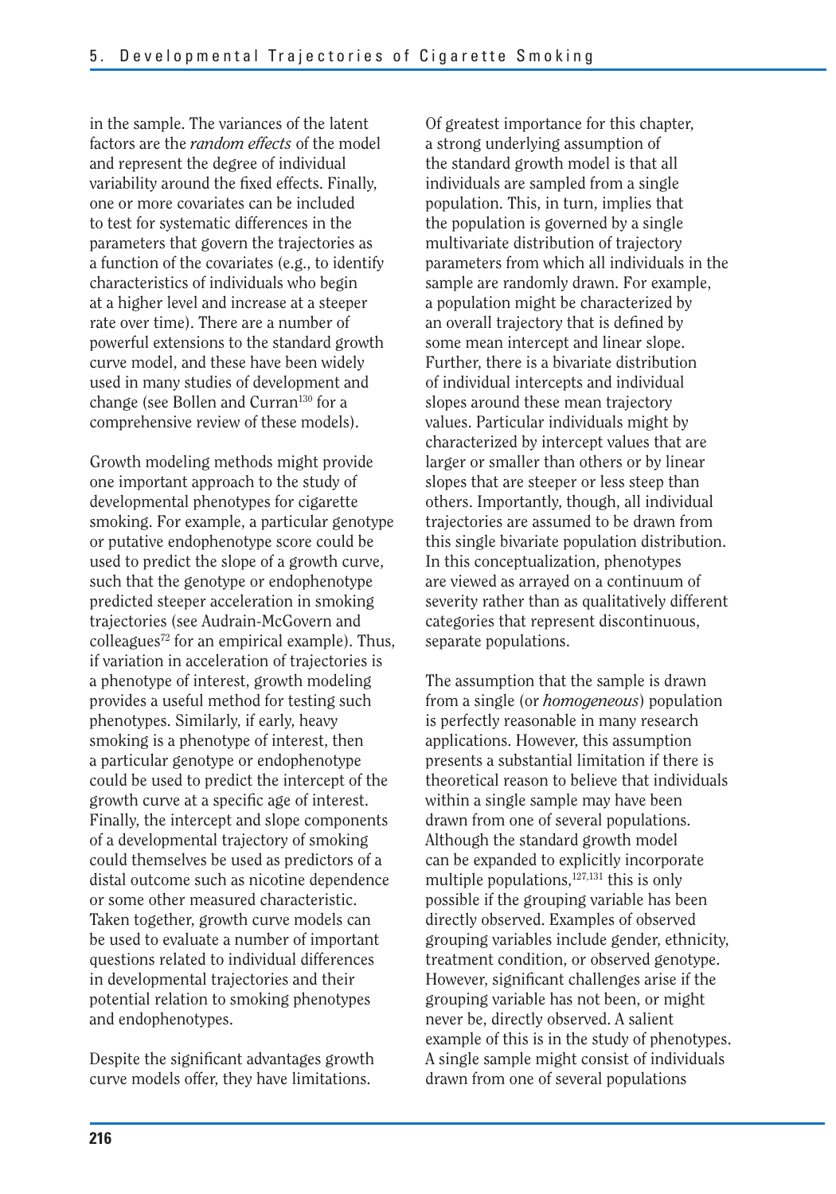in the sample. The variances of the latent factors are the *random effects* of the model and represent the degree of individual variability around the fixed effects. Finally, one or more covariates can be included to test for systematic differences in the parameters that govern the trajectories as a function of the covariates (e.g., to identify characteristics of individuals who begin at a higher level and increase at a steeper rate over time). There are a number of powerful extensions to the standard growth curve model, and these have been widely used in many studies of development and change (see Bollen and Curran[130] for a comprehensive review of these models).

Growth modeling methods might provide one important approach to the study of developmental phenotypes for cigarette smoking. For example, a particular genotype or putative endophenotype score could be used to predict the slope of a growth curve, such that the genotype or endophenotype predicted steeper acceleration in smoking trajectories (see Audrain-McGovern and colleagues[72] for an empirical example). Thus, if variation in acceleration of trajectories is a phenotype of interest, growth modeling provides a useful method for testing such phenotypes. Similarly, if early, heavy smoking is a phenotype of interest, then a particular genotype or endophenotype could be used to predict the intercept of the growth curve at a specific age of interest. Finally, the intercept and slope components of a developmental trajectory of smoking could themselves be used as predictors of a distal outcome such as nicotine dependence or some other measured characteristic. Taken together, growth curve models can be used to evaluate a number of important questions related to individual differences in developmental trajectories and their potential relation to smoking phenotypes and endophenotypes.

Despite the significant advantages growth curve models offer, they have limitations. Of greatest importance for this chapter, a strong underlying assumption of the standard growth model is that all individuals are sampled from a single population. This, in turn, implies that the population is governed by a single multivariate distribution of trajectory parameters from which all individuals in the sample are randomly drawn. For example, a population might be characterized by an overall trajectory that is defined by some mean intercept and linear slope. Further, there is a bivariate distribution of individual intercepts and individual slopes around these mean trajectory values. Particular individuals might by characterized by intercept values that are larger or smaller than others or by linear slopes that are steeper or less steep than others. Importantly, though, all individual trajectories are assumed to be drawn from this single bivariate population distribution. In this conceptualization, phenotypes are viewed as arrayed on a continuum of severity rather than as qualitatively different categories that represent discontinuous, separate populations.

The assumption that the sample is drawn from a single (or *homogeneous*) population is perfectly reasonable in many research applications. However, this assumption presents a substantial limitation if there is theoretical reason to believe that individuals within a single sample may have been drawn from one of several populations. Although the standard growth model can be expanded to explicitly incorporate multiple populations,[127,131] this is only possible if the grouping variable has been directly observed. Examples of observed grouping variables include gender, ethnicity, treatment condition, or observed genotype. However, significant challenges arise if the grouping variable has not been, or might never be, directly observed. A salient example of this is in the study of phenotypes. A single sample might consist of individuals drawn from one of several populations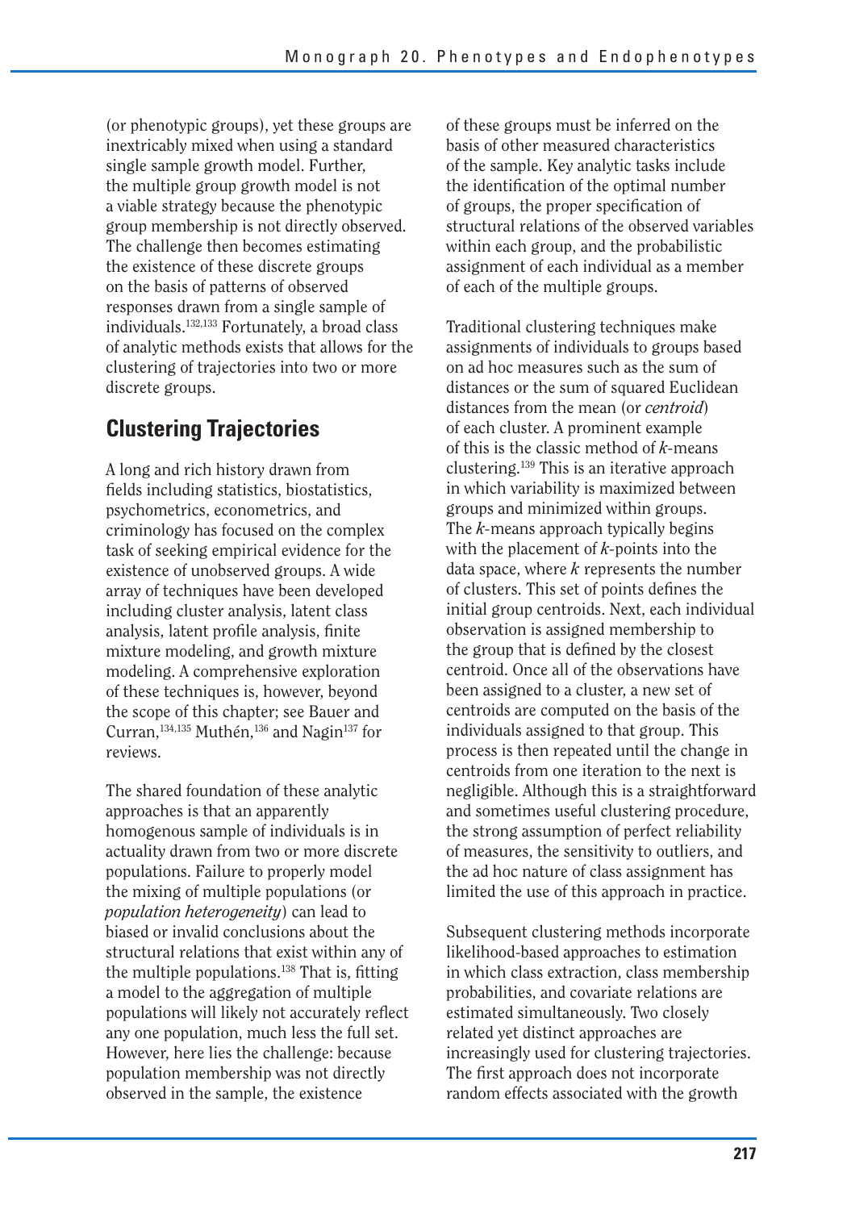(or phenotypic groups), yet these groups are inextricably mixed when using a standard single sample growth model. Further, the multiple group growth model is not a viable strategy because the phenotypic group membership is not directly observed. The challenge then becomes estimating the existence of these discrete groups on the basis of patterns of observed responses drawn from a single sample of individuals.[132,133] Fortunately, a broad class of analytic methods exists that allows for the clustering of trajectories into two or more discrete groups.

## Clustering Trajectories

A long and rich history drawn from fields including statistics, biostatistics, psychometrics, econometrics, and criminology has focused on the complex task of seeking empirical evidence for the existence of unobserved groups. A wide array of techniques have been developed including cluster analysis, latent class analysis, latent profile analysis, finite mixture modeling, and growth mixture modeling. A comprehensive exploration of these techniques is, however, beyond the scope of this chapter; see Bauer and Curran,[134,135] Muthén,[136] and Nagin[137] for reviews.

The shared foundation of these analytic approaches is that an apparently homogenous sample of individuals is in actuality drawn from two or more discrete populations. Failure to properly model the mixing of multiple populations (or *population heterogeneity*) can lead to biased or invalid conclusions about the structural relations that exist within any of the multiple populations.[138] That is, fitting a model to the aggregation of multiple populations will likely not accurately reflect any one population, much less the full set. However, here lies the challenge: because population membership was not directly observed in the sample, the existence of these groups must be inferred on the basis of other measured characteristics of the sample. Key analytic tasks include the identification of the optimal number of groups, the proper specification of structural relations of the observed variables within each group, and the probabilistic assignment of each individual as a member of each of the multiple groups.

Traditional clustering techniques make assignments of individuals to groups based on ad hoc measures such as the sum of distances or the sum of squared Euclidean distances from the mean (or *centroid*) of each cluster. A prominent example of this is the classic method of *k*-means clustering.[139] This is an iterative approach in which variability is maximized between groups and minimized within groups. The *k*-means approach typically begins with the placement of *k*-points into the data space, where *k* represents the number of clusters. This set of points defines the initial group centroids. Next, each individual observation is assigned membership to the group that is defined by the closest centroid. Once all of the observations have been assigned to a cluster, a new set of centroids are computed on the basis of the individuals assigned to that group. This process is then repeated until the change in centroids from one iteration to the next is negligible. Although this is a straightforward and sometimes useful clustering procedure, the strong assumption of perfect reliability of measures, the sensitivity to outliers, and the ad hoc nature of class assignment has limited the use of this approach in practice.

Subsequent clustering methods incorporate likelihood-based approaches to estimation in which class extraction, class membership probabilities, and covariate relations are estimated simultaneously. Two closely related yet distinct approaches are increasingly used for clustering trajectories. The first approach does not incorporate random effects associated with the growth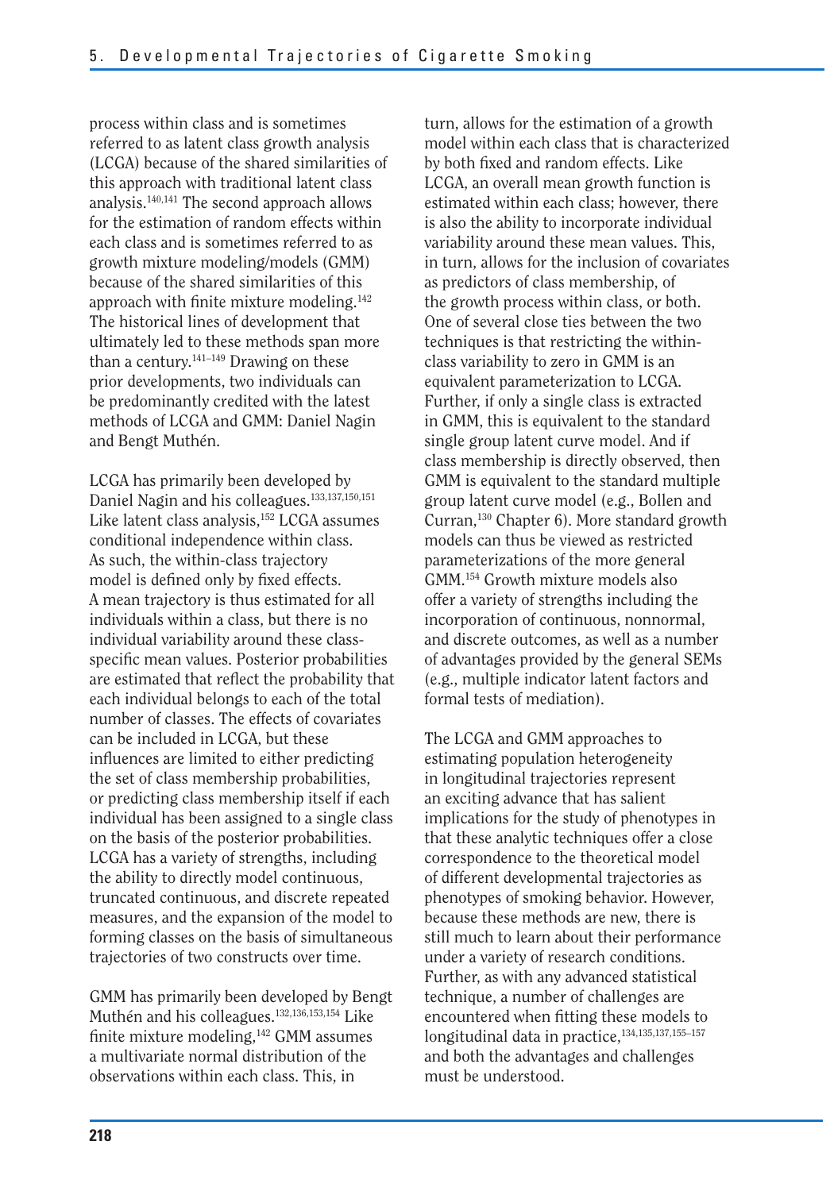process within class and is sometimes referred to as latent class growth analysis (LCGA) because of the shared similarities of this approach with traditional latent class analysis.[140,141] The second approach allows for the estimation of random effects within each class and is sometimes referred to as growth mixture modeling/models (GMM) because of the shared similarities of this approach with finite mixture modeling.[142] The historical lines of development that ultimately led to these methods span more than a century.[141–149] Drawing on these prior developments, two individuals can be predominantly credited with the latest methods of LCGA and GMM: Daniel Nagin and Bengt Muthén.

LCGA has primarily been developed by Daniel Nagin and his colleagues.[133,137,150,151] Like latent class analysis,[152] LCGA assumes conditional independence within class. As such, the within-class trajectory model is defined only by fixed effects. A mean trajectory is thus estimated for all individuals within a class, but there is no individual variability around these class-specific mean values. Posterior probabilities are estimated that reflect the probability that each individual belongs to each of the total number of classes. The effects of covariates can be included in LCGA, but these influences are limited to either predicting the set of class membership probabilities, or predicting class membership itself if each individual has been assigned to a single class on the basis of the posterior probabilities. LCGA has a variety of strengths, including the ability to directly model continuous, truncated continuous, and discrete repeated measures, and the expansion of the model to forming classes on the basis of simultaneous trajectories of two constructs over time.

GMM has primarily been developed by Bengt Muthén and his colleagues.[132,136,153,154] Like finite mixture modeling,[142] GMM assumes a multivariate normal distribution of the observations within each class. This, in turn, allows for the estimation of a growth model within each class that is characterized by both fixed and random effects. Like LCGA, an overall mean growth function is estimated within each class; however, there is also the ability to incorporate individual variability around these mean values. This, in turn, allows for the inclusion of covariates as predictors of class membership, of the growth process within class, or both. One of several close ties between the two techniques is that restricting the within-class variability to zero in GMM is an equivalent parameterization to LCGA. Further, if only a single class is extracted in GMM, this is equivalent to the standard single group latent curve model. And if class membership is directly observed, then GMM is equivalent to the standard multiple group latent curve model (e.g., Bollen and Curran,[130] Chapter 6). More standard growth models can thus be viewed as restricted parameterizations of the more general GMM.[154] Growth mixture models also offer a variety of strengths including the incorporation of continuous, nonnormal, and discrete outcomes, as well as a number of advantages provided by the general SEMs (e.g., multiple indicator latent factors and formal tests of mediation).

The LCGA and GMM approaches to estimating population heterogeneity in longitudinal trajectories represent an exciting advance that has salient implications for the study of phenotypes in that these analytic techniques offer a close correspondence to the theoretical model of different developmental trajectories as phenotypes of smoking behavior. However, because these methods are new, there is still much to learn about their performance under a variety of research conditions. Further, as with any advanced statistical technique, a number of challenges are encountered when fitting these models to longitudinal data in practice,[134,135,137,155–157] and both the advantages and challenges must be understood.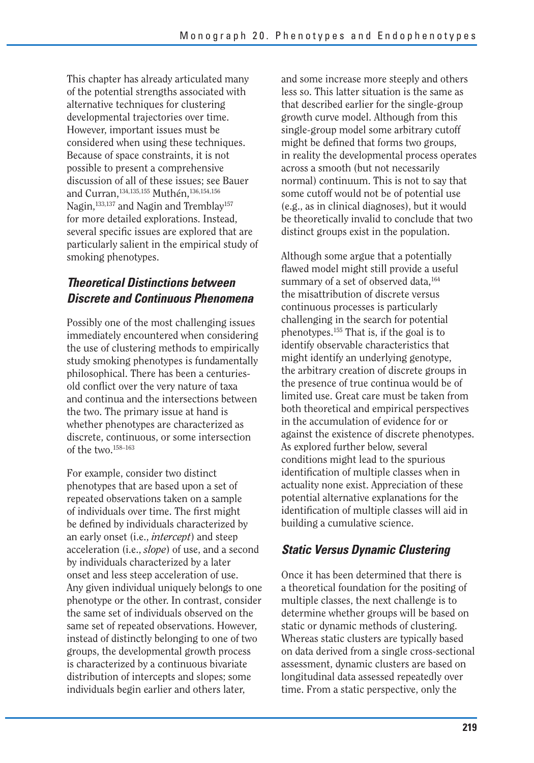This chapter has already articulated many of the potential strengths associated with alternative techniques for clustering developmental trajectories over time. However, important issues must be considered when using these techniques. Because of space constraints, it is not possible to present a comprehensive discussion of all of these issues; see Bauer and Curran,[134,135,155] Muthén,[136,154,156] Nagin,[133,137] and Nagin and Tremblay[157] for more detailed explorations. Instead, several specific issues are explored that are particularly salient in the empirical study of smoking phenotypes.

### *Theoretical Distinctions between Discrete and Continuous Phenomena*

Possibly one of the most challenging issues immediately encountered when considering the use of clustering methods to empirically study smoking phenotypes is fundamentally philosophical. There has been a centuries-old conflict over the very nature of taxa and continua and the intersections between the two. The primary issue at hand is whether phenotypes are characterized as discrete, continuous, or some intersection of the two.[158–163]

For example, consider two distinct phenotypes that are based upon a set of repeated observations taken on a sample of individuals over time. The first might be defined by individuals characterized by an early onset (i.e., *intercept*) and steep acceleration (i.e., *slope*) of use, and a second by individuals characterized by a later onset and less steep acceleration of use. Any given individual uniquely belongs to one phenotype or the other. In contrast, consider the same set of individuals observed on the same set of repeated observations. However, instead of distinctly belonging to one of two groups, the developmental growth process is characterized by a continuous bivariate distribution of intercepts and slopes; some individuals begin earlier and others later, and some increase more steeply and others less so. This latter situation is the same as that described earlier for the single-group growth curve model. Although from this single-group model some arbitrary cutoff might be defined that forms two groups, in reality the developmental process operates across a smooth (but not necessarily normal) continuum. This is not to say that some cutoff would not be of potential use (e.g., as in clinical diagnoses), but it would be theoretically invalid to conclude that two distinct groups exist in the population.

Although some argue that a potentially flawed model might still provide a useful summary of a set of observed data,[164] the misattribution of discrete versus continuous processes is particularly challenging in the search for potential phenotypes.[155] That is, if the goal is to identify observable characteristics that might identify an underlying genotype, the arbitrary creation of discrete groups in the presence of true continua would be of limited use. Great care must be taken from both theoretical and empirical perspectives in the accumulation of evidence for or against the existence of discrete phenotypes. As explored further below, several conditions might lead to the spurious identification of multiple classes when in actuality none exist. Appreciation of these potential alternative explanations for the identification of multiple classes will aid in building a cumulative science.

### *Static Versus Dynamic Clustering*

Once it has been determined that there is a theoretical foundation for the positing of multiple classes, the next challenge is to determine whether groups will be based on static or dynamic methods of clustering. Whereas static clusters are typically based on data derived from a single cross-sectional assessment, dynamic clusters are based on longitudinal data assessed repeatedly over time. From a static perspective, only the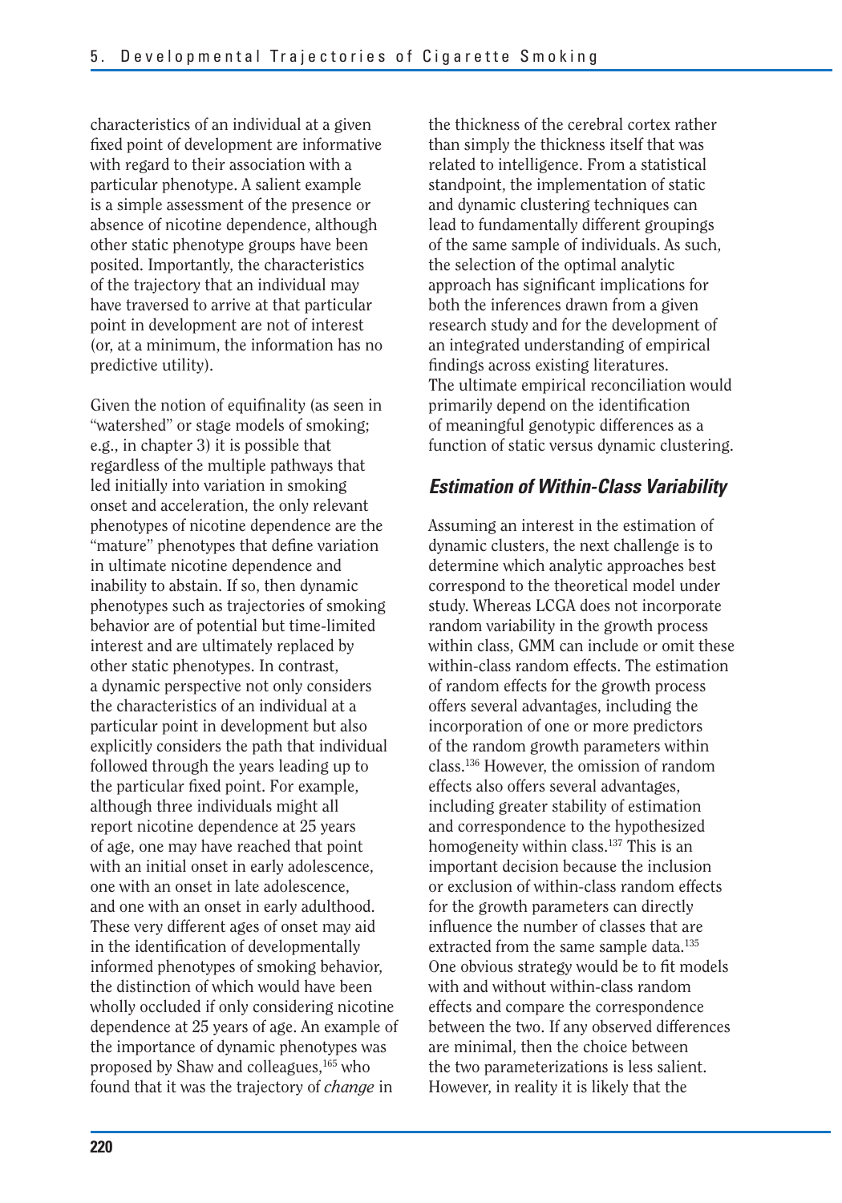characteristics of an individual at a given fixed point of development are informative with regard to their association with a particular phenotype. A salient example is a simple assessment of the presence or absence of nicotine dependence, although other static phenotype groups have been posited. Importantly, the characteristics of the trajectory that an individual may have traversed to arrive at that particular point in development are not of interest (or, at a minimum, the information has no predictive utility).

Given the notion of equifinality (as seen in "watershed" or stage models of smoking; e.g., in chapter 3) it is possible that regardless of the multiple pathways that led initially into variation in smoking onset and acceleration, the only relevant phenotypes of nicotine dependence are the "mature" phenotypes that define variation in ultimate nicotine dependence and inability to abstain. If so, then dynamic phenotypes such as trajectories of smoking behavior are of potential but time-limited interest and are ultimately replaced by other static phenotypes. In contrast, a dynamic perspective not only considers the characteristics of an individual at a particular point in development but also explicitly considers the path that individual followed through the years leading up to the particular fixed point. For example, although three individuals might all report nicotine dependence at 25 years of age, one may have reached that point with an initial onset in early adolescence, one with an onset in late adolescence, and one with an onset in early adulthood. These very different ages of onset may aid in the identification of developmentally informed phenotypes of smoking behavior, the distinction of which would have been wholly occluded if only considering nicotine dependence at 25 years of age. An example of the importance of dynamic phenotypes was proposed by Shaw and colleagues,[165] who found that it was the trajectory of *change* in the thickness of the cerebral cortex rather than simply the thickness itself that was related to intelligence. From a statistical standpoint, the implementation of static and dynamic clustering techniques can lead to fundamentally different groupings of the same sample of individuals. As such, the selection of the optimal analytic approach has significant implications for both the inferences drawn from a given research study and for the development of an integrated understanding of empirical findings across existing literatures. The ultimate empirical reconciliation would primarily depend on the identification of meaningful genotypic differences as a function of static versus dynamic clustering.

### *Estimation of Within-Class Variability*

Assuming an interest in the estimation of dynamic clusters, the next challenge is to determine which analytic approaches best correspond to the theoretical model under study. Whereas LCGA does not incorporate random variability in the growth process within class, GMM can include or omit these within-class random effects. The estimation of random effects for the growth process offers several advantages, including the incorporation of one or more predictors of the random growth parameters within class.[136] However, the omission of random effects also offers several advantages, including greater stability of estimation and correspondence to the hypothesized homogeneity within class.[137] This is an important decision because the inclusion or exclusion of within-class random effects for the growth parameters can directly influence the number of classes that are extracted from the same sample data.[135] One obvious strategy would be to fit models with and without within-class random effects and compare the correspondence between the two. If any observed differences are minimal, then the choice between the two parameterizations is less salient. However, in reality it is likely that the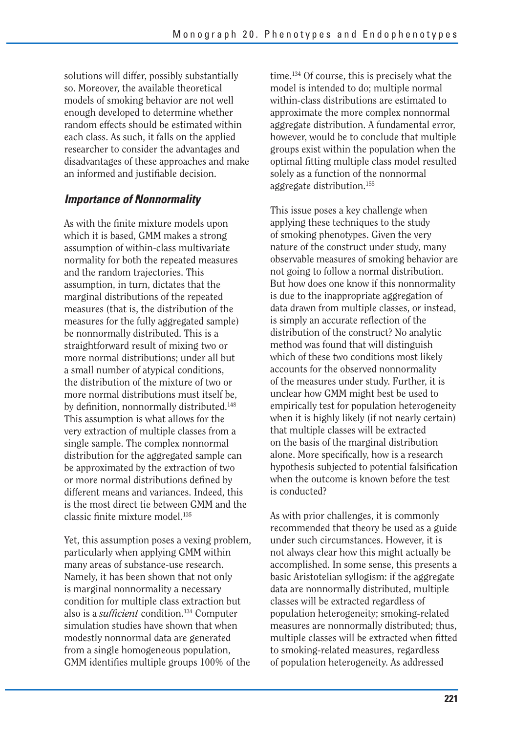solutions will differ, possibly substantially so. Moreover, the available theoretical models of smoking behavior are not well enough developed to determine whether random effects should be estimated within each class. As such, it falls on the applied researcher to consider the advantages and disadvantages of these approaches and make an informed and justifiable decision.

### *Importance of Nonnormality*

As with the finite mixture models upon which it is based, GMM makes a strong assumption of within-class multivariate normality for both the repeated measures and the random trajectories. This assumption, in turn, dictates that the marginal distributions of the repeated measures (that is, the distribution of the measures for the fully aggregated sample) be nonnormally distributed. This is a straightforward result of mixing two or more normal distributions; under all but a small number of atypical conditions, the distribution of the mixture of two or more normal distributions must itself be, by definition, nonnormally distributed.[148] This assumption is what allows for the very extraction of multiple classes from a single sample. The complex nonnormal distribution for the aggregated sample can be approximated by the extraction of two or more normal distributions defined by different means and variances. Indeed, this is the most direct tie between GMM and the classic finite mixture model.[135]

Yet, this assumption poses a vexing problem, particularly when applying GMM within many areas of substance-use research. Namely, it has been shown that not only is marginal nonnormality a necessary condition for multiple class extraction but also is a *sufficient* condition.[134] Computer simulation studies have shown that when modestly nonnormal data are generated from a single homogeneous population, GMM identifies multiple groups 100% of the time.[134] Of course, this is precisely what the model is intended to do; multiple normal within-class distributions are estimated to approximate the more complex nonnormal aggregate distribution. A fundamental error, however, would be to conclude that multiple groups exist within the population when the optimal fitting multiple class model resulted solely as a function of the nonnormal aggregate distribution.[155]

This issue poses a key challenge when applying these techniques to the study of smoking phenotypes. Given the very nature of the construct under study, many observable measures of smoking behavior are not going to follow a normal distribution. But how does one know if this nonnormality is due to the inappropriate aggregation of data drawn from multiple classes, or instead, is simply an accurate reflection of the distribution of the construct? No analytic method was found that will distinguish which of these two conditions most likely accounts for the observed nonnormality of the measures under study. Further, it is unclear how GMM might best be used to empirically test for population heterogeneity when it is highly likely (if not nearly certain) that multiple classes will be extracted on the basis of the marginal distribution alone. More specifically, how is a research hypothesis subjected to potential falsification when the outcome is known before the test is conducted?

As with prior challenges, it is commonly recommended that theory be used as a guide under such circumstances. However, it is not always clear how this might actually be accomplished. In some sense, this presents a basic Aristotelian syllogism: if the aggregate data are nonnormally distributed, multiple classes will be extracted regardless of population heterogeneity; smoking-related measures are nonnormally distributed; thus, multiple classes will be extracted when fitted to smoking-related measures, regardless of population heterogeneity. As addressed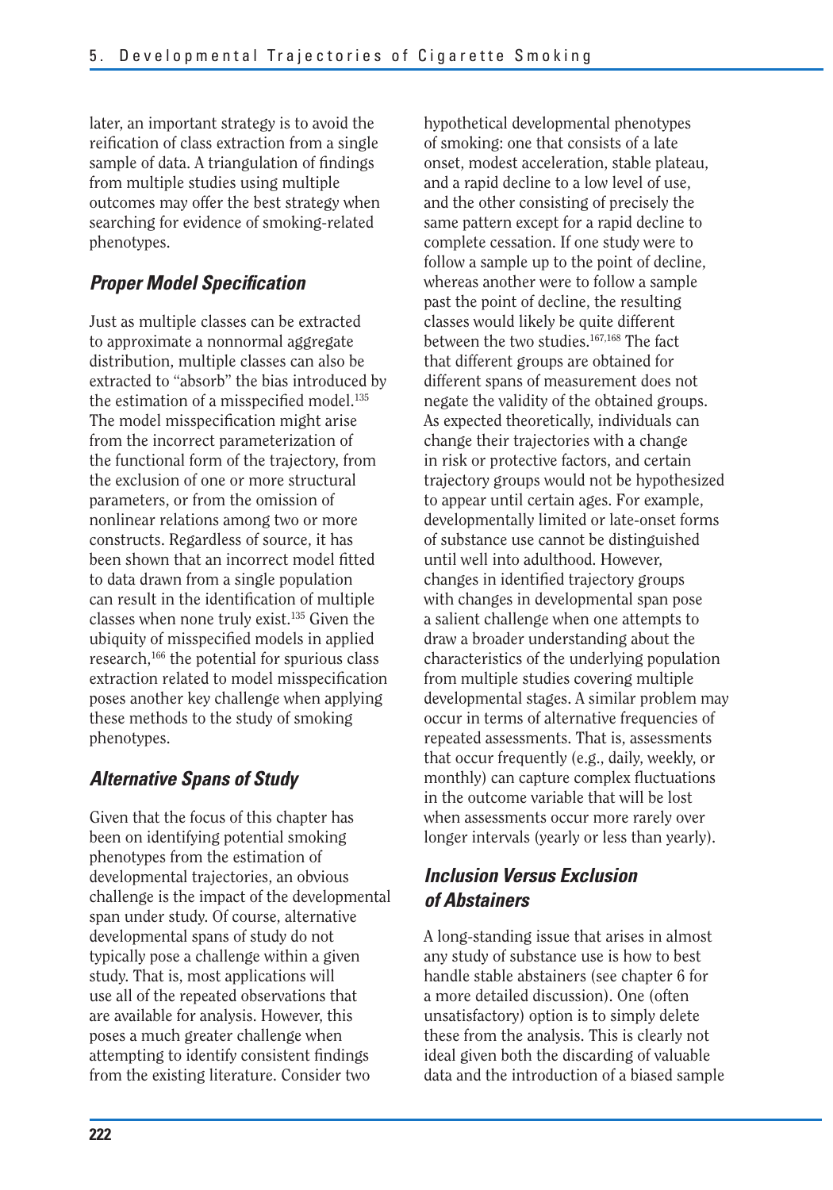later, an important strategy is to avoid the reification of class extraction from a single sample of data. A triangulation of findings from multiple studies using multiple outcomes may offer the best strategy when searching for evidence of smoking-related phenotypes.

### *Proper Model Specification*

Just as multiple classes can be extracted to approximate a nonnormal aggregate distribution, multiple classes can also be extracted to "absorb" the bias introduced by the estimation of a misspecified model.[135] The model misspecification might arise from the incorrect parameterization of the functional form of the trajectory, from the exclusion of one or more structural parameters, or from the omission of nonlinear relations among two or more constructs. Regardless of source, it has been shown that an incorrect model fitted to data drawn from a single population can result in the identification of multiple classes when none truly exist.[135] Given the ubiquity of misspecified models in applied research,[166] the potential for spurious class extraction related to model misspecification poses another key challenge when applying these methods to the study of smoking phenotypes.

### *Alternative Spans of Study*

Given that the focus of this chapter has been on identifying potential smoking phenotypes from the estimation of developmental trajectories, an obvious challenge is the impact of the developmental span under study. Of course, alternative developmental spans of study do not typically pose a challenge within a given study. That is, most applications will use all of the repeated observations that are available for analysis. However, this poses a much greater challenge when attempting to identify consistent findings from the existing literature. Consider two hypothetical developmental phenotypes of smoking: one that consists of a late onset, modest acceleration, stable plateau, and a rapid decline to a low level of use, and the other consisting of precisely the same pattern except for a rapid decline to complete cessation. If one study were to follow a sample up to the point of decline, whereas another were to follow a sample past the point of decline, the resulting classes would likely be quite different between the two studies.[167,168] The fact that different groups are obtained for different spans of measurement does not negate the validity of the obtained groups. As expected theoretically, individuals can change their trajectories with a change in risk or protective factors, and certain trajectory groups would not be hypothesized to appear until certain ages. For example, developmentally limited or late-onset forms of substance use cannot be distinguished until well into adulthood. However, changes in identified trajectory groups with changes in developmental span pose a salient challenge when one attempts to draw a broader understanding about the characteristics of the underlying population from multiple studies covering multiple developmental stages. A similar problem may occur in terms of alternative frequencies of repeated assessments. That is, assessments that occur frequently (e.g., daily, weekly, or monthly) can capture complex fluctuations in the outcome variable that will be lost when assessments occur more rarely over longer intervals (yearly or less than yearly).

### *Inclusion Versus Exclusion of Abstainers*

A long-standing issue that arises in almost any study of substance use is how to best handle stable abstainers (see chapter 6 for a more detailed discussion). One (often unsatisfactory) option is to simply delete these from the analysis. This is clearly not ideal given both the discarding of valuable data and the introduction of a biased sample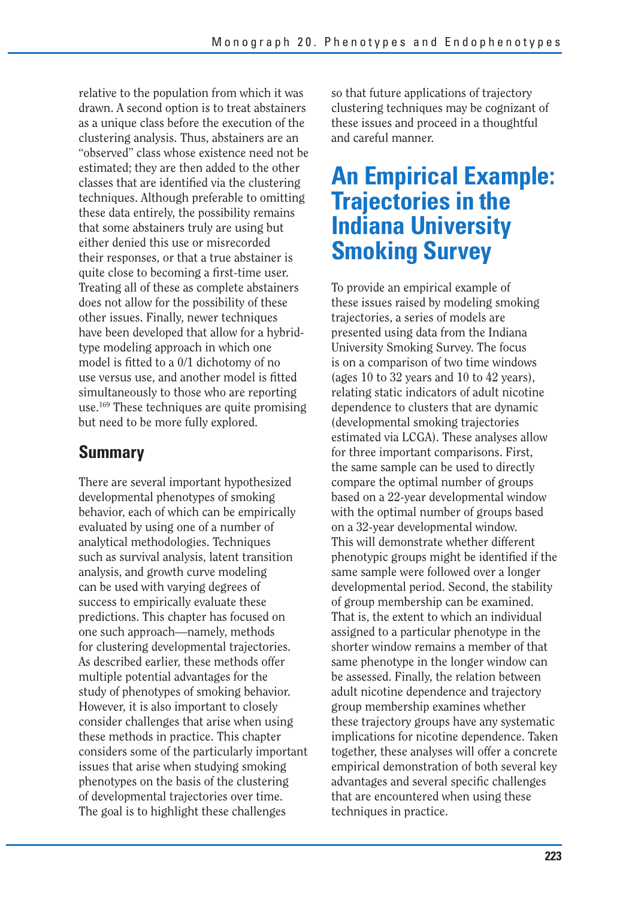relative to the population from which it was drawn. A second option is to treat abstainers as a unique class before the execution of the clustering analysis. Thus, abstainers are an "observed" class whose existence need not be estimated; they are then added to the other classes that are identified via the clustering techniques. Although preferable to omitting these data entirely, the possibility remains that some abstainers truly are using but either denied this use or misrecorded their responses, or that a true abstainer is quite close to becoming a first-time user. Treating all of these as complete abstainers does not allow for the possibility of these other issues. Finally, newer techniques have been developed that allow for a hybrid-type modeling approach in which one model is fitted to a 0/1 dichotomy of no use versus use, and another model is fitted simultaneously to those who are reporting use.[169] These techniques are quite promising but need to be more fully explored.

## Summary

There are several important hypothesized developmental phenotypes of smoking behavior, each of which can be empirically evaluated by using one of a number of analytical methodologies. Techniques such as survival analysis, latent transition analysis, and growth curve modeling can be used with varying degrees of success to empirically evaluate these predictions. This chapter has focused on one such approach—namely, methods for clustering developmental trajectories. As described earlier, these methods offer multiple potential advantages for the study of phenotypes of smoking behavior. However, it is also important to closely consider challenges that arise when using these methods in practice. This chapter considers some of the particularly important issues that arise when studying smoking phenotypes on the basis of the clustering of developmental trajectories over time. The goal is to highlight these challenges so that future applications of trajectory clustering techniques may be cognizant of these issues and proceed in a thoughtful and careful manner.

# An Empirical Example: Trajectories in the Indiana University Smoking Survey

To provide an empirical example of these issues raised by modeling smoking trajectories, a series of models are presented using data from the Indiana University Smoking Survey. The focus is on a comparison of two time windows (ages 10 to 32 years and 10 to 42 years), relating static indicators of adult nicotine dependence to clusters that are dynamic (developmental smoking trajectories estimated via LCGA). These analyses allow for three important comparisons. First, the same sample can be used to directly compare the optimal number of groups based on a 22-year developmental window with the optimal number of groups based on a 32-year developmental window. This will demonstrate whether different phenotypic groups might be identified if the same sample were followed over a longer developmental period. Second, the stability of group membership can be examined. That is, the extent to which an individual assigned to a particular phenotype in the shorter window remains a member of that same phenotype in the longer window can be assessed. Finally, the relation between adult nicotine dependence and trajectory group membership examines whether these trajectory groups have any systematic implications for nicotine dependence. Taken together, these analyses will offer a concrete empirical demonstration of both several key advantages and several specific challenges that are encountered when using these techniques in practice.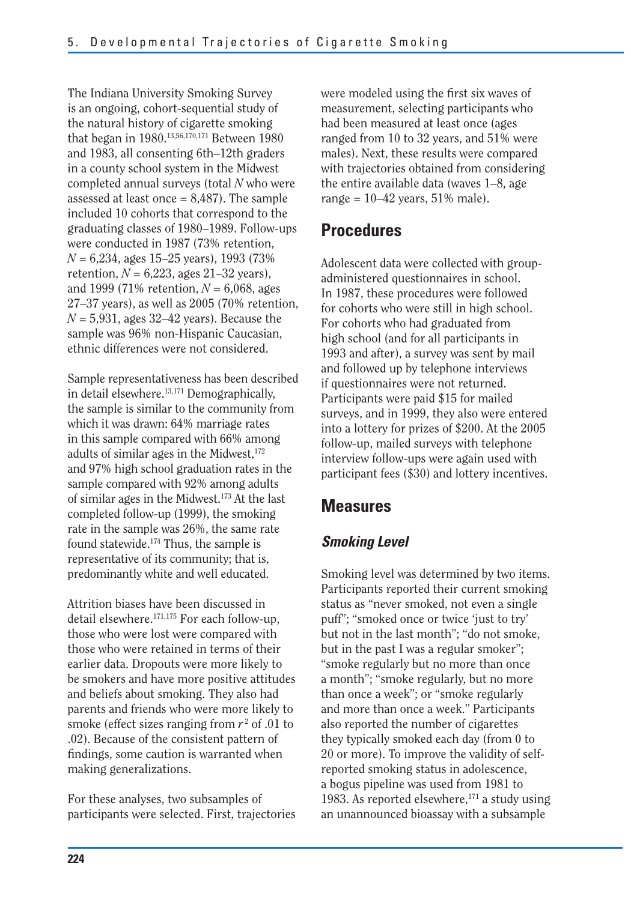The Indiana University Smoking Survey is an ongoing, cohort-sequential study of the natural history of cigarette smoking that began in 1980.[13,56,170,171] Between 1980 and 1983, all consenting 6th–12th graders in a county school system in the Midwest completed annual surveys (total $N$ who were assessed at least once = 8,487). The sample included 10 cohorts that correspond to the graduating classes of 1980–1989. Follow-ups were conducted in 1987 (73% retention, $N$ = 6,234, ages 15–25 years), 1993 (73% retention, $N$ = 6,223, ages 21–32 years), and 1999 (71% retention, $N$ = 6,068, ages 27–37 years), as well as 2005 (70% retention, $N$ = 5,931, ages 32–42 years). Because the sample was 96% non-Hispanic Caucasian, ethnic differences were not considered.

Sample representativeness has been described in detail elsewhere.[13,171] Demographically, the sample is similar to the community from which it was drawn: 64% marriage rates in this sample compared with 66% among adults of similar ages in the Midwest,[172] and 97% high school graduation rates in the sample compared with 92% among adults of similar ages in the Midwest.[173] At the last completed follow-up (1999), the smoking rate in the sample was 26%, the same rate found statewide.[174] Thus, the sample is representative of its community; that is, predominantly white and well educated.

Attrition biases have been discussed in detail elsewhere.[171,175] For each follow-up, those who were lost were compared with those who were retained in terms of their earlier data. Dropouts were more likely to be smokers and have more positive attitudes and beliefs about smoking. They also had parents and friends who were more likely to smoke (effect sizes ranging from $r^2$ of .01 to .02). Because of the consistent pattern of findings, some caution is warranted when making generalizations.

For these analyses, two subsamples of participants were selected. First, trajectories were modeled using the first six waves of measurement, selecting participants who had been measured at least once (ages ranged from 10 to 32 years, and 51% were males). Next, these results were compared with trajectories obtained from considering the entire available data (waves 1–8, age range = 10–42 years, 51% male).

## Procedures

Adolescent data were collected with group-administered questionnaires in school. In 1987, these procedures were followed for cohorts who were still in high school. For cohorts who had graduated from high school (and for all participants in 1993 and after), a survey was sent by mail and followed up by telephone interviews if questionnaires were not returned. Participants were paid $15 for mailed surveys, and in 1999, they also were entered into a lottery for prizes of $200. At the 2005 follow-up, mailed surveys with telephone interview follow-ups were again used with participant fees ($30) and lottery incentives.

## Measures

### *Smoking Level*

Smoking level was determined by two items. Participants reported their current smoking status as "never smoked, not even a single puff"; "smoked once or twice 'just to try' but not in the last month"; "do not smoke, but in the past I was a regular smoker"; "smoke regularly but no more than once a month"; "smoke regularly, but no more than once a week"; or "smoke regularly and more than once a week." Participants also reported the number of cigarettes they typically smoked each day (from 0 to 20 or more). To improve the validity of self-reported smoking status in adolescence, a bogus pipeline was used from 1981 to 1983. As reported elsewhere,[171] a study using an unannounced bioassay with a subsample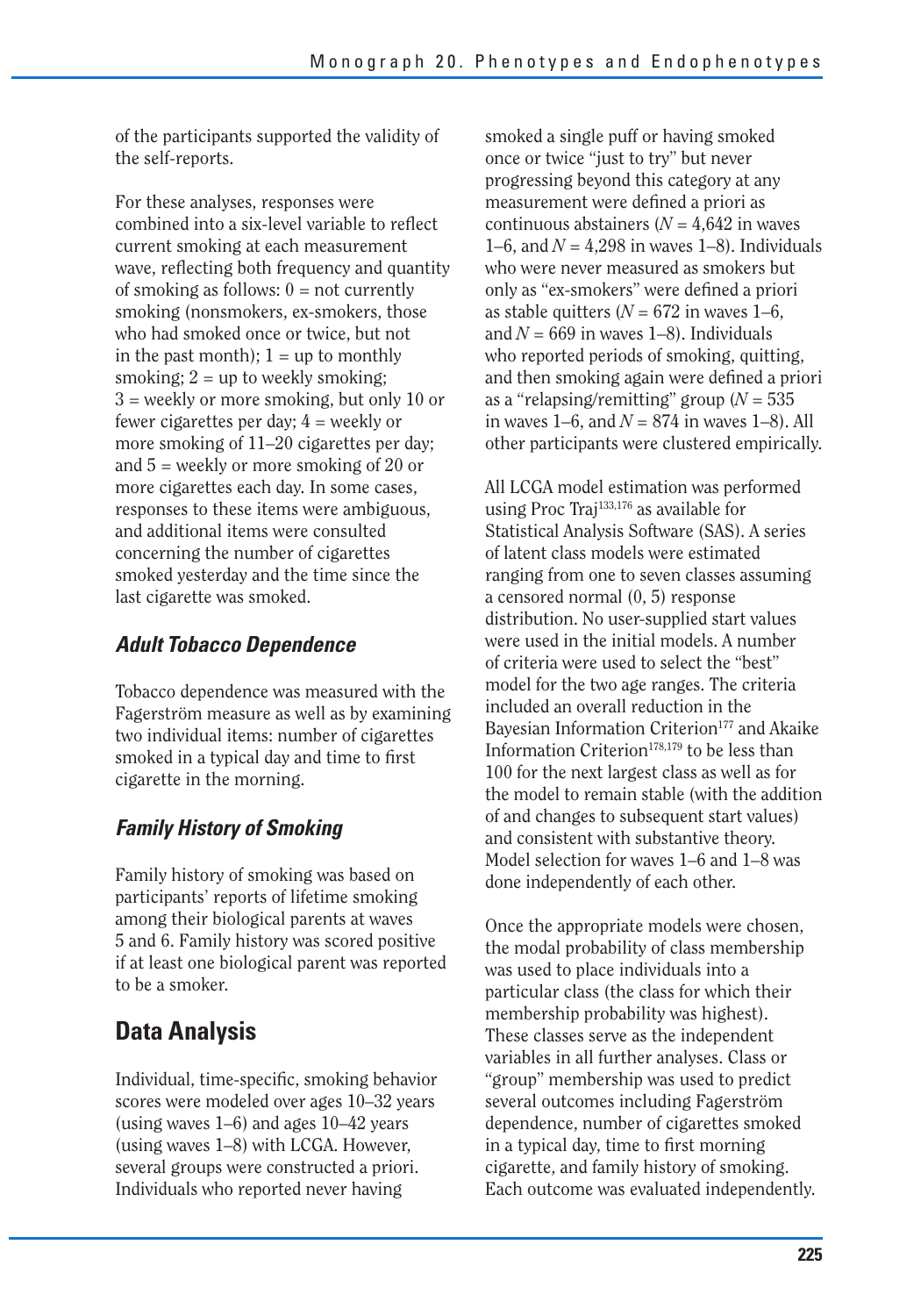of the participants supported the validity of the self-reports.

For these analyses, responses were combined into a six-level variable to reflect current smoking at each measurement wave, reflecting both frequency and quantity of smoking as follows: 0 = not currently smoking (nonsmokers, ex-smokers, those who had smoked once or twice, but not in the past month); 1 = up to monthly smoking; 2 = up to weekly smoking; 3 = weekly or more smoking, but only 10 or fewer cigarettes per day; 4 = weekly or more smoking of 11–20 cigarettes per day; and 5 = weekly or more smoking of 20 or more cigarettes each day. In some cases, responses to these items were ambiguous, and additional items were consulted concerning the number of cigarettes smoked yesterday and the time since the last cigarette was smoked.

### *Adult Tobacco Dependence*

Tobacco dependence was measured with the Fagerström measure as well as by examining two individual items: number of cigarettes smoked in a typical day and time to first cigarette in the morning.

### *Family History of Smoking*

Family history of smoking was based on participants' reports of lifetime smoking among their biological parents at waves 5 and 6. Family history was scored positive if at least one biological parent was reported to be a smoker.

## Data Analysis

Individual, time-specific, smoking behavior scores were modeled over ages 10–32 years (using waves 1–6) and ages 10–42 years (using waves 1–8) with LCGA. However, several groups were constructed a priori. Individuals who reported never having smoked a single puff or having smoked once or twice "just to try" but never progressing beyond this category at any measurement were defined a priori as continuous abstainers ($N = 4,642$ in waves 1–6, and $N = 4,298$ in waves 1–8). Individuals who were never measured as smokers but only as "ex-smokers" were defined a priori as stable quitters ($N = 672$ in waves 1–6, and $N = 669$ in waves 1–8). Individuals who reported periods of smoking, quitting, and then smoking again were defined a priori as a "relapsing/remitting" group ($N = 535$ in waves 1–6, and $N = 874$ in waves 1–8). All other participants were clustered empirically.

All LCGA model estimation was performed using Proc Traj[133,176] as available for Statistical Analysis Software (SAS). A series of latent class models were estimated ranging from one to seven classes assuming a censored normal (0, 5) response distribution. No user-supplied start values were used in the initial models. A number of criteria were used to select the "best" model for the two age ranges. The criteria included an overall reduction in the Bayesian Information Criterion[177] and Akaike Information Criterion[178,179] to be less than 100 for the next largest class as well as for the model to remain stable (with the addition of and changes to subsequent start values) and consistent with substantive theory. Model selection for waves 1–6 and 1–8 was done independently of each other.

Once the appropriate models were chosen, the modal probability of class membership was used to place individuals into a particular class (the class for which their membership probability was highest). These classes serve as the independent variables in all further analyses. Class or "group" membership was used to predict several outcomes including Fagerström dependence, number of cigarettes smoked in a typical day, time to first morning cigarette, and family history of smoking. Each outcome was evaluated independently.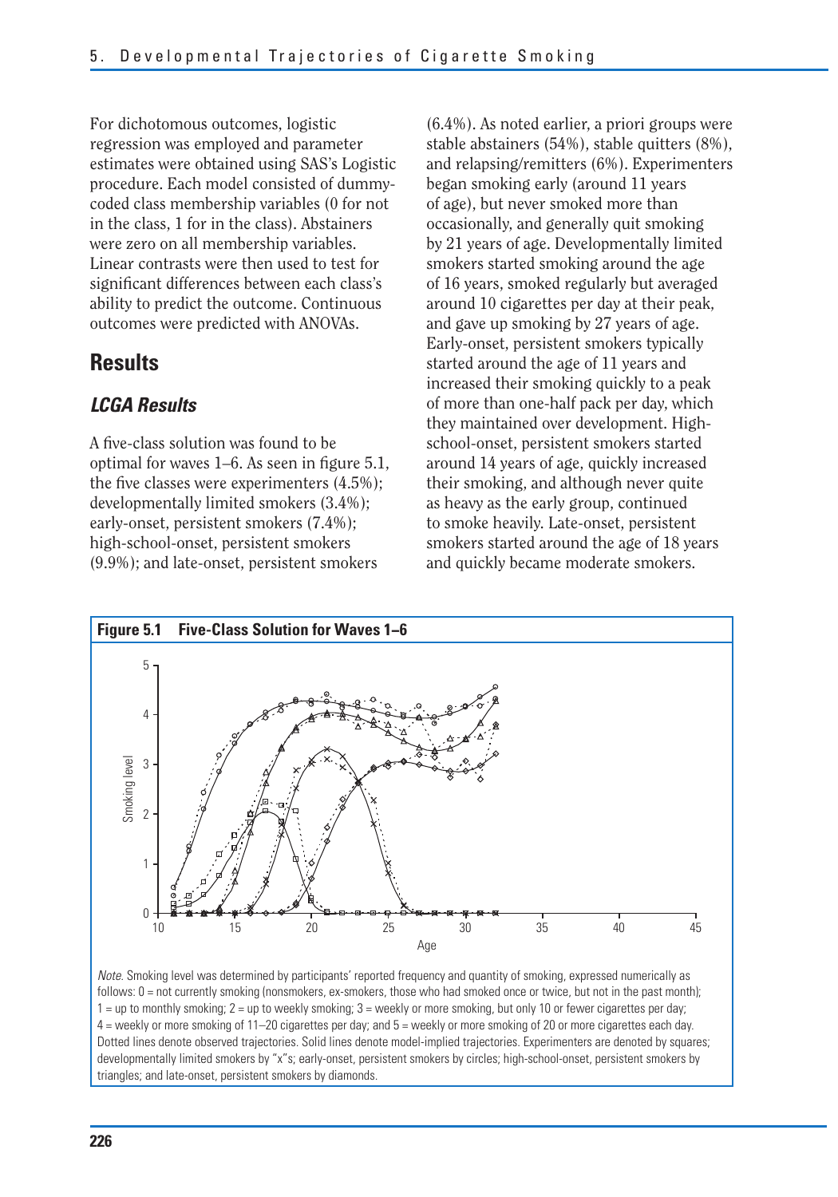For dichotomous outcomes, logistic regression was employed and parameter estimates were obtained using SAS's Logistic procedure. Each model consisted of dummy-coded class membership variables (0 for not in the class, 1 for in the class). Abstainers were zero on all membership variables. Linear contrasts were then used to test for significant differences between each class's ability to predict the outcome. Continuous outcomes were predicted with ANOVAs.

## Results

### *LCGA Results*

A five-class solution was found to be optimal for waves 1–6. As seen in figure 5.1, the five classes were experimenters (4.5%); developmentally limited smokers (3.4%); early-onset, persistent smokers (7.4%); high-school-onset, persistent smokers (9.9%); and late-onset, persistent smokers (6.4%). As noted earlier, a priori groups were stable abstainers (54%), stable quitters (8%), and relapsing/remitters (6%). Experimenters began smoking early (around 11 years of age), but never smoked more than occasionally, and generally quit smoking by 21 years of age. Developmentally limited smokers started smoking around the age of 16 years, smoked regularly but averaged around 10 cigarettes per day at their peak, and gave up smoking by 27 years of age. Early-onset, persistent smokers typically started around the age of 11 years and increased their smoking quickly to a peak of more than one-half pack per day, which they maintained over development. High-school-onset, persistent smokers started around 14 years of age, quickly increased their smoking, and although never quite as heavy as the early group, continued to smoke heavily. Late-onset, persistent smokers started around the age of 18 years and quickly became moderate smokers.

**Figure 5.1 Five-Class Solution for Waves 1–6**

*Note.* Smoking level was determined by participants' reported frequency and quantity of smoking, expressed numerically as follows: 0 = not currently smoking (nonsmokers, ex-smokers, those who had smoked once or twice, but not in the past month); 1 = up to monthly smoking; 2 = up to weekly smoking; 3 = weekly or more smoking, but only 10 or fewer cigarettes per day; 4 = weekly or more smoking of 11–20 cigarettes per day; and 5 = weekly or more smoking of 20 or more cigarettes each day. Dotted lines denote observed trajectories. Solid lines denote model-implied trajectories. Experimenters are denoted by squares; developmentally limited smokers by "x"s; early-onset, persistent smokers by circles; high-school-onset, persistent smokers by triangles; and late-onset, persistent smokers by diamonds.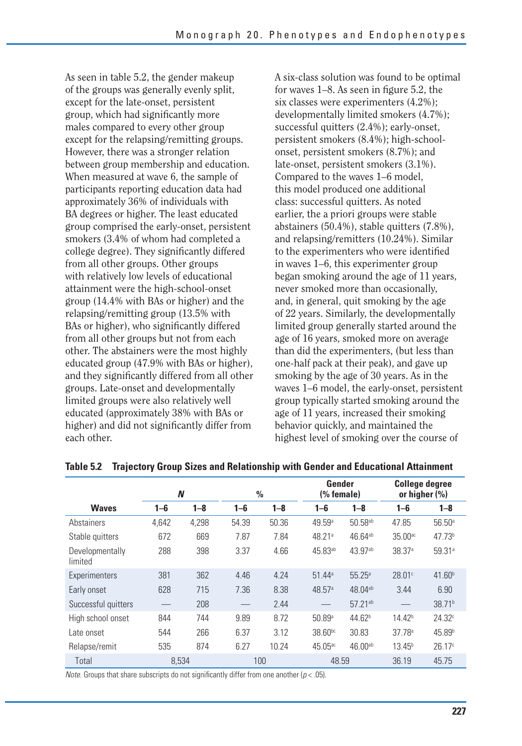As seen in table 5.2, the gender makeup of the groups was generally evenly split, except for the late-onset, persistent group, which had significantly more males compared to every other group except for the relapsing/remitting groups. However, there was a stronger relation between group membership and education. When measured at wave 6, the sample of participants reporting education data had approximately 36% of individuals with BA degrees or higher. The least educated group comprised the early-onset, persistent smokers (3.4% of whom had completed a college degree). They significantly differed from all other groups. Other groups with relatively low levels of educational attainment were the high-school-onset group (14.4% with BAs or higher) and the relapsing/remitting group (13.5% with BAs or higher), who significantly differed from all other groups but not from each other. The abstainers were the most highly educated group (47.9% with BAs or higher), and they significantly differed from all other groups. Late-onset and developmentally limited groups were also relatively well educated (approximately 38% with BAs or higher) and did not significantly differ from each other.

A six-class solution was found to be optimal for waves 1–8. As seen in figure 5.2, the six classes were experimenters (4.2%); developmentally limited smokers (4.7%); successful quitters (2.4%); early-onset, persistent smokers (8.4%); high-school-onset, persistent smokers (8.7%); and late-onset, persistent smokers (3.1%). Compared to the waves 1–6 model, this model produced one additional class: successful quitters. As noted earlier, the a priori groups were stable abstainers (50.4%), stable quitters (7.8%), and relapsing/remitters (10.24%). Similar to the experimenters who were identified in waves 1–6, this experimenter group began smoking around the age of 11 years, never smoked more than occasionally, and, in general, quit smoking by the age of 22 years. Similarly, the developmentally limited group generally started around the age of 16 years, smoked more on average than did the experimenters, (but less than one-half pack at their peak), and gave up smoking by the age of 30 years. As in the waves 1–6 model, the early-onset, persistent group typically started smoking around the age of 11 years, increased their smoking behavior quickly, and maintained the highest level of smoking over the course of

**Table 5.2 Trajectory Group Sizes and Relationship with Gender and Educational Attainment**

| | N | | % | | Gender (% female) | | College degree or higher (%) | |
|---|---|---|---|---|---|---|---|---|
| **Waves** | **1–6** | **1–8** | **1–6** | **1–8** | **1–6** | **1–8** | **1–6** | **1–8** |
| Abstainers | 4,642 | 4,298 | 54.39 | 50.36 | 49.59[a] | 50.58[ab] | 47.85 | 56.50[a] |
| Stable quitters | 672 | 669 | 7.87 | 7.84 | 48.21[a] | 46.64[ab] | 35.00[ac] | 47.73[b] |
| Developmentally limited | 288 | 398 | 3.37 | 4.66 | 45.83[ab] | 43.97[ab] | 38.37[a] | 59.31[a] |
| Experimenters | 381 | 362 | 4.46 | 4.24 | 51.44[a] | 55.25[a] | 28.01[c] | 41.60[b] |
| Early onset | 628 | 715 | 7.36 | 8.38 | 48.57[a] | 48.04[ab] | 3.44 | 6.90 |
| Successful quitters | — | 208 | — | 2.44 | — | 57.21[ab] | — | 38.71[b] |
| High school onset | 844 | 744 | 9.89 | 8.72 | 50.89[a] | 44.62[b] | 14.42[b] | 24.32[c] |
| Late onset | 544 | 266 | 6.37 | 3.12 | 38.60[bc] | 30.83 | 37.78[a] | 45.89[b] |
| Relapse/remit | 535 | 874 | 6.27 | 10.24 | 45.05[ac] | 46.00[ab] | 13.45[b] | 26.17[c] |
| Total | 8,534 | | 100 | | 48.59 | | 36.19 | 45.75 |

*Note.* Groups that share subscripts do not significantly differ from one another ($p < .05$).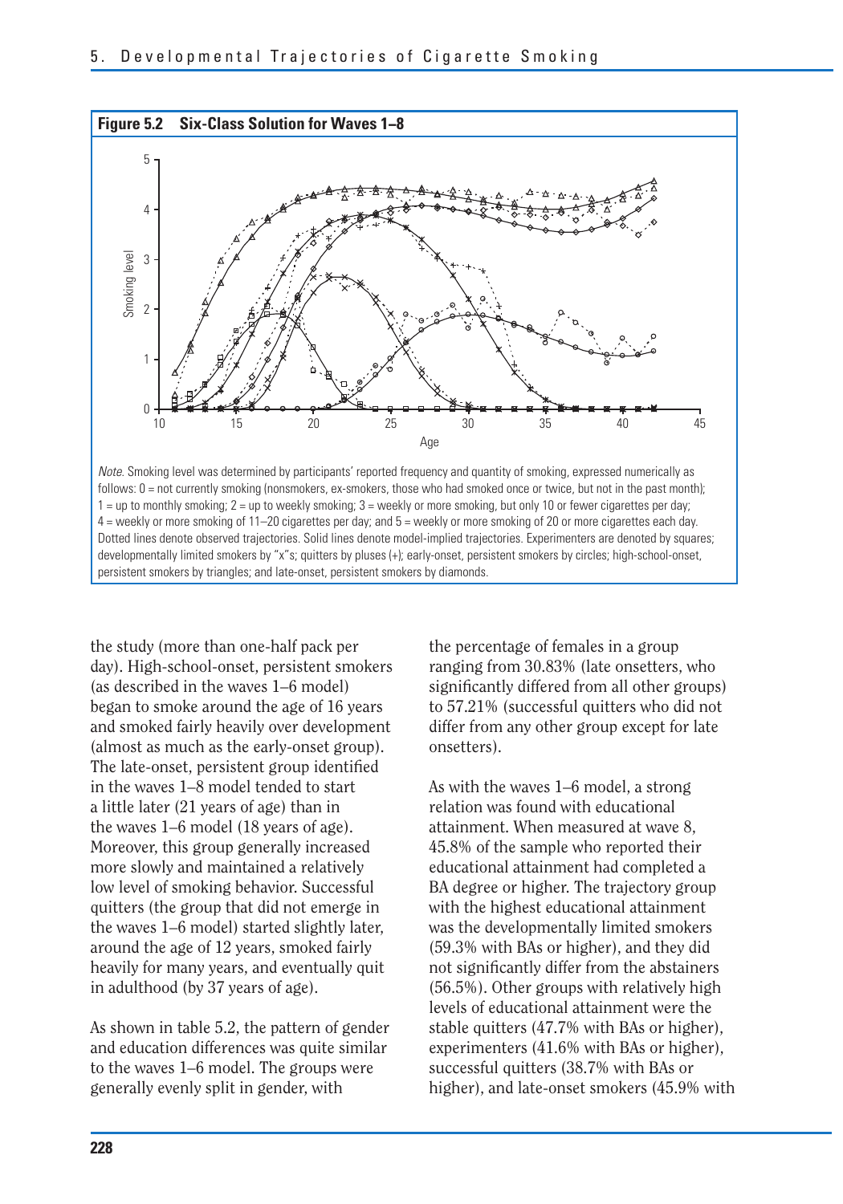**Figure 5.2 Six-Class Solution for Waves 1–8**

*Note.* Smoking level was determined by participants' reported frequency and quantity of smoking, expressed numerically as follows: 0 = not currently smoking (nonsmokers, ex-smokers, those who had smoked once or twice, but not in the past month); 1 = up to monthly smoking; 2 = up to weekly smoking; 3 = weekly or more smoking, but only 10 or fewer cigarettes per day; 4 = weekly or more smoking of 11–20 cigarettes per day; and 5 = weekly or more smoking of 20 or more cigarettes each day. Dotted lines denote observed trajectories. Solid lines denote model-implied trajectories. Experimenters are denoted by squares; developmentally limited smokers by "x"s; quitters by pluses (+); early-onset, persistent smokers by circles; high-school-onset, persistent smokers by triangles; and late-onset, persistent smokers by diamonds.

the study (more than one-half pack per day). High-school-onset, persistent smokers (as described in the waves 1–6 model) began to smoke around the age of 16 years and smoked fairly heavily over development (almost as much as the early-onset group). The late-onset, persistent group identified in the waves 1–8 model tended to start a little later (21 years of age) than in the waves 1–6 model (18 years of age). Moreover, this group generally increased more slowly and maintained a relatively low level of smoking behavior. Successful quitters (the group that did not emerge in the waves 1–6 model) started slightly later, around the age of 12 years, smoked fairly heavily for many years, and eventually quit in adulthood (by 37 years of age).

As shown in table 5.2, the pattern of gender and education differences was quite similar to the waves 1–6 model. The groups were generally evenly split in gender, with the percentage of females in a group ranging from 30.83% (late onsetters, who significantly differed from all other groups) to 57.21% (successful quitters who did not differ from any other group except for late onsetters).

As with the waves 1–6 model, a strong relation was found with educational attainment. When measured at wave 8, 45.8% of the sample who reported their educational attainment had completed a BA degree or higher. The trajectory group with the highest educational attainment was the developmentally limited smokers (59.3% with BAs or higher), and they did not significantly differ from the abstainers (56.5%). Other groups with relatively high levels of educational attainment were the stable quitters (47.7% with BAs or higher), experimenters (41.6% with BAs or higher), successful quitters (38.7% with BAs or higher), and late-onset smokers (45.9% with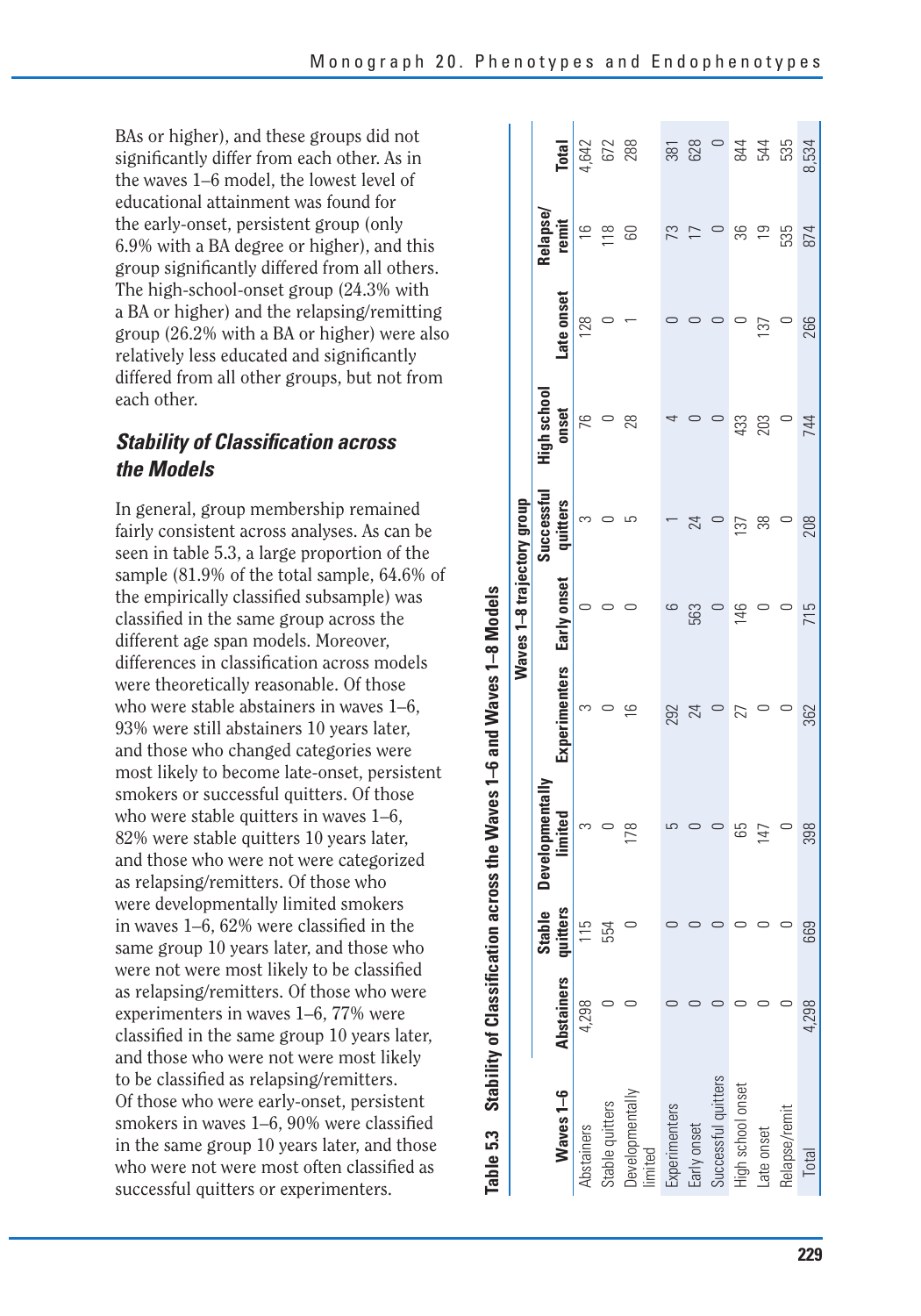BAs or higher), and these groups did not significantly differ from each other. As in the waves 1–6 model, the lowest level of educational attainment was found for the early-onset, persistent group (only 6.9% with a BA degree or higher), and this group significantly differed from all others. The high-school-onset group (24.3% with a BA or higher) and the relapsing/remitting group (26.2% with a BA or higher) were also relatively less educated and significantly differed from all other groups, but not from each other.

### *Stability of Classification across the Models*

In general, group membership remained fairly consistent across analyses. As can be seen in table 5.3, a large proportion of the sample (81.9% of the total sample, 64.6% of the empirically classified subsample) was classified in the same group across the different age span models. Moreover, differences in classification across models were theoretically reasonable. Of those who were stable abstainers in waves 1–6, 93% were still abstainers 10 years later, and those who changed categories were most likely to become late-onset, persistent smokers or successful quitters. Of those who were stable quitters in waves 1–6, 82% were stable quitters 10 years later, and those who were not were categorized as relapsing/remitters. Of those who were developmentally limited smokers in waves 1–6, 62% were classified in the same group 10 years later, and those who were not were most likely to be classified as relapsing/remitters. Of those who were experimenters in waves 1–6, 77% were classified in the same group 10 years later, and those who were not were most likely to be classified as relapsing/remitters. Of those who were early-onset, persistent smokers in waves 1–6, 90% were classified in the same group 10 years later, and those who were not were most often classified as successful quitters or experimenters.

**Table 5.3 Stability of Classification across the Waves 1–6 and Waves 1–8 Models**

| | Waves 1–8 trajectory group | | | | | | | | | |
|---|---|---|---|---|---|---|---|---|---|---|
| **Waves 1–6** | **Abstainers** | **Stable quitters** | **Developmentally limited** | **Experimenters** | **Early onset** | **Successful quitters** | **High school onset** | **Late onset** | **Relapse/ remit** | **Total** |
| Abstainers | 4,298 | 115 | 3 | 3 | 0 | 3 | 76 | 128 | 16 | 4,642 |
| Stable quitters | 0 | 554 | 0 | 0 | 0 | 0 | 0 | 0 | 118 | 672 |
| Developmentally limited | 0 | 0 | 178 | 16 | 0 | 5 | 28 | 1 | 60 | 288 |
| Experimenters | 0 | 0 | 5 | 292 | 6 | 1 | 4 | 0 | 73 | 381 |
| Early onset | 0 | 0 | 0 | 24 | 563 | 24 | 0 | 0 | 17 | 628 |
| Successful quitters | 0 | 0 | 0 | 0 | 0 | 0 | 0 | 0 | 0 | 0 |
| High school onset | 0 | 0 | 65 | 27 | 146 | 137 | 433 | 0 | 36 | 844 |
| Late onset | 0 | 0 | 147 | 0 | 0 | 38 | 203 | 137 | 19 | 544 |
| Relapse/remit | 0 | 0 | 0 | 0 | 0 | 0 | 0 | 0 | 535 | 535 |
| Total | 4,298 | 669 | 398 | 362 | 715 | 208 | 744 | 266 | 874 | 8,534 |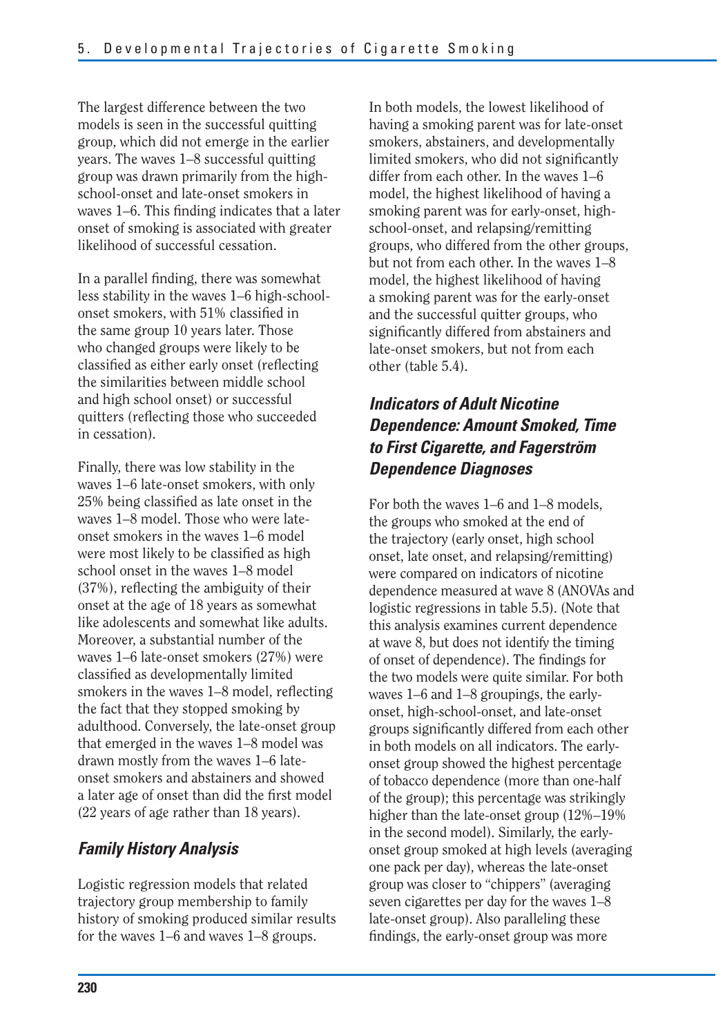The largest difference between the two models is seen in the successful quitting group, which did not emerge in the earlier years. The waves 1–8 successful quitting group was drawn primarily from the high-school-onset and late-onset smokers in waves 1–6. This finding indicates that a later onset of smoking is associated with greater likelihood of successful cessation.

In a parallel finding, there was somewhat less stability in the waves 1–6 high-school-onset smokers, with 51% classified in the same group 10 years later. Those who changed groups were likely to be classified as either early onset (reflecting the similarities between middle school and high school onset) or successful quitters (reflecting those who succeeded in cessation).

Finally, there was low stability in the waves 1–6 late-onset smokers, with only 25% being classified as late onset in the waves 1–8 model. Those who were late-onset smokers in the waves 1–6 model were most likely to be classified as high school onset in the waves 1–8 model (37%), reflecting the ambiguity of their onset at the age of 18 years as somewhat like adolescents and somewhat like adults. Moreover, a substantial number of the waves 1–6 late-onset smokers (27%) were classified as developmentally limited smokers in the waves 1–8 model, reflecting the fact that they stopped smoking by adulthood. Conversely, the late-onset group that emerged in the waves 1–8 model was drawn mostly from the waves 1–6 late-onset smokers and abstainers and showed a later age of onset than did the first model (22 years of age rather than 18 years).

### *Family History Analysis*

Logistic regression models that related trajectory group membership to family history of smoking produced similar results for the waves 1–6 and waves 1–8 groups.

In both models, the lowest likelihood of having a smoking parent was for late-onset smokers, abstainers, and developmentally limited smokers, who did not significantly differ from each other. In the waves 1–6 model, the highest likelihood of having a smoking parent was for early-onset, high-school-onset, and relapsing/remitting groups, who differed from the other groups, but not from each other. In the waves 1–8 model, the highest likelihood of having a smoking parent was for the early-onset and the successful quitter groups, who significantly differed from abstainers and late-onset smokers, but not from each other (table 5.4).

### *Indicators of Adult Nicotine Dependence: Amount Smoked, Time to First Cigarette, and Fagerström Dependence Diagnoses*

For both the waves 1–6 and 1–8 models, the groups who smoked at the end of the trajectory (early onset, high school onset, late onset, and relapsing/remitting) were compared on indicators of nicotine dependence measured at wave 8 (ANOVAs and logistic regressions in table 5.5). (Note that this analysis examines current dependence at wave 8, but does not identify the timing of onset of dependence). The findings for the two models were quite similar. For both waves 1–6 and 1–8 groupings, the early-onset, high-school-onset, and late-onset groups significantly differed from each other in both models on all indicators. The early-onset group showed the highest percentage of tobacco dependence (more than one-half of the group); this percentage was strikingly higher than the late-onset group (12%–19% in the second model). Similarly, the early-onset group smoked at high levels (averaging one pack per day), whereas the late-onset group was closer to "chippers" (averaging seven cigarettes per day for the waves 1–8 late-onset group). Also paralleling these findings, the early-onset group was more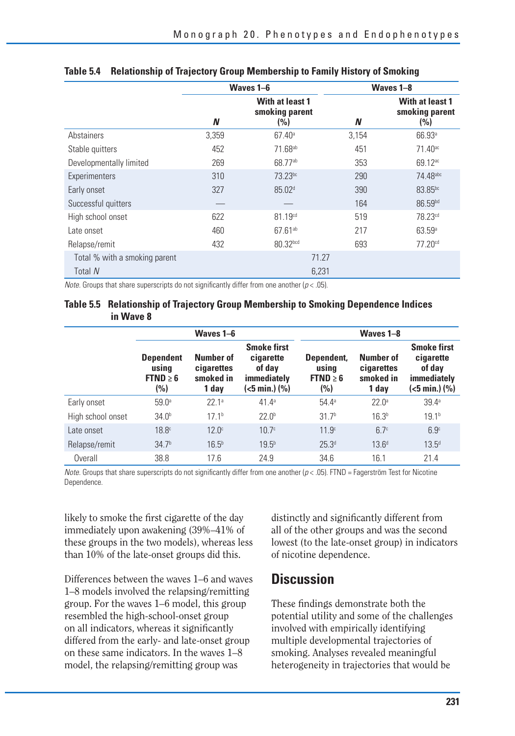**Table 5.4 Relationship of Trajectory Group Membership to Family History of Smoking**

| | Waves 1–6 | | Waves 1–8 | |
|---|---|---|---|---|
| | *N* | With at least 1 smoking parent (%) | *N* | With at least 1 smoking parent (%) |
| Abstainers | 3,359 | 67.40[a] | 3,154 | 66.93[a] |
| Stable quitters | 452 | 71.68[ab] | 451 | 71.40[ac] |
| Developmentally limited | 269 | 68.77[ab] | 353 | 69.12[ac] |
| Experimenters | 310 | 73.23[bc] | 290 | 74.48[abc] |
| Early onset | 327 | 85.02[d] | 390 | 83.85[bc] |
| Successful quitters | — | — | 164 | 86.59[bd] |
| High school onset | 622 | 81.19[cd] | 519 | 78.23[cd] |
| Late onset | 460 | 67.61[ab] | 217 | 63.59[a] |
| Relapse/remit | 432 | 80.32[bcd] | 693 | 77.20[cd] |
| Total % with a smoking parent | | 71.27 | | |
| Total *N* | | 6,231 | | |

*Note.* Groups that share superscripts do not significantly differ from one another ($p < .05$).

**Table 5.5 Relationship of Trajectory Group Membership to Smoking Dependence Indices in Wave 8**

| | Waves 1–6 | | | Waves 1–8 | | |
|---|---|---|---|---|---|---|
| | Dependent using FTND ≥ 6 (%) | Number of cigarettes smoked in 1 day | Smoke first cigarette of day immediately (<5 min.) (%) | Dependent, using FTND ≥ 6 (%) | Number of cigarettes smoked in 1 day | Smoke first cigarette of day immediately (<5 min.) (%) |
| Early onset | 59.0[a] | 22.1[a] | 41.4[a] | 54.4[a] | 22.0[a] | 39.4[a] |
| High school onset | 34.0[b] | 17.1[b] | 22.0[b] | 31.7[b] | 16.3[b] | 19.1[b] |
| Late onset | 18.8[c] | 12.0[c] | 10.7[c] | 11.9[c] | 6.7[c] | 6.9[c] |
| Relapse/remit | 34.7[b] | 16.5[b] | 19.5[b] | 25.3[d] | 13.6[d] | 13.5[d] |
| Overall | 38.8 | 17.6 | 24.9 | 34.6 | 16.1 | 21.4 |

*Note.* Groups that share superscripts do not significantly differ from one another ($p < .05$). FTND = Fagerström Test for Nicotine Dependence.

likely to smoke the first cigarette of the day immediately upon awakening (39%–41% of these groups in the two models), whereas less than 10% of the late-onset groups did this.

Differences between the waves 1–6 and waves 1–8 models involved the relapsing/remitting group. For the waves 1–6 model, this group resembled the high-school-onset group on all indicators, whereas it significantly differed from the early- and late-onset group on these same indicators. In the waves 1–8 model, the relapsing/remitting group was distinctly and significantly different from all of the other groups and was the second lowest (to the late-onset group) in indicators of nicotine dependence.

## Discussion

These findings demonstrate both the potential utility and some of the challenges involved with empirically identifying multiple developmental trajectories of smoking. Analyses revealed meaningful heterogeneity in trajectories that would be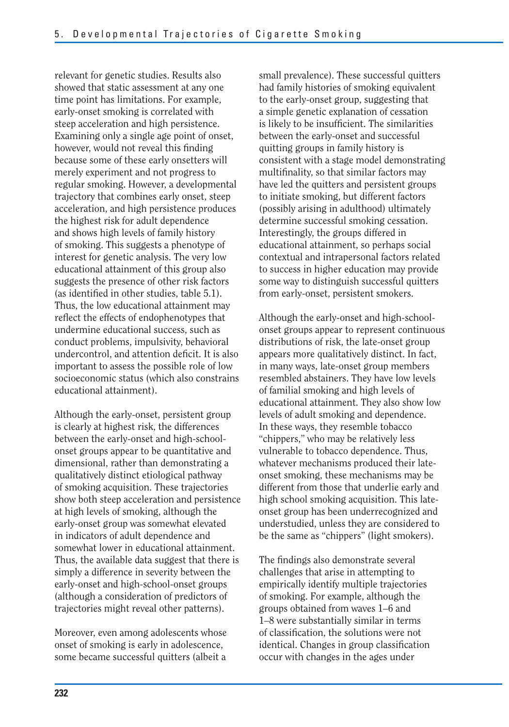relevant for genetic studies. Results also showed that static assessment at any one time point has limitations. For example, early-onset smoking is correlated with steep acceleration and high persistence. Examining only a single age point of onset, however, would not reveal this finding because some of these early onsetters will merely experiment and not progress to regular smoking. However, a developmental trajectory that combines early onset, steep acceleration, and high persistence produces the highest risk for adult dependence and shows high levels of family history of smoking. This suggests a phenotype of interest for genetic analysis. The very low educational attainment of this group also suggests the presence of other risk factors (as identified in other studies, table 5.1). Thus, the low educational attainment may reflect the effects of endophenotypes that undermine educational success, such as conduct problems, impulsivity, behavioral undercontrol, and attention deficit. It is also important to assess the possible role of low socioeconomic status (which also constrains educational attainment).

Although the early-onset, persistent group is clearly at highest risk, the differences between the early-onset and high-school-onset groups appear to be quantitative and dimensional, rather than demonstrating a qualitatively distinct etiological pathway of smoking acquisition. These trajectories show both steep acceleration and persistence at high levels of smoking, although the early-onset group was somewhat elevated in indicators of adult dependence and somewhat lower in educational attainment. Thus, the available data suggest that there is simply a difference in severity between the early-onset and high-school-onset groups (although a consideration of predictors of trajectories might reveal other patterns).

Moreover, even among adolescents whose onset of smoking is early in adolescence, some became successful quitters (albeit a small prevalence). These successful quitters had family histories of smoking equivalent to the early-onset group, suggesting that a simple genetic explanation of cessation is likely to be insufficient. The similarities between the early-onset and successful quitting groups in family history is consistent with a stage model demonstrating multifinality, so that similar factors may have led the quitters and persistent groups to initiate smoking, but different factors (possibly arising in adulthood) ultimately determine successful smoking cessation. Interestingly, the groups differed in educational attainment, so perhaps social contextual and intrapersonal factors related to success in higher education may provide some way to distinguish successful quitters from early-onset, persistent smokers.

Although the early-onset and high-school-onset groups appear to represent continuous distributions of risk, the late-onset group appears more qualitatively distinct. In fact, in many ways, late-onset group members resembled abstainers. They have low levels of familial smoking and high levels of educational attainment. They also show low levels of adult smoking and dependence. In these ways, they resemble tobacco "chippers," who may be relatively less vulnerable to tobacco dependence. Thus, whatever mechanisms produced their late-onset smoking, these mechanisms may be different from those that underlie early and high school smoking acquisition. This late-onset group has been underrecognized and understudied, unless they are considered to be the same as "chippers" (light smokers).

The findings also demonstrate several challenges that arise in attempting to empirically identify multiple trajectories of smoking. For example, although the groups obtained from waves 1–6 and 1–8 were substantially similar in terms of classification, the solutions were not identical. Changes in group classification occur with changes in the ages under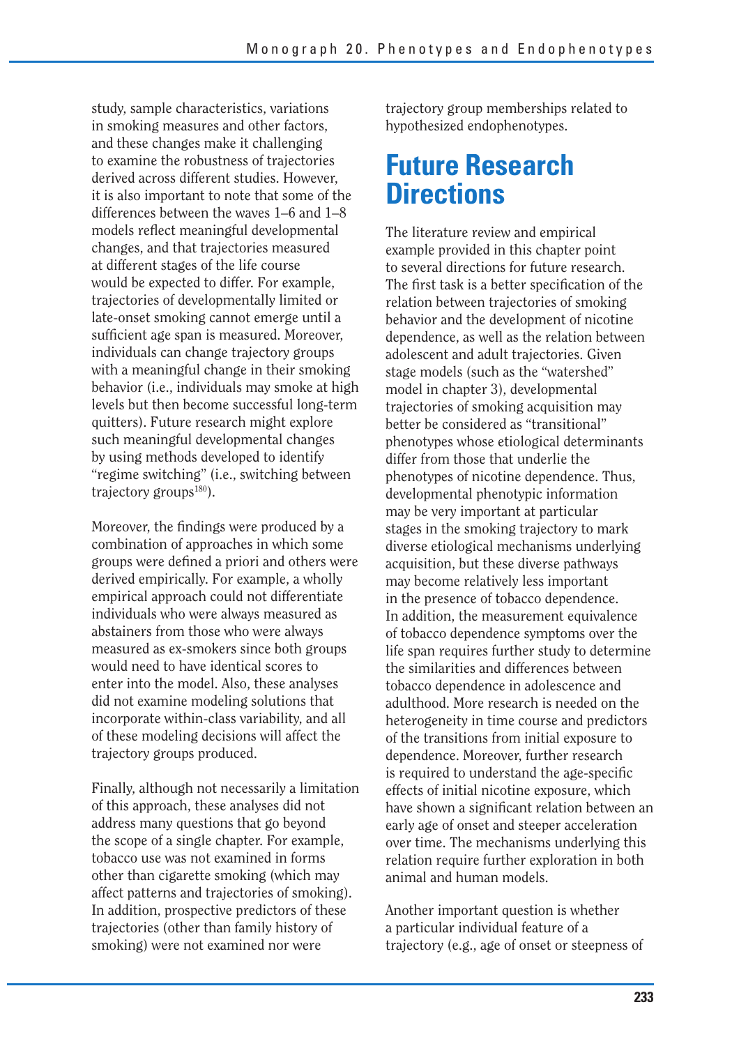study, sample characteristics, variations in smoking measures and other factors, and these changes make it challenging to examine the robustness of trajectories derived across different studies. However, it is also important to note that some of the differences between the waves 1–6 and 1–8 models reflect meaningful developmental changes, and that trajectories measured at different stages of the life course would be expected to differ. For example, trajectories of developmentally limited or late-onset smoking cannot emerge until a sufficient age span is measured. Moreover, individuals can change trajectory groups with a meaningful change in their smoking behavior (i.e., individuals may smoke at high levels but then become successful long-term quitters). Future research might explore such meaningful developmental changes by using methods developed to identify "regime switching" (i.e., switching between trajectory groups[180]).

Moreover, the findings were produced by a combination of approaches in which some groups were defined a priori and others were derived empirically. For example, a wholly empirical approach could not differentiate individuals who were always measured as abstainers from those who were always measured as ex-smokers since both groups would need to have identical scores to enter into the model. Also, these analyses did not examine modeling solutions that incorporate within-class variability, and all of these modeling decisions will affect the trajectory groups produced.

Finally, although not necessarily a limitation of this approach, these analyses did not address many questions that go beyond the scope of a single chapter. For example, tobacco use was not examined in forms other than cigarette smoking (which may affect patterns and trajectories of smoking). In addition, prospective predictors of these trajectories (other than family history of smoking) were not examined nor were trajectory group memberships related to hypothesized endophenotypes.

# Future Research Directions

The literature review and empirical example provided in this chapter point to several directions for future research. The first task is a better specification of the relation between trajectories of smoking behavior and the development of nicotine dependence, as well as the relation between adolescent and adult trajectories. Given stage models (such as the "watershed" model in chapter 3), developmental trajectories of smoking acquisition may better be considered as "transitional" phenotypes whose etiological determinants differ from those that underlie the phenotypes of nicotine dependence. Thus, developmental phenotypic information may be very important at particular stages in the smoking trajectory to mark diverse etiological mechanisms underlying acquisition, but these diverse pathways may become relatively less important in the presence of tobacco dependence. In addition, the measurement equivalence of tobacco dependence symptoms over the life span requires further study to determine the similarities and differences between tobacco dependence in adolescence and adulthood. More research is needed on the heterogeneity in time course and predictors of the transitions from initial exposure to dependence. Moreover, further research is required to understand the age-specific effects of initial nicotine exposure, which have shown a significant relation between an early age of onset and steeper acceleration over time. The mechanisms underlying this relation require further exploration in both animal and human models.

Another important question is whether a particular individual feature of a trajectory (e.g., age of onset or steepness of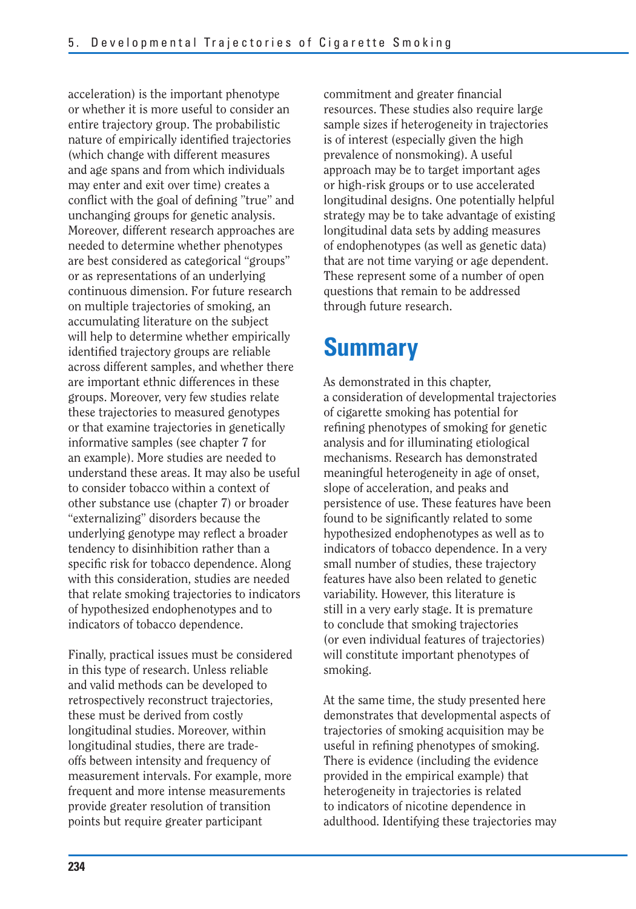acceleration) is the important phenotype or whether it is more useful to consider an entire trajectory group. The probabilistic nature of empirically identified trajectories (which change with different measures and age spans and from which individuals may enter and exit over time) creates a conflict with the goal of defining "true" and unchanging groups for genetic analysis. Moreover, different research approaches are needed to determine whether phenotypes are best considered as categorical "groups" or as representations of an underlying continuous dimension. For future research on multiple trajectories of smoking, an accumulating literature on the subject will help to determine whether empirically identified trajectory groups are reliable across different samples, and whether there are important ethnic differences in these groups. Moreover, very few studies relate these trajectories to measured genotypes or that examine trajectories in genetically informative samples (see chapter 7 for an example). More studies are needed to understand these areas. It may also be useful to consider tobacco within a context of other substance use (chapter 7) or broader "externalizing" disorders because the underlying genotype may reflect a broader tendency to disinhibition rather than a specific risk for tobacco dependence. Along with this consideration, studies are needed that relate smoking trajectories to indicators of hypothesized endophenotypes and to indicators of tobacco dependence.

Finally, practical issues must be considered in this type of research. Unless reliable and valid methods can be developed to retrospectively reconstruct trajectories, these must be derived from costly longitudinal studies. Moreover, within longitudinal studies, there are trade-offs between intensity and frequency of measurement intervals. For example, more frequent and more intense measurements provide greater resolution of transition points but require greater participant commitment and greater financial resources. These studies also require large sample sizes if heterogeneity in trajectories is of interest (especially given the high prevalence of nonsmoking). A useful approach may be to target important ages or high-risk groups or to use accelerated longitudinal designs. One potentially helpful strategy may be to take advantage of existing longitudinal data sets by adding measures of endophenotypes (as well as genetic data) that are not time varying or age dependent. These represent some of a number of open questions that remain to be addressed through future research.

# Summary

As demonstrated in this chapter, a consideration of developmental trajectories of cigarette smoking has potential for refining phenotypes of smoking for genetic analysis and for illuminating etiological mechanisms. Research has demonstrated meaningful heterogeneity in age of onset, slope of acceleration, and peaks and persistence of use. These features have been found to be significantly related to some hypothesized endophenotypes as well as to indicators of tobacco dependence. In a very small number of studies, these trajectory features have also been related to genetic variability. However, this literature is still in a very early stage. It is premature to conclude that smoking trajectories (or even individual features of trajectories) will constitute important phenotypes of smoking.

At the same time, the study presented here demonstrates that developmental aspects of trajectories of smoking acquisition may be useful in refining phenotypes of smoking. There is evidence (including the evidence provided in the empirical example) that heterogeneity in trajectories is related to indicators of nicotine dependence in adulthood. Identifying these trajectories may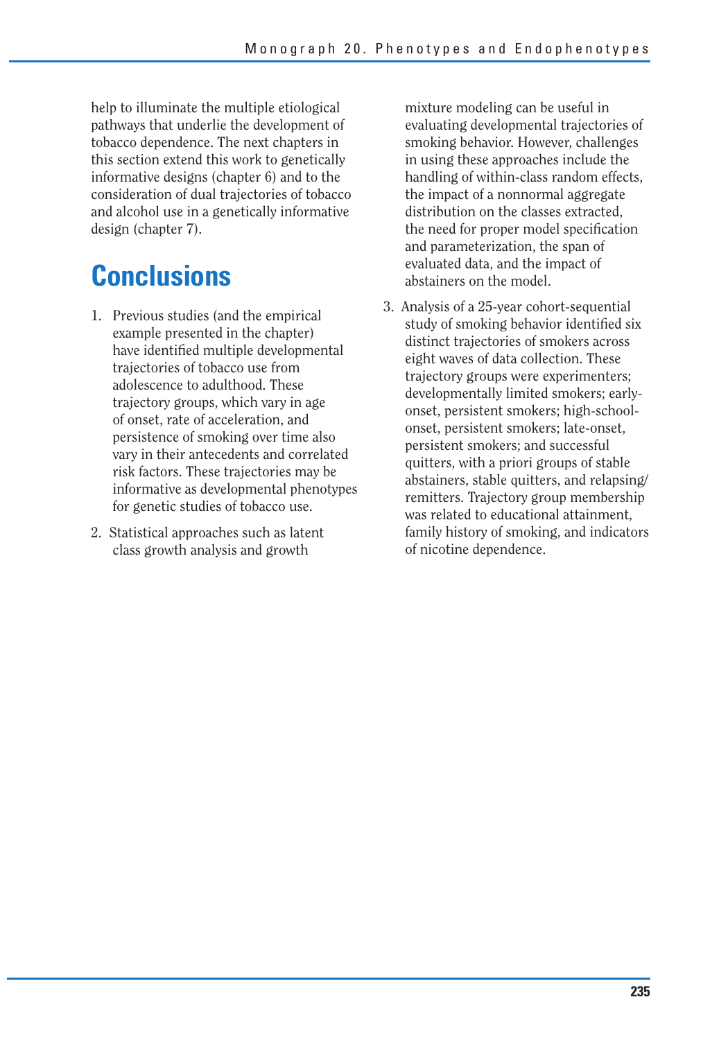help to illuminate the multiple etiological pathways that underlie the development of tobacco dependence. The next chapters in this section extend this work to genetically informative designs (chapter 6) and to the consideration of dual trajectories of tobacco and alcohol use in a genetically informative design (chapter 7).

## Conclusions

1. Previous studies (and the empirical example presented in the chapter) have identified multiple developmental trajectories of tobacco use from adolescence to adulthood. These trajectory groups, which vary in age of onset, rate of acceleration, and persistence of smoking over time also vary in their antecedents and correlated risk factors. These trajectories may be informative as developmental phenotypes for genetic studies of tobacco use.

2. Statistical approaches such as latent class growth analysis and growth mixture modeling can be useful in evaluating developmental trajectories of smoking behavior. However, challenges in using these approaches include the handling of within-class random effects, the impact of a nonnormal aggregate distribution on the classes extracted, the need for proper model specification and parameterization, the span of evaluated data, and the impact of abstainers on the model.

3. Analysis of a 25-year cohort-sequential study of smoking behavior identified six distinct trajectories of smokers across eight waves of data collection. These trajectory groups were experimenters; developmentally limited smokers; early-onset, persistent smokers; high-school-onset, persistent smokers; late-onset, persistent smokers; and successful quitters, with a priori groups of stable abstainers, stable quitters, and relapsing/remitters. Trajectory group membership was related to educational attainment, family history of smoking, and indicators of nicotine dependence.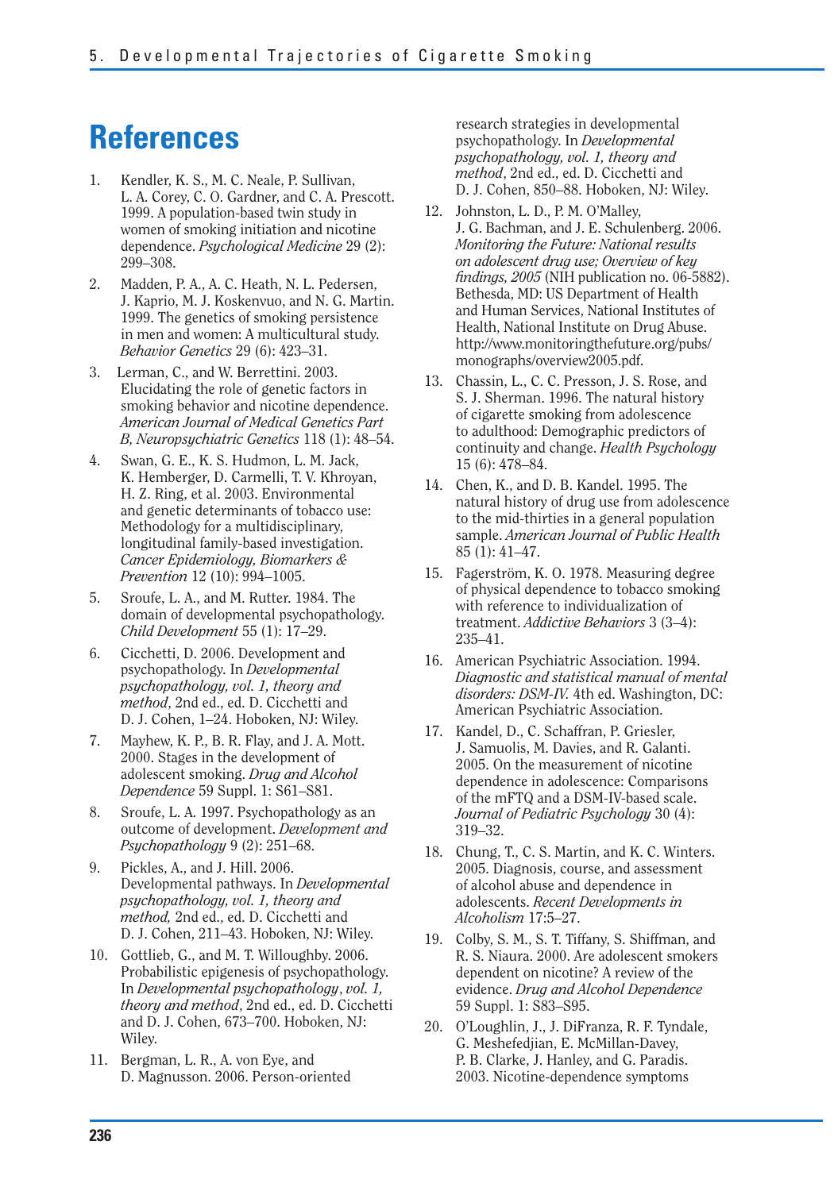# References

1. Kendler, K. S., M. C. Neale, P. Sullivan, L. A. Corey, C. O. Gardner, and C. A. Prescott. 1999. A population-based twin study in women of smoking initiation and nicotine dependence. *Psychological Medicine* 29 (2): 299–308.
2. Madden, P. A., A. C. Heath, N. L. Pedersen, J. Kaprio, M. J. Koskenvuo, and N. G. Martin. 1999. The genetics of smoking persistence in men and women: A multicultural study. *Behavior Genetics* 29 (6): 423–31.
3. Lerman, C., and W. Berrettini. 2003. Elucidating the role of genetic factors in smoking behavior and nicotine dependence. *American Journal of Medical Genetics Part B, Neuropsychiatric Genetics* 118 (1): 48–54.
4. Swan, G. E., K. S. Hudmon, L. M. Jack, K. Hemberger, D. Carmelli, T. V. Khroyan, H. Z. Ring, et al. 2003. Environmental and genetic determinants of tobacco use: Methodology for a multidisciplinary, longitudinal family-based investigation. *Cancer Epidemiology, Biomarkers & Prevention* 12 (10): 994–1005.
5. Sroufe, L. A., and M. Rutter. 1984. The domain of developmental psychopathology. *Child Development* 55 (1): 17–29.
6. Cicchetti, D. 2006. Development and psychopathology. In *Developmental psychopathology, vol. 1, theory and method*, 2nd ed., ed. D. Cicchetti and D. J. Cohen, 1–24. Hoboken, NJ: Wiley.
7. Mayhew, K. P., B. R. Flay, and J. A. Mott. 2000. Stages in the development of adolescent smoking. *Drug and Alcohol Dependence* 59 Suppl. 1: S61–S81.
8. Sroufe, L. A. 1997. Psychopathology as an outcome of development. *Development and Psychopathology* 9 (2): 251–68.
9. Pickles, A., and J. Hill. 2006. Developmental pathways. In *Developmental psychopathology, vol. 1, theory and method,* 2nd ed., ed. D. Cicchetti and D. J. Cohen, 211–43. Hoboken, NJ: Wiley.
10. Gottlieb, G., and M. T. Willoughby. 2006. Probabilistic epigenesis of psychopathology. In *Developmental psychopathology*, *vol. 1, theory and method*, 2nd ed., ed. D. Cicchetti and D. J. Cohen, 673–700. Hoboken, NJ: Wiley.
11. Bergman, L. R., A. von Eye, and D. Magnusson. 2006. Person-oriented research strategies in developmental psychopathology. In *Developmental psychopathology, vol. 1, theory and method*, 2nd ed., ed. D. Cicchetti and D. J. Cohen, 850–88. Hoboken, NJ: Wiley.
12. Johnston, L. D., P. M. O'Malley, J. G. Bachman, and J. E. Schulenberg. 2006. *Monitoring the Future: National results on adolescent drug use; Overview of key findings, 2005* (NIH publication no. 06-5882). Bethesda, MD: US Department of Health and Human Services, National Institutes of Health, National Institute on Drug Abuse. http://www.monitoringthefuture.org/pubs/monographs/overview2005.pdf.
13. Chassin, L., C. C. Presson, J. S. Rose, and S. J. Sherman. 1996. The natural history of cigarette smoking from adolescence to adulthood: Demographic predictors of continuity and change. *Health Psychology* 15 (6): 478–84.
14. Chen, K., and D. B. Kandel. 1995. The natural history of drug use from adolescence to the mid-thirties in a general population sample. *American Journal of Public Health* 85 (1): 41–47.
15. Fagerström, K. O. 1978. Measuring degree of physical dependence to tobacco smoking with reference to individualization of treatment. *Addictive Behaviors* 3 (3–4): 235–41.
16. American Psychiatric Association. 1994. *Diagnostic and statistical manual of mental disorders: DSM-IV.* 4th ed. Washington, DC: American Psychiatric Association.
17. Kandel, D., C. Schaffran, P. Griesler, J. Samuolis, M. Davies, and R. Galanti. 2005. On the measurement of nicotine dependence in adolescence: Comparisons of the mFTQ and a DSM-IV-based scale. *Journal of Pediatric Psychology* 30 (4): 319–32.
18. Chung, T., C. S. Martin, and K. C. Winters. 2005. Diagnosis, course, and assessment of alcohol abuse and dependence in adolescents. *Recent Developments in Alcoholism* 17:5–27.
19. Colby, S. M., S. T. Tiffany, S. Shiffman, and R. S. Niaura. 2000. Are adolescent smokers dependent on nicotine? A review of the evidence. *Drug and Alcohol Dependence* 59 Suppl. 1: S83–S95.
20. O'Loughlin, J., J. DiFranza, R. F. Tyndale, G. Meshefedjian, E. McMillan-Davey, P. B. Clarke, J. Hanley, and G. Paradis. 2003. Nicotine-dependence symptoms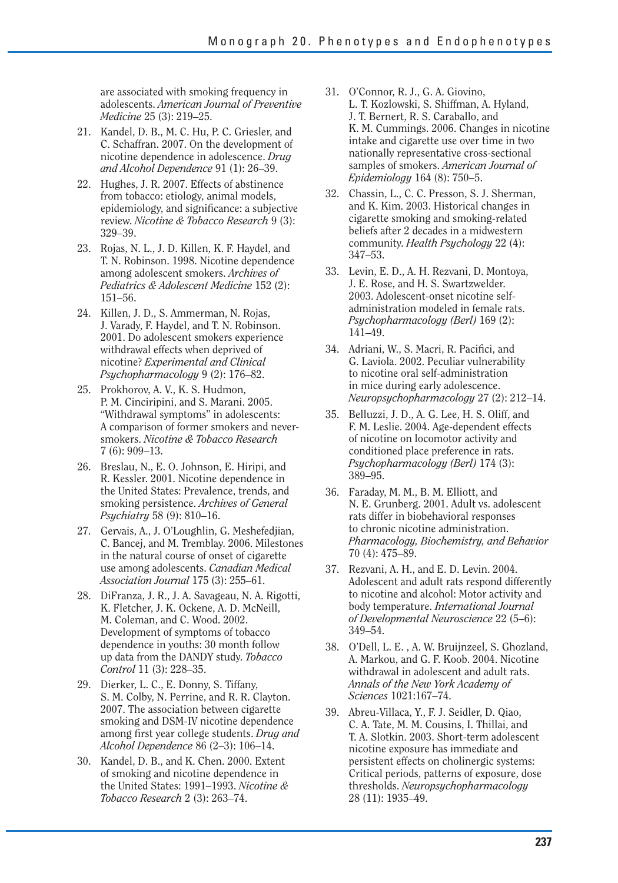are associated with smoking frequency in adolescents. *American Journal of Preventive Medicine* 25 (3): 219–25.

21. Kandel, D. B., M. C. Hu, P. C. Griesler, and C. Schaffran. 2007. On the development of nicotine dependence in adolescence. *Drug and Alcohol Dependence* 91 (1): 26–39.
22. Hughes, J. R. 2007. Effects of abstinence from tobacco: etiology, animal models, epidemiology, and significance: a subjective review. *Nicotine & Tobacco Research* 9 (3): 329–39.
23. Rojas, N. L., J. D. Killen, K. F. Haydel, and T. N. Robinson. 1998. Nicotine dependence among adolescent smokers. *Archives of Pediatrics & Adolescent Medicine* 152 (2): 151–56.
24. Killen, J. D., S. Ammerman, N. Rojas, J. Varady, F. Haydel, and T. N. Robinson. 2001. Do adolescent smokers experience withdrawal effects when deprived of nicotine? *Experimental and Clinical Psychopharmacology* 9 (2): 176–82.
25. Prokhorov, A. V., K. S. Hudmon, P. M. Cinciripini, and S. Marani. 2005. "Withdrawal symptoms" in adolescents: A comparison of former smokers and never-smokers. *Nicotine & Tobacco Research* 7 (6): 909–13.
26. Breslau, N., E. O. Johnson, E. Hiripi, and R. Kessler. 2001. Nicotine dependence in the United States: Prevalence, trends, and smoking persistence. *Archives of General Psychiatry* 58 (9): 810–16.
27. Gervais, A., J. O'Loughlin, G. Meshefedjian, C. Bancej, and M. Tremblay. 2006. Milestones in the natural course of onset of cigarette use among adolescents. *Canadian Medical Association Journal* 175 (3): 255–61.
28. DiFranza, J. R., J. A. Savageau, N. A. Rigotti, K. Fletcher, J. K. Ockene, A. D. McNeill, M. Coleman, and C. Wood. 2002. Development of symptoms of tobacco dependence in youths: 30 month follow up data from the DANDY study. *Tobacco Control* 11 (3): 228–35.
29. Dierker, L. C., E. Donny, S. Tiffany, S. M. Colby, N. Perrine, and R. R. Clayton. 2007. The association between cigarette smoking and DSM-IV nicotine dependence among first year college students. *Drug and Alcohol Dependence* 86 (2–3): 106–14.
30. Kandel, D. B., and K. Chen. 2000. Extent of smoking and nicotine dependence in the United States: 1991–1993. *Nicotine & Tobacco Research* 2 (3): 263–74.
31. O'Connor, R. J., G. A. Giovino, L. T. Kozlowski, S. Shiffman, A. Hyland, J. T. Bernert, R. S. Caraballo, and K. M. Cummings. 2006. Changes in nicotine intake and cigarette use over time in two nationally representative cross-sectional samples of smokers. *American Journal of Epidemiology* 164 (8): 750–5.
32. Chassin, L., C. C. Presson, S. J. Sherman, and K. Kim. 2003. Historical changes in cigarette smoking and smoking-related beliefs after 2 decades in a midwestern community. *Health Psychology* 22 (4): 347–53.
33. Levin, E. D., A. H. Rezvani, D. Montoya, J. E. Rose, and H. S. Swartzwelder. 2003. Adolescent-onset nicotine self-administration modeled in female rats. *Psychopharmacology (Berl)* 169 (2): 141–49.
34. Adriani, W., S. Macri, R. Pacifici, and G. Laviola. 2002. Peculiar vulnerability to nicotine oral self-administration in mice during early adolescence. *Neuropsychopharmacology* 27 (2): 212–14.
35. Belluzzi, J. D., A. G. Lee, H. S. Oliff, and F. M. Leslie. 2004. Age-dependent effects of nicotine on locomotor activity and conditioned place preference in rats. *Psychopharmacology (Berl)* 174 (3): 389–95.
36. Faraday, M. M., B. M. Elliott, and N. E. Grunberg. 2001. Adult vs. adolescent rats differ in biobehavioral responses to chronic nicotine administration. *Pharmacology, Biochemistry, and Behavior* 70 (4): 475–89.
37. Rezvani, A. H., and E. D. Levin. 2004. Adolescent and adult rats respond differently to nicotine and alcohol: Motor activity and body temperature. *International Journal of Developmental Neuroscience* 22 (5–6): 349–54.
38. O'Dell, L. E. , A. W. Bruijnzeel, S. Ghozland, A. Markou, and G. F. Koob. 2004. Nicotine withdrawal in adolescent and adult rats. *Annals of the New York Academy of Sciences* 1021:167–74.
39. Abreu-Villaca, Y., F. J. Seidler, D. Qiao, C. A. Tate, M. M. Cousins, I. Thillai, and T. A. Slotkin. 2003. Short-term adolescent nicotine exposure has immediate and persistent effects on cholinergic systems: Critical periods, patterns of exposure, dose thresholds. *Neuropsychopharmacology* 28 (11): 1935–49.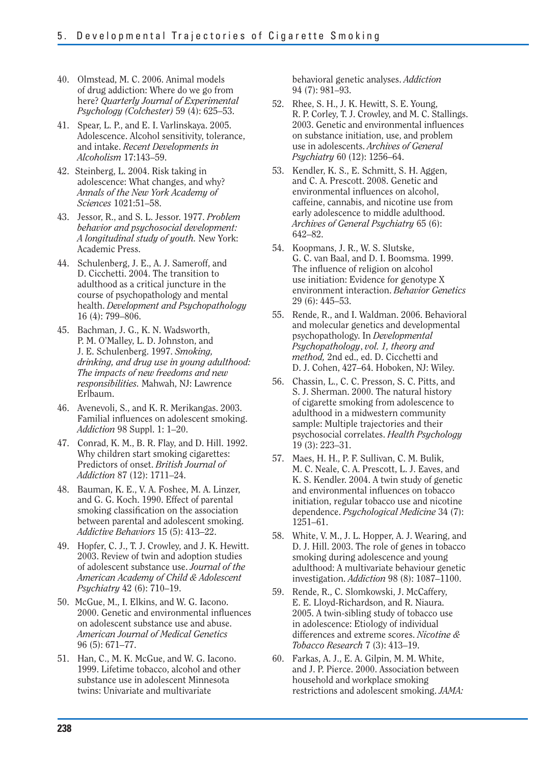40. Olmstead, M. C. 2006. Animal models of drug addiction: Where do we go from here? *Quarterly Journal of Experimental Psychology (Colchester)* 59 (4): 625–53.
41. Spear, L. P., and E. I. Varlinskaya. 2005. Adolescence. Alcohol sensitivity, tolerance, and intake. *Recent Developments in Alcoholism* 17:143–59.
42. Steinberg, L. 2004. Risk taking in adolescence: What changes, and why? *Annals of the New York Academy of Sciences* 1021:51–58.
43. Jessor, R., and S. L. Jessor. 1977. *Problem behavior and psychosocial development: A longitudinal study of youth.* New York: Academic Press.
44. Schulenberg, J. E., A. J. Sameroff, and D. Cicchetti. 2004. The transition to adulthood as a critical juncture in the course of psychopathology and mental health. *Development and Psychopathology* 16 (4): 799–806.
45. Bachman, J. G., K. N. Wadsworth, P. M. O'Malley, L. D. Johnston, and J. E. Schulenberg. 1997. *Smoking, drinking, and drug use in young adulthood: The impacts of new freedoms and new responsibilities.* Mahwah, NJ: Lawrence Erlbaum.
46. Avenevoli, S., and K. R. Merikangas. 2003. Familial influences on adolescent smoking. *Addiction* 98 Suppl. 1: 1–20.
47. Conrad, K. M., B. R. Flay, and D. Hill. 1992. Why children start smoking cigarettes: Predictors of onset. *British Journal of Addiction* 87 (12): 1711–24.
48. Bauman, K. E., V. A. Foshee, M. A. Linzer, and G. G. Koch. 1990. Effect of parental smoking classification on the association between parental and adolescent smoking. *Addictive Behaviors* 15 (5): 413–22.
49. Hopfer, C. J., T. J. Crowley, and J. K. Hewitt. 2003. Review of twin and adoption studies of adolescent substance use. *Journal of the American Academy of Child & Adolescent Psychiatry* 42 (6): 710–19.
50. McGue, M., I. Elkins, and W. G. Iacono. 2000. Genetic and environmental influences on adolescent substance use and abuse. *American Journal of Medical Genetics* 96 (5): 671–77.
51. Han, C., M. K. McGue, and W. G. Iacono. 1999. Lifetime tobacco, alcohol and other substance use in adolescent Minnesota twins: Univariate and multivariate behavioral genetic analyses. *Addiction* 94 (7): 981–93.
52. Rhee, S. H., J. K. Hewitt, S. E. Young, R. P. Corley, T. J. Crowley, and M. C. Stallings. 2003. Genetic and environmental influences on substance initiation, use, and problem use in adolescents. *Archives of General Psychiatry* 60 (12): 1256–64.
53. Kendler, K. S., E. Schmitt, S. H. Aggen, and C. A. Prescott. 2008. Genetic and environmental influences on alcohol, caffeine, cannabis, and nicotine use from early adolescence to middle adulthood. *Archives of General Psychiatry* 65 (6): 642–82.
54. Koopmans, J. R., W. S. Slutske, G. C. van Baal, and D. I. Boomsma. 1999. The influence of religion on alcohol use initiation: Evidence for genotype X environment interaction. *Behavior Genetics* 29 (6): 445–53.
55. Rende, R., and I. Waldman. 2006. Behavioral and molecular genetics and developmental psychopathology. In *Developmental Psychopathology*, *vol. 1, theory and method,* 2nd ed., ed. D. Cicchetti and D. J. Cohen, 427–64. Hoboken, NJ: Wiley.
56. Chassin, L., C. C. Presson, S. C. Pitts, and S. J. Sherman. 2000. The natural history of cigarette smoking from adolescence to adulthood in a midwestern community sample: Multiple trajectories and their psychosocial correlates. *Health Psychology* 19 (3): 223–31.
57. Maes, H. H., P. F. Sullivan, C. M. Bulik, M. C. Neale, C. A. Prescott, L. J. Eaves, and K. S. Kendler. 2004. A twin study of genetic and environmental influences on tobacco initiation, regular tobacco use and nicotine dependence. *Psychological Medicine* 34 (7): 1251–61.
58. White, V. M., J. L. Hopper, A. J. Wearing, and D. J. Hill. 2003. The role of genes in tobacco smoking during adolescence and young adulthood: A multivariate behaviour genetic investigation. *Addiction* 98 (8): 1087–1100.
59. Rende, R., C. Slomkowski, J. McCaffery, E. E. Lloyd-Richardson, and R. Niaura. 2005. A twin-sibling study of tobacco use in adolescence: Etiology of individual differences and extreme scores. *Nicotine & Tobacco Research* 7 (3): 413–19.
60. Farkas, A. J., E. A. Gilpin, M. M. White, and J. P. Pierce. 2000. Association between household and workplace smoking restrictions and adolescent smoking. *JAMA:*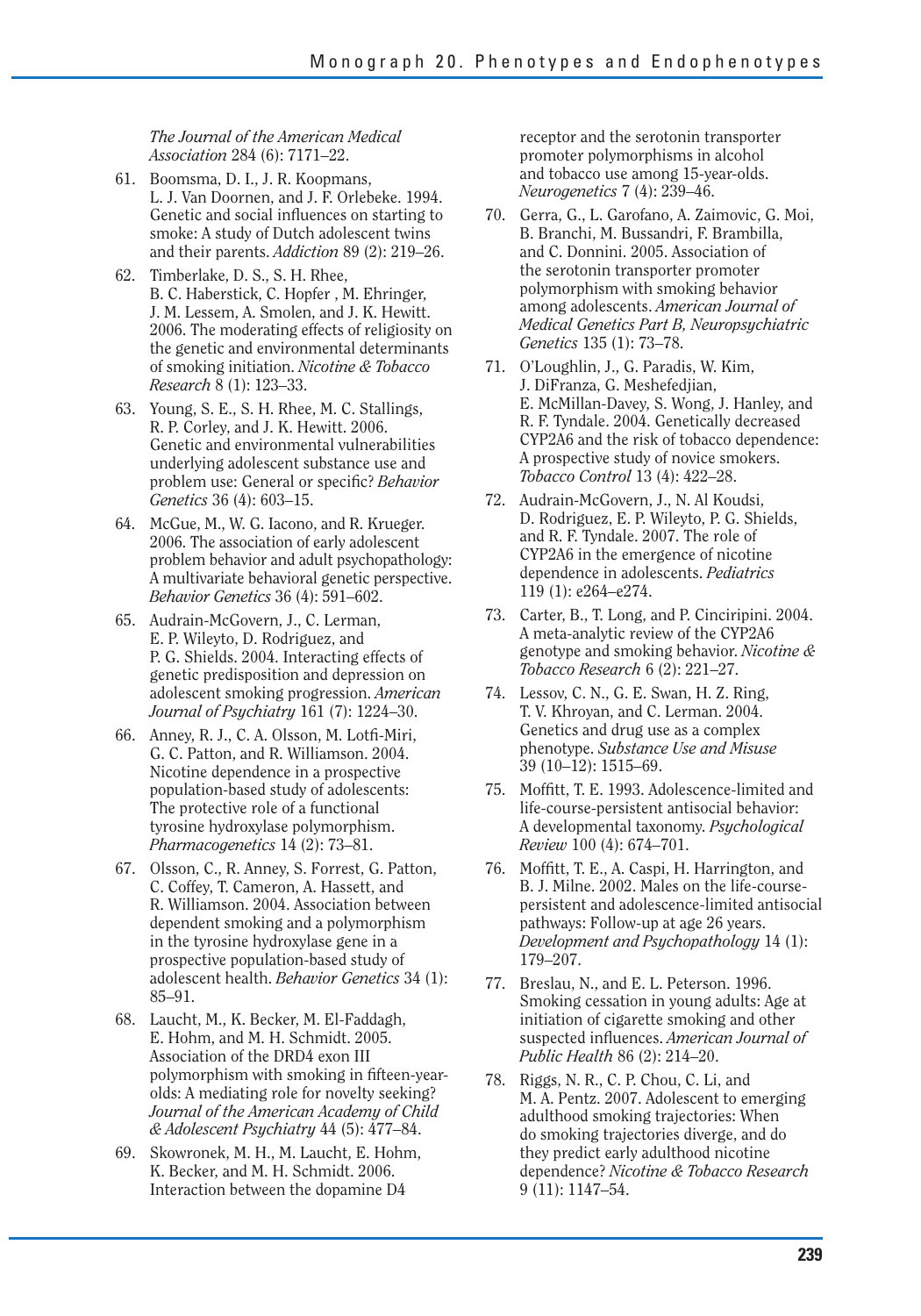*The Journal of the American Medical Association* 284 (6): 7171–22.

61. Boomsma, D. I., J. R. Koopmans, L. J. Van Doornen, and J. F. Orlebeke. 1994. Genetic and social influences on starting to smoke: A study of Dutch adolescent twins and their parents. *Addiction* 89 (2): 219–26.
62. Timberlake, D. S., S. H. Rhee, B. C. Haberstick, C. Hopfer , M. Ehringer, J. M. Lessem, A. Smolen, and J. K. Hewitt. 2006. The moderating effects of religiosity on the genetic and environmental determinants of smoking initiation. *Nicotine & Tobacco Research* 8 (1): 123–33.
63. Young, S. E., S. H. Rhee, M. C. Stallings, R. P. Corley, and J. K. Hewitt. 2006. Genetic and environmental vulnerabilities underlying adolescent substance use and problem use: General or specific? *Behavior Genetics* 36 (4): 603–15.
64. McGue, M., W. G. Iacono, and R. Krueger. 2006. The association of early adolescent problem behavior and adult psychopathology: A multivariate behavioral genetic perspective. *Behavior Genetics* 36 (4): 591–602.
65. Audrain-McGovern, J., C. Lerman, E. P. Wileyto, D. Rodriguez, and P. G. Shields. 2004. Interacting effects of genetic predisposition and depression on adolescent smoking progression. *American Journal of Psychiatry* 161 (7): 1224–30.
66. Anney, R. J., C. A. Olsson, M. Lotfi-Miri, G. C. Patton, and R. Williamson. 2004. Nicotine dependence in a prospective population-based study of adolescents: The protective role of a functional tyrosine hydroxylase polymorphism. *Pharmacogenetics* 14 (2): 73–81.
67. Olsson, C., R. Anney, S. Forrest, G. Patton, C. Coffey, T. Cameron, A. Hassett, and R. Williamson. 2004. Association between dependent smoking and a polymorphism in the tyrosine hydroxylase gene in a prospective population-based study of adolescent health. *Behavior Genetics* 34 (1): 85–91.
68. Laucht, M., K. Becker, M. El-Faddagh, E. Hohm, and M. H. Schmidt. 2005. Association of the DRD4 exon III polymorphism with smoking in fifteen-year-olds: A mediating role for novelty seeking? *Journal of the American Academy of Child & Adolescent Psychiatry* 44 (5): 477–84.
69. Skowronek, M. H., M. Laucht, E. Hohm, K. Becker, and M. H. Schmidt. 2006. Interaction between the dopamine D4 receptor and the serotonin transporter promoter polymorphisms in alcohol and tobacco use among 15-year-olds. *Neurogenetics* 7 (4): 239–46.
70. Gerra, G., L. Garofano, A. Zaimovic, G. Moi, B. Branchi, M. Bussandri, F. Brambilla, and C. Donnini. 2005. Association of the serotonin transporter promoter polymorphism with smoking behavior among adolescents. *American Journal of Medical Genetics Part B, Neuropsychiatric Genetics* 135 (1): 73–78.
71. O'Loughlin, J., G. Paradis, W. Kim, J. DiFranza, G. Meshefedjian, E. McMillan-Davey, S. Wong, J. Hanley, and R. F. Tyndale. 2004. Genetically decreased CYP2A6 and the risk of tobacco dependence: A prospective study of novice smokers. *Tobacco Control* 13 (4): 422–28.
72. Audrain-McGovern, J., N. Al Koudsi, D. Rodriguez, E. P. Wileyto, P. G. Shields, and R. F. Tyndale. 2007. The role of CYP2A6 in the emergence of nicotine dependence in adolescents. *Pediatrics* 119 (1): e264–e274.
73. Carter, B., T. Long, and P. Cinciripini. 2004. A meta-analytic review of the CYP2A6 genotype and smoking behavior. *Nicotine & Tobacco Research* 6 (2): 221–27.
74. Lessov, C. N., G. E. Swan, H. Z. Ring, T. V. Khroyan, and C. Lerman. 2004. Genetics and drug use as a complex phenotype. *Substance Use and Misuse* 39 (10–12): 1515–69.
75. Moffitt, T. E. 1993. Adolescence-limited and life-course-persistent antisocial behavior: A developmental taxonomy. *Psychological Review* 100 (4): 674–701.
76. Moffitt, T. E., A. Caspi, H. Harrington, and B. J. Milne. 2002. Males on the life-course-persistent and adolescence-limited antisocial pathways: Follow-up at age 26 years. *Development and Psychopathology* 14 (1): 179–207.
77. Breslau, N., and E. L. Peterson. 1996. Smoking cessation in young adults: Age at initiation of cigarette smoking and other suspected influences. *American Journal of Public Health* 86 (2): 214–20.
78. Riggs, N. R., C. P. Chou, C. Li, and M. A. Pentz. 2007. Adolescent to emerging adulthood smoking trajectories: When do smoking trajectories diverge, and do they predict early adulthood nicotine dependence? *Nicotine & Tobacco Research* 9 (11): 1147–54.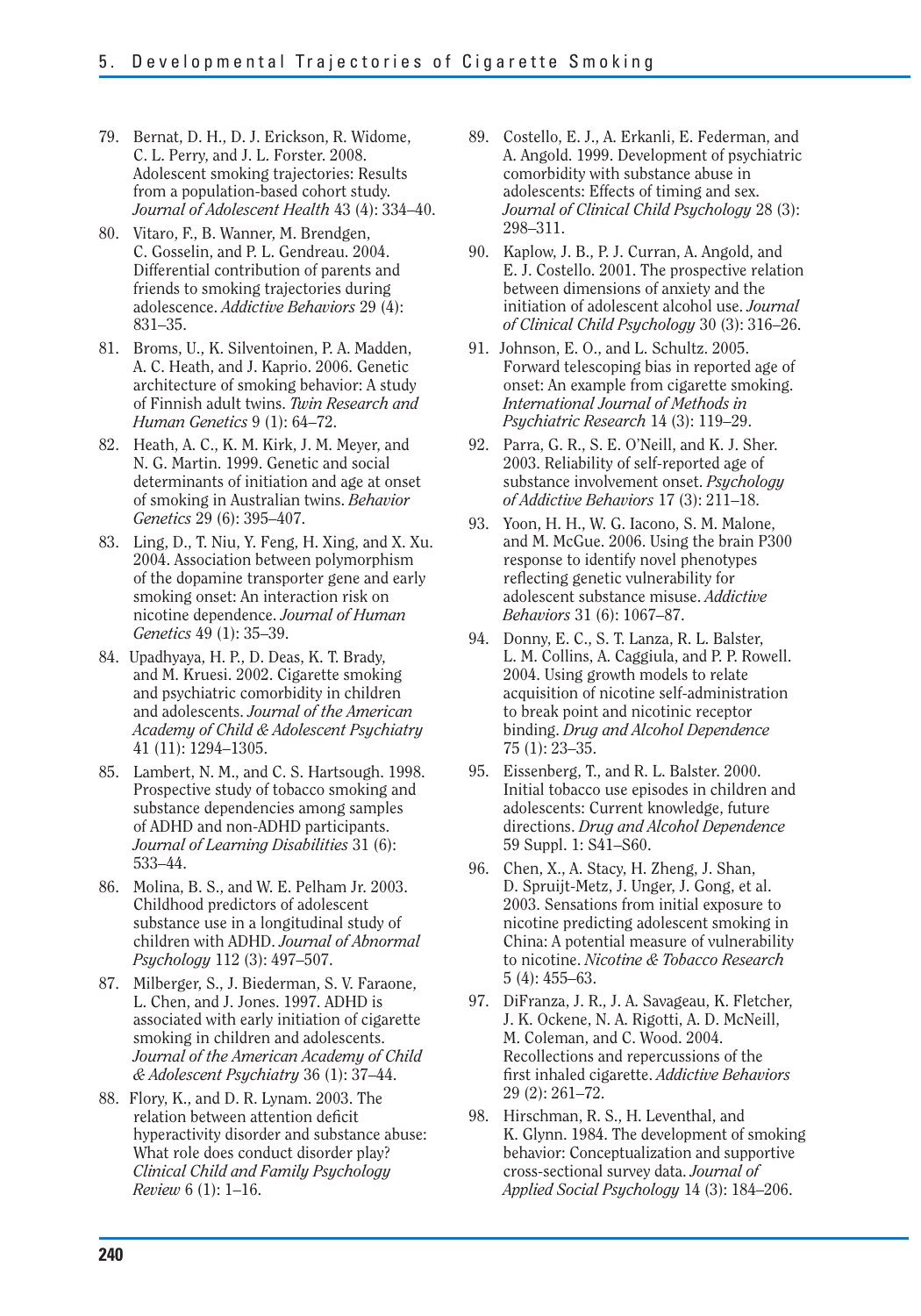79. Bernat, D. H., D. J. Erickson, R. Widome, C. L. Perry, and J. L. Forster. 2008. Adolescent smoking trajectories: Results from a population-based cohort study. *Journal of Adolescent Health* 43 (4): 334–40.

80. Vitaro, F., B. Wanner, M. Brendgen, C. Gosselin, and P. L. Gendreau. 2004. Differential contribution of parents and friends to smoking trajectories during adolescence. *Addictive Behaviors* 29 (4): 831–35.

81. Broms, U., K. Silventoinen, P. A. Madden, A. C. Heath, and J. Kaprio. 2006. Genetic architecture of smoking behavior: A study of Finnish adult twins. *Twin Research and Human Genetics* 9 (1): 64–72.

82. Heath, A. C., K. M. Kirk, J. M. Meyer, and N. G. Martin. 1999. Genetic and social determinants of initiation and age at onset of smoking in Australian twins. *Behavior Genetics* 29 (6): 395–407.

83. Ling, D., T. Niu, Y. Feng, H. Xing, and X. Xu. 2004. Association between polymorphism of the dopamine transporter gene and early smoking onset: An interaction risk on nicotine dependence. *Journal of Human Genetics* 49 (1): 35–39.

84. Upadhyaya, H. P., D. Deas, K. T. Brady, and M. Kruesi. 2002. Cigarette smoking and psychiatric comorbidity in children and adolescents. *Journal of the American Academy of Child & Adolescent Psychiatry* 41 (11): 1294–1305.

85. Lambert, N. M., and C. S. Hartsough. 1998. Prospective study of tobacco smoking and substance dependencies among samples of ADHD and non-ADHD participants. *Journal of Learning Disabilities* 31 (6): 533–44.

86. Molina, B. S., and W. E. Pelham Jr. 2003. Childhood predictors of adolescent substance use in a longitudinal study of children with ADHD. *Journal of Abnormal Psychology* 112 (3): 497–507.

87. Milberger, S., J. Biederman, S. V. Faraone, L. Chen, and J. Jones. 1997. ADHD is associated with early initiation of cigarette smoking in children and adolescents. *Journal of the American Academy of Child & Adolescent Psychiatry* 36 (1): 37–44.

88. Flory, K., and D. R. Lynam. 2003. The relation between attention deficit hyperactivity disorder and substance abuse: What role does conduct disorder play? *Clinical Child and Family Psychology Review* 6 (1): 1–16.

89. Costello, E. J., A. Erkanli, E. Federman, and A. Angold. 1999. Development of psychiatric comorbidity with substance abuse in adolescents: Effects of timing and sex. *Journal of Clinical Child Psychology* 28 (3): 298–311.

90. Kaplow, J. B., P. J. Curran, A. Angold, and E. J. Costello. 2001. The prospective relation between dimensions of anxiety and the initiation of adolescent alcohol use. *Journal of Clinical Child Psychology* 30 (3): 316–26.

91. Johnson, E. O., and L. Schultz. 2005. Forward telescoping bias in reported age of onset: An example from cigarette smoking. *International Journal of Methods in Psychiatric Research* 14 (3): 119–29.

92. Parra, G. R., S. E. O'Neill, and K. J. Sher. 2003. Reliability of self-reported age of substance involvement onset. *Psychology of Addictive Behaviors* 17 (3): 211–18.

93. Yoon, H. H., W. G. Iacono, S. M. Malone, and M. McGue. 2006. Using the brain P300 response to identify novel phenotypes reflecting genetic vulnerability for adolescent substance misuse. *Addictive Behaviors* 31 (6): 1067–87.

94. Donny, E. C., S. T. Lanza, R. L. Balster, L. M. Collins, A. Caggiula, and P. P. Rowell. 2004. Using growth models to relate acquisition of nicotine self-administration to break point and nicotinic receptor binding. *Drug and Alcohol Dependence* 75 (1): 23–35.

95. Eissenberg, T., and R. L. Balster. 2000. Initial tobacco use episodes in children and adolescents: Current knowledge, future directions. *Drug and Alcohol Dependence* 59 Suppl. 1: S41–S60.

96. Chen, X., A. Stacy, H. Zheng, J. Shan, D. Spruijt-Metz, J. Unger, J. Gong, et al. 2003. Sensations from initial exposure to nicotine predicting adolescent smoking in China: A potential measure of vulnerability to nicotine. *Nicotine & Tobacco Research* 5 (4): 455–63.

97. DiFranza, J. R., J. A. Savageau, K. Fletcher, J. K. Ockene, N. A. Rigotti, A. D. McNeill, M. Coleman, and C. Wood. 2004. Recollections and repercussions of the first inhaled cigarette. *Addictive Behaviors* 29 (2): 261–72.

98. Hirschman, R. S., H. Leventhal, and K. Glynn. 1984. The development of smoking behavior: Conceptualization and supportive cross-sectional survey data. *Journal of Applied Social Psychology* 14 (3): 184–206.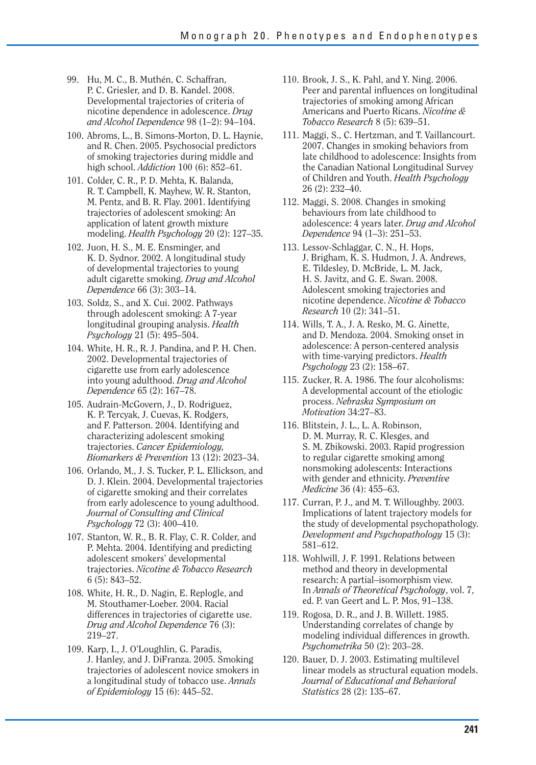99. Hu, M. C., B. Muthén, C. Schaffran, P. C. Griesler, and D. B. Kandel. 2008. Developmental trajectories of criteria of nicotine dependence in adolescence. *Drug and Alcohol Dependence* 98 (1–2): 94–104.

100. Abroms, L., B. Simons-Morton, D. L. Haynie, and R. Chen. 2005. Psychosocial predictors of smoking trajectories during middle and high school. *Addiction* 100 (6): 852–61.

101. Colder, C. R., P. D. Mehta, K. Balanda, R. T. Campbell, K. Mayhew, W. R. Stanton, M. Pentz, and B. R. Flay. 2001. Identifying trajectories of adolescent smoking: An application of latent growth mixture modeling. *Health Psychology* 20 (2): 127–35.

102. Juon, H. S., M. E. Ensminger, and K. D. Sydnor. 2002. A longitudinal study of developmental trajectories to young adult cigarette smoking. *Drug and Alcohol Dependence* 66 (3): 303–14.

103. Soldz, S., and X. Cui. 2002. Pathways through adolescent smoking: A 7-year longitudinal grouping analysis. *Health Psychology* 21 (5): 495–504.

104. White, H. R., R. J. Pandina, and P. H. Chen. 2002. Developmental trajectories of cigarette use from early adolescence into young adulthood. *Drug and Alcohol Dependence* 65 (2): 167–78.

105. Audrain-McGovern, J., D. Rodriguez, K. P. Tercyak, J. Cuevas, K. Rodgers, and F. Patterson. 2004. Identifying and characterizing adolescent smoking trajectories. *Cancer Epidemiology, Biomarkers & Prevention* 13 (12): 2023–34.

106. Orlando, M., J. S. Tucker, P. L. Ellickson, and D. J. Klein. 2004. Developmental trajectories of cigarette smoking and their correlates from early adolescence to young adulthood. *Journal of Consulting and Clinical Psychology* 72 (3): 400–410.

107. Stanton, W. R., B. R. Flay, C. R. Colder, and P. Mehta. 2004. Identifying and predicting adolescent smokers' developmental trajectories. *Nicotine & Tobacco Research* 6 (5): 843–52.

108. White, H. R., D. Nagin, E. Replogle, and M. Stouthamer-Loeber. 2004. Racial differences in trajectories of cigarette use. *Drug and Alcohol Dependence* 76 (3): 219–27.

109. Karp, I., J. O'Loughlin, G. Paradis, J. Hanley, and J. DiFranza. 2005. Smoking trajectories of adolescent novice smokers in a longitudinal study of tobacco use. *Annals of Epidemiology* 15 (6): 445–52.

110. Brook, J. S., K. Pahl, and Y. Ning. 2006. Peer and parental influences on longitudinal trajectories of smoking among African Americans and Puerto Ricans. *Nicotine & Tobacco Research* 8 (5): 639–51.

111. Maggi, S., C. Hertzman, and T. Vaillancourt. 2007. Changes in smoking behaviors from late childhood to adolescence: Insights from the Canadian National Longitudinal Survey of Children and Youth. *Health Psychology* 26 (2): 232–40.

112. Maggi, S. 2008. Changes in smoking behaviours from late childhood to adolescence: 4 years later. *Drug and Alcohol Dependence* 94 (1–3): 251–53.

113. Lessov-Schlaggar, C. N., H. Hops, J. Brigham, K. S. Hudmon, J. A. Andrews, E. Tildesley, D. McBride, L. M. Jack, H. S. Javitz, and G. E. Swan. 2008. Adolescent smoking trajectories and nicotine dependence. *Nicotine & Tobacco Research* 10 (2): 341–51.

114. Wills, T. A., J. A. Resko, M. G. Ainette, and D. Mendoza. 2004. Smoking onset in adolescence: A person-centered analysis with time-varying predictors. *Health Psychology* 23 (2): 158–67.

115. Zucker, R. A. 1986. The four alcoholisms: A developmental account of the etiologic process. *Nebraska Symposium on Motivation* 34:27–83.

116. Blitstein, J. L., L. A. Robinson, D. M. Murray, R. C. Klesges, and S. M. Zbikowski. 2003. Rapid progression to regular cigarette smoking among nonsmoking adolescents: Interactions with gender and ethnicity. *Preventive Medicine* 36 (4): 455–63.

117. Curran, P. J., and M. T. Willoughby. 2003. Implications of latent trajectory models for the study of developmental psychopathology. *Development and Psychopathology* 15 (3): 581–612.

118. Wohlwill, J. F. 1991. Relations between method and theory in developmental research: A partial–isomorphism view. In *Annals of Theoretical Psychology*, vol. 7, ed. P. van Geert and L. P. Mos, 91–138.

119. Rogosa, D. R., and J. B. Willett. 1985. Understanding correlates of change by modeling individual differences in growth. *Psychometrika* 50 (2): 203–28.

120. Bauer, D. J. 2003. Estimating multilevel linear models as structural equation models. *Journal of Educational and Behavioral Statistics* 28 (2): 135–67.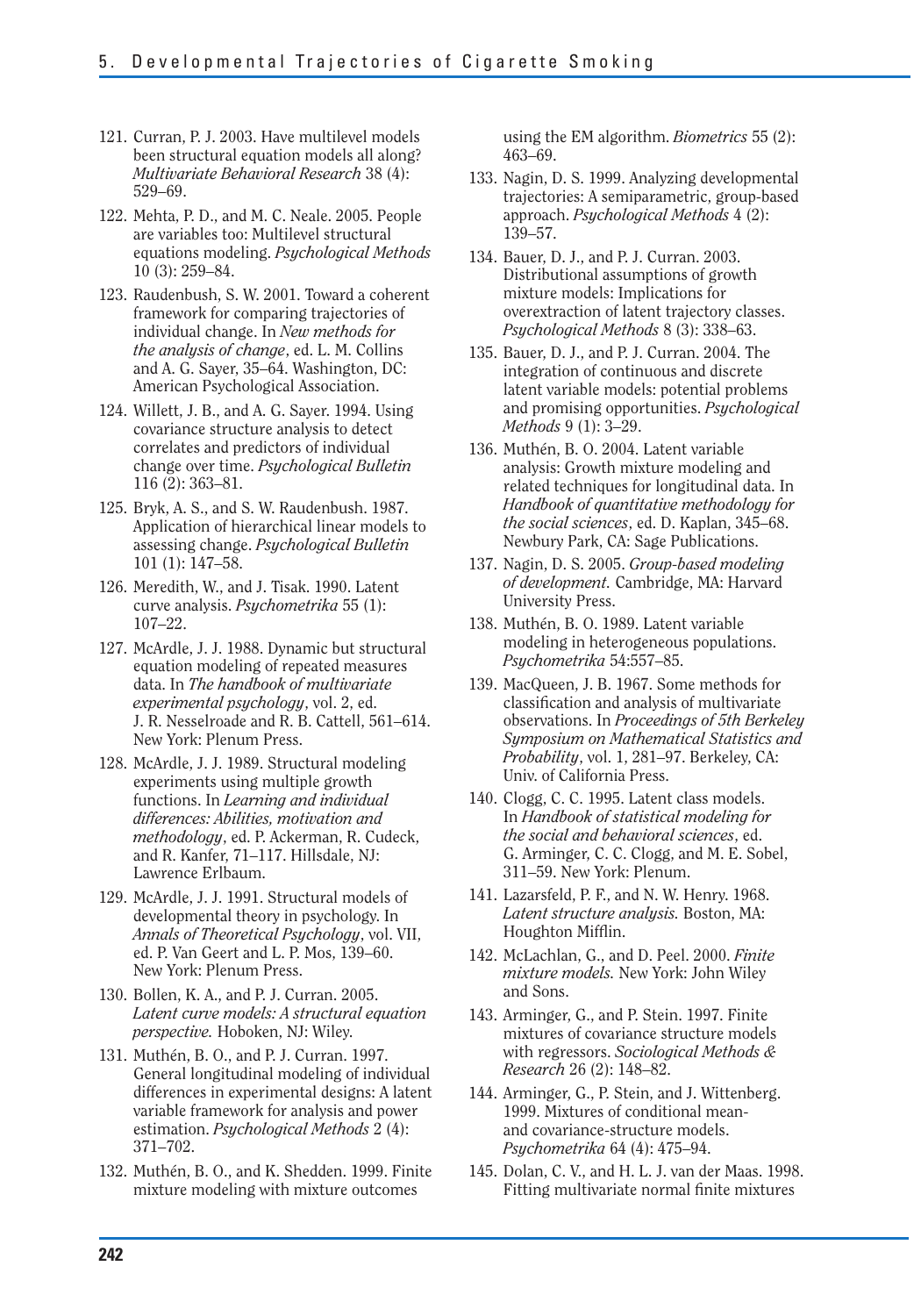121. Curran, P. J. 2003. Have multilevel models been structural equation models all along? *Multivariate Behavioral Research* 38 (4): 529–69.

122. Mehta, P. D., and M. C. Neale. 2005. People are variables too: Multilevel structural equations modeling. *Psychological Methods* 10 (3): 259–84.

123. Raudenbush, S. W. 2001. Toward a coherent framework for comparing trajectories of individual change. In *New methods for the analysis of change*, ed. L. M. Collins and A. G. Sayer, 35–64. Washington, DC: American Psychological Association.

124. Willett, J. B., and A. G. Sayer. 1994. Using covariance structure analysis to detect correlates and predictors of individual change over time. *Psychological Bulletin* 116 (2): 363–81.

125. Bryk, A. S., and S. W. Raudenbush. 1987. Application of hierarchical linear models to assessing change. *Psychological Bulletin* 101 (1): 147–58.

126. Meredith, W., and J. Tisak. 1990. Latent curve analysis. *Psychometrika* 55 (1): 107–22.

127. McArdle, J. J. 1988. Dynamic but structural equation modeling of repeated measures data. In *The handbook of multivariate experimental psychology*, vol. 2, ed. J. R. Nesselroade and R. B. Cattell, 561–614. New York: Plenum Press.

128. McArdle, J. J. 1989. Structural modeling experiments using multiple growth functions. In *Learning and individual differences: Abilities, motivation and methodology*, ed. P. Ackerman, R. Cudeck, and R. Kanfer, 71–117. Hillsdale, NJ: Lawrence Erlbaum.

129. McArdle, J. J. 1991. Structural models of developmental theory in psychology. In *Annals of Theoretical Psychology*, vol. VII, ed. P. Van Geert and L. P. Mos, 139–60. New York: Plenum Press.

130. Bollen, K. A., and P. J. Curran. 2005. *Latent curve models: A structural equation perspective.* Hoboken, NJ: Wiley.

131. Muthén, B. O., and P. J. Curran. 1997. General longitudinal modeling of individual differences in experimental designs: A latent variable framework for analysis and power estimation. *Psychological Methods* 2 (4): 371–702.

132. Muthén, B. O., and K. Shedden. 1999. Finite mixture modeling with mixture outcomes using the EM algorithm. *Biometrics* 55 (2): 463–69.

133. Nagin, D. S. 1999. Analyzing developmental trajectories: A semiparametric, group-based approach. *Psychological Methods* 4 (2): 139–57.

134. Bauer, D. J., and P. J. Curran. 2003. Distributional assumptions of growth mixture models: Implications for overextraction of latent trajectory classes. *Psychological Methods* 8 (3): 338–63.

135. Bauer, D. J., and P. J. Curran. 2004. The integration of continuous and discrete latent variable models: potential problems and promising opportunities. *Psychological Methods* 9 (1): 3–29.

136. Muthén, B. O. 2004. Latent variable analysis: Growth mixture modeling and related techniques for longitudinal data. In *Handbook of quantitative methodology for the social sciences*, ed. D. Kaplan, 345–68. Newbury Park, CA: Sage Publications.

137. Nagin, D. S. 2005. *Group-based modeling of development.* Cambridge, MA: Harvard University Press.

138. Muthén, B. O. 1989. Latent variable modeling in heterogeneous populations. *Psychometrika* 54:557–85.

139. MacQueen, J. B. 1967. Some methods for classification and analysis of multivariate observations. In *Proceedings of 5th Berkeley Symposium on Mathematical Statistics and Probability*, vol. 1, 281–97. Berkeley, CA: Univ. of California Press.

140. Clogg, C. C. 1995. Latent class models. In *Handbook of statistical modeling for the social and behavioral sciences*, ed. G. Arminger, C. C. Clogg, and M. E. Sobel, 311–59. New York: Plenum.

141. Lazarsfeld, P. F., and N. W. Henry. 1968. *Latent structure analysis.* Boston, MA: Houghton Mifflin.

142. McLachlan, G., and D. Peel. 2000. *Finite mixture models.* New York: John Wiley and Sons.

143. Arminger, G., and P. Stein. 1997. Finite mixtures of covariance structure models with regressors. *Sociological Methods & Research* 26 (2): 148–82.

144. Arminger, G., P. Stein, and J. Wittenberg. 1999. Mixtures of conditional mean- and covariance-structure models. *Psychometrika* 64 (4): 475–94.

145. Dolan, C. V., and H. L. J. van der Maas. 1998. Fitting multivariate normal finite mixtures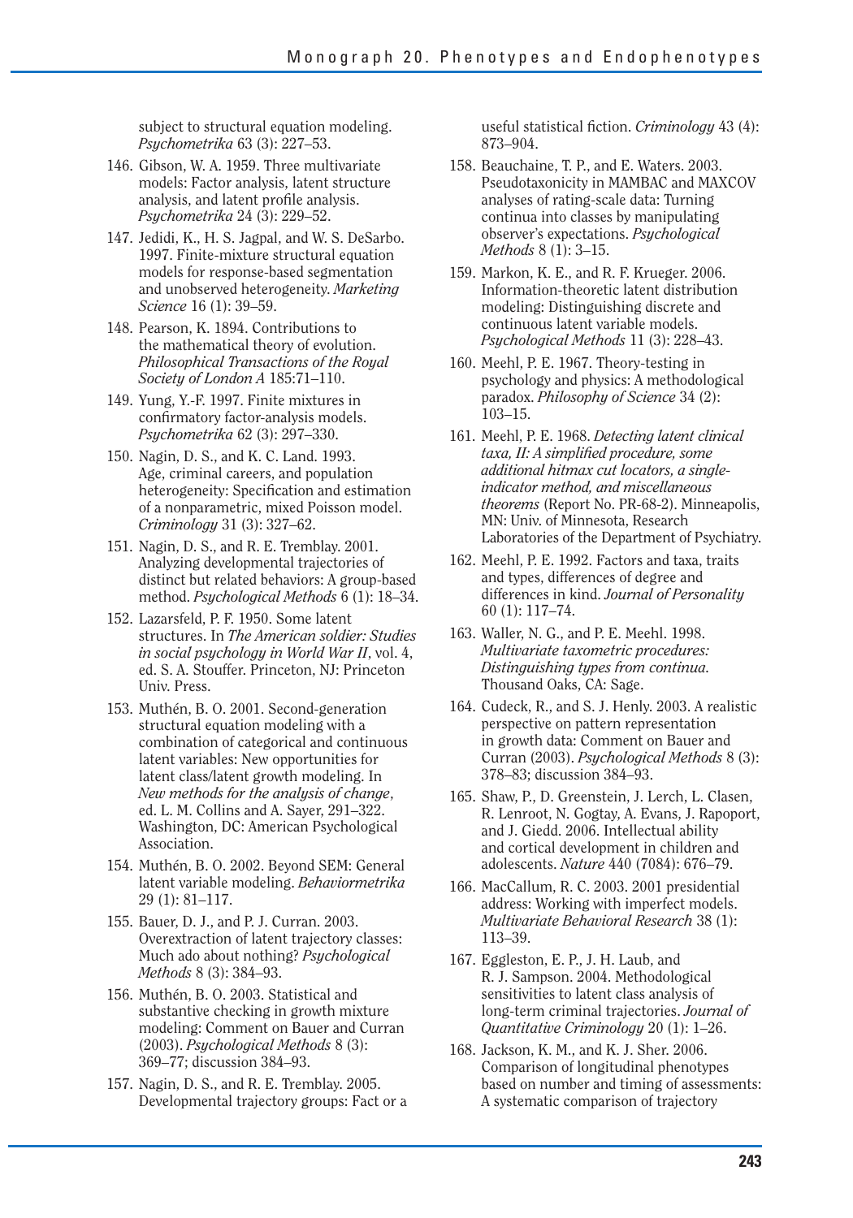subject to structural equation modeling. *Psychometrika* 63 (3): 227–53.

146. Gibson, W. A. 1959. Three multivariate models: Factor analysis, latent structure analysis, and latent profile analysis. *Psychometrika* 24 (3): 229–52.

147. Jedidi, K., H. S. Jagpal, and W. S. DeSarbo. 1997. Finite-mixture structural equation models for response-based segmentation and unobserved heterogeneity. *Marketing Science* 16 (1): 39–59.

148. Pearson, K. 1894. Contributions to the mathematical theory of evolution. *Philosophical Transactions of the Royal Society of London A* 185:71–110.

149. Yung, Y.-F. 1997. Finite mixtures in confirmatory factor-analysis models. *Psychometrika* 62 (3): 297–330.

150. Nagin, D. S., and K. C. Land. 1993. Age, criminal careers, and population heterogeneity: Specification and estimation of a nonparametric, mixed Poisson model. *Criminology* 31 (3): 327–62.

151. Nagin, D. S., and R. E. Tremblay. 2001. Analyzing developmental trajectories of distinct but related behaviors: A group-based method. *Psychological Methods* 6 (1): 18–34.

152. Lazarsfeld, P. F. 1950. Some latent structures. In *The American soldier: Studies in social psychology in World War II*, vol. 4, ed. S. A. Stouffer. Princeton, NJ: Princeton Univ. Press.

153. Muthén, B. O. 2001. Second-generation structural equation modeling with a combination of categorical and continuous latent variables: New opportunities for latent class/latent growth modeling. In *New methods for the analysis of change*, ed. L. M. Collins and A. Sayer, 291–322. Washington, DC: American Psychological Association.

154. Muthén, B. O. 2002. Beyond SEM: General latent variable modeling. *Behaviormetrika* 29 (1): 81–117.

155. Bauer, D. J., and P. J. Curran. 2003. Overextraction of latent trajectory classes: Much ado about nothing? *Psychological Methods* 8 (3): 384–93.

156. Muthén, B. O. 2003. Statistical and substantive checking in growth mixture modeling: Comment on Bauer and Curran (2003). *Psychological Methods* 8 (3): 369–77; discussion 384–93.

157. Nagin, D. S., and R. E. Tremblay. 2005. Developmental trajectory groups: Fact or a useful statistical fiction. *Criminology* 43 (4): 873–904.

158. Beauchaine, T. P., and E. Waters. 2003. Pseudotaxonicity in MAMBAC and MAXCOV analyses of rating-scale data: Turning continua into classes by manipulating observer's expectations. *Psychological Methods* 8 (1): 3–15.

159. Markon, K. E., and R. F. Krueger. 2006. Information-theoretic latent distribution modeling: Distinguishing discrete and continuous latent variable models. *Psychological Methods* 11 (3): 228–43.

160. Meehl, P. E. 1967. Theory-testing in psychology and physics: A methodological paradox. *Philosophy of Science* 34 (2): 103–15.

161. Meehl, P. E. 1968. *Detecting latent clinical taxa, II: A simplified procedure, some additional hitmax cut locators, a single-indicator method, and miscellaneous theorems* (Report No. PR-68-2). Minneapolis, MN: Univ. of Minnesota, Research Laboratories of the Department of Psychiatry.

162. Meehl, P. E. 1992. Factors and taxa, traits and types, differences of degree and differences in kind. *Journal of Personality* 60 (1): 117–74.

163. Waller, N. G., and P. E. Meehl. 1998. *Multivariate taxometric procedures: Distinguishing types from continua.* Thousand Oaks, CA: Sage.

164. Cudeck, R., and S. J. Henly. 2003. A realistic perspective on pattern representation in growth data: Comment on Bauer and Curran (2003). *Psychological Methods* 8 (3): 378–83; discussion 384–93.

165. Shaw, P., D. Greenstein, J. Lerch, L. Clasen, R. Lenroot, N. Gogtay, A. Evans, J. Rapoport, and J. Giedd. 2006. Intellectual ability and cortical development in children and adolescents. *Nature* 440 (7084): 676–79.

166. MacCallum, R. C. 2003. 2001 presidential address: Working with imperfect models. *Multivariate Behavioral Research* 38 (1): 113–39.

167. Eggleston, E. P., J. H. Laub, and R. J. Sampson. 2004. Methodological sensitivities to latent class analysis of long-term criminal trajectories. *Journal of Quantitative Criminology* 20 (1): 1–26.

168. Jackson, K. M., and K. J. Sher. 2006. Comparison of longitudinal phenotypes based on number and timing of assessments: A systematic comparison of trajectory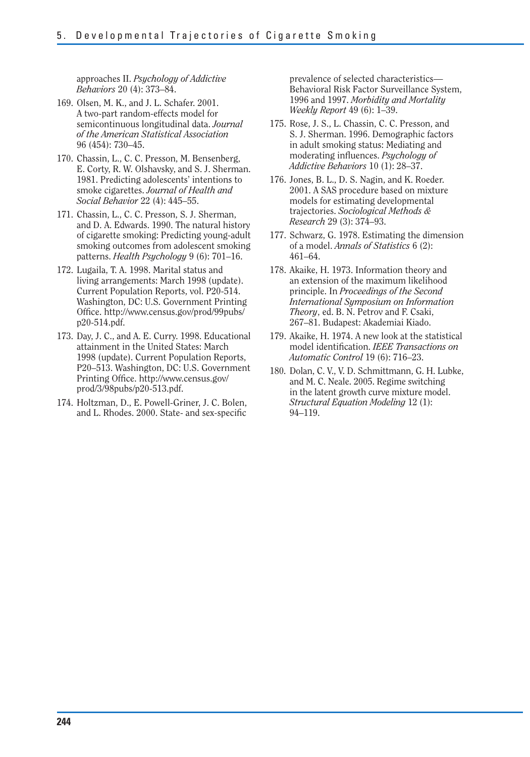approaches II. *Psychology of Addictive Behaviors* 20 (4): 373–84.

169. Olsen, M. K., and J. L. Schafer. 2001. A two-part random-effects model for semicontinuous longitudinal data. *Journal of the American Statistical Association* 96 (454): 730–45.

170. Chassin, L., C. C. Presson, M. Bensenberg, E. Corty, R. W. Olshavsky, and S. J. Sherman. 1981. Predicting adolescents' intentions to smoke cigarettes. *Journal of Health and Social Behavior* 22 (4): 445–55.

171. Chassin, L., C. C. Presson, S. J. Sherman, and D. A. Edwards. 1990. The natural history of cigarette smoking: Predicting young-adult smoking outcomes from adolescent smoking patterns. *Health Psychology* 9 (6): 701–16.

172. Lugaila, T. A. 1998. Marital status and living arrangements: March 1998 (update). Current Population Reports, vol. P20-514. Washington, DC: U.S. Government Printing Office. http://www.census.gov/prod/99pubs/p20-514.pdf.

173. Day, J. C., and A. E. Curry. 1998. Educational attainment in the United States: March 1998 (update). Current Population Reports, P20–513. Washington, DC: U.S. Government Printing Office. http://www.census.gov/prod/3/98pubs/p20-513.pdf.

174. Holtzman, D., E. Powell-Griner, J. C. Bolen, and L. Rhodes. 2000. State- and sex-specific prevalence of selected characteristics—Behavioral Risk Factor Surveillance System, 1996 and 1997. *Morbidity and Mortality Weekly Report* 49 (6): 1–39.

175. Rose, J. S., L. Chassin, C. C. Presson, and S. J. Sherman. 1996. Demographic factors in adult smoking status: Mediating and moderating influences. *Psychology of Addictive Behaviors* 10 (1): 28–37.

176. Jones, B. L., D. S. Nagin, and K. Roeder. 2001. A SAS procedure based on mixture models for estimating developmental trajectories. *Sociological Methods & Research* 29 (3): 374–93.

177. Schwarz, G. 1978. Estimating the dimension of a model. *Annals of Statistics* 6 (2): 461–64.

178. Akaike, H. 1973. Information theory and an extension of the maximum likelihood principle. In *Proceedings of the Second International Symposium on Information Theory*, ed. B. N. Petrov and F. Csaki, 267–81. Budapest: Akademiai Kiado.

179. Akaike, H. 1974. A new look at the statistical model identification. *IEEE Transactions on Automatic Control* 19 (6): 716–23.

180. Dolan, C. V., V. D. Schmittmann, G. H. Lubke, and M. C. Neale. 2005. Regime switching in the latent growth curve mixture model. *Structural Equation Modeling* 12 (1): 94–119.